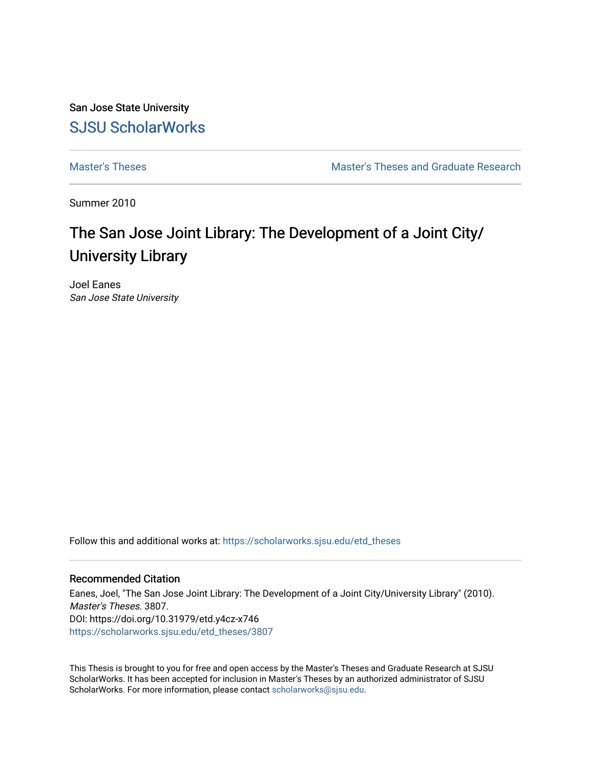San Jose State University

## SJSU ScholarWorks

Master's Theses | Master's Theses and Graduate Research

Summer 2010

# The San Jose Joint Library: The Development of a Joint City/University Library

Joel Eanes
*San Jose State University*

Follow this and additional works at: https://scholarworks.sjsu.edu/etd_theses

### Recommended Citation

Eanes, Joel, "The San Jose Joint Library: The Development of a Joint City/University Library" (2010). *Master's Theses*. 3807.
DOI: https://doi.org/10.31979/etd.y4cz-x746
https://scholarworks.sjsu.edu/etd_theses/3807

This Thesis is brought to you for free and open access by the Master's Theses and Graduate Research at SJSU ScholarWorks. It has been accepted for inclusion in Master's Theses by an authorized administrator of SJSU ScholarWorks. For more information, please contact scholarworks@sjsu.edu.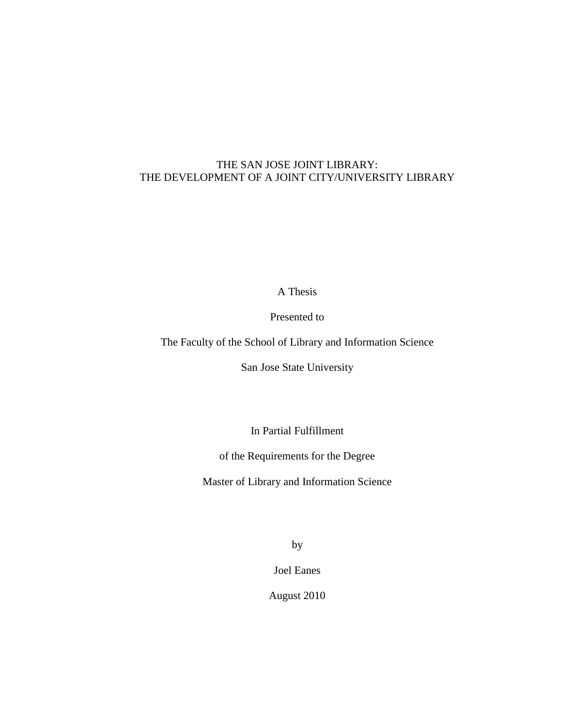# THE SAN JOSE JOINT LIBRARY: THE DEVELOPMENT OF A JOINT CITY/UNIVERSITY LIBRARY

A Thesis

Presented to

The Faculty of the School of Library and Information Science

San Jose State University

In Partial Fulfillment

of the Requirements for the Degree

Master of Library and Information Science

by

Joel Eanes

August 2010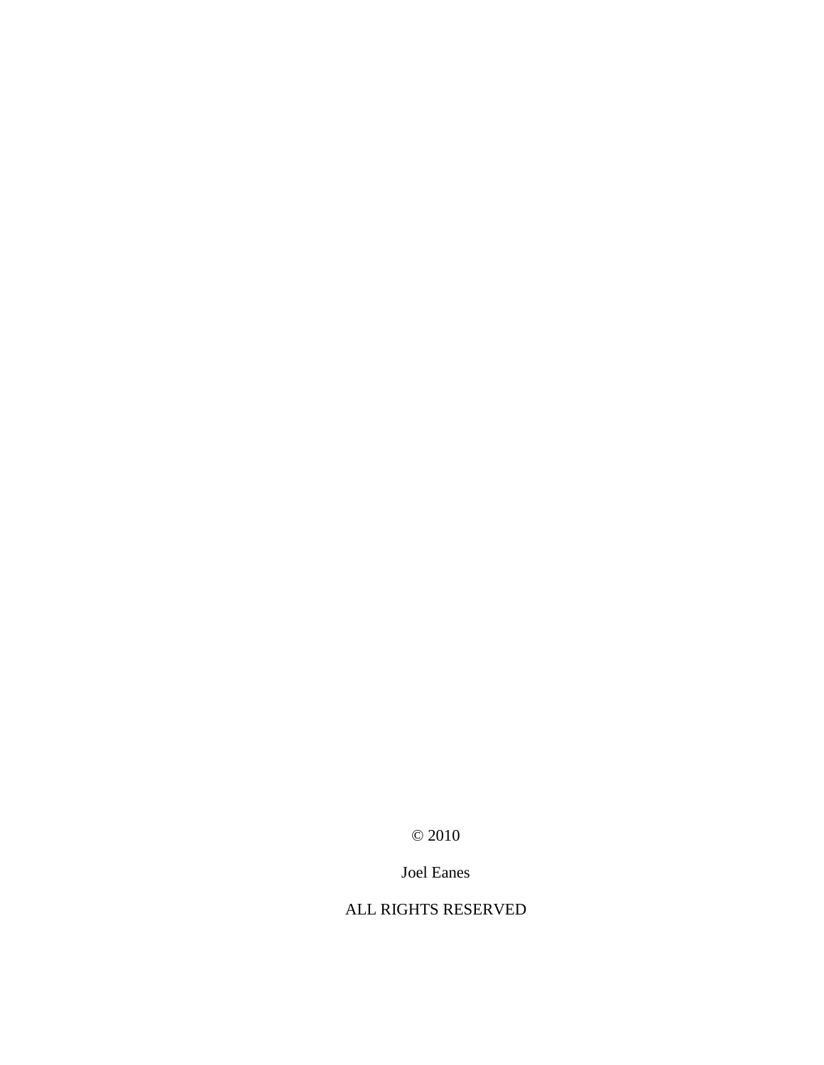© 2010

Joel Eanes

ALL RIGHTS RESERVED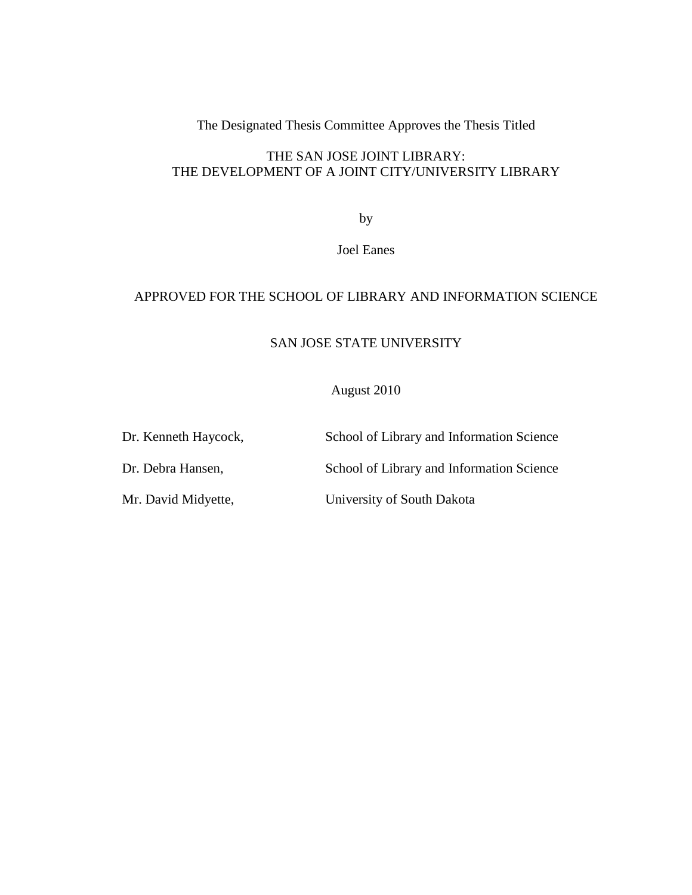The Designated Thesis Committee Approves the Thesis Titled

THE SAN JOSE JOINT LIBRARY:
THE DEVELOPMENT OF A JOINT CITY/UNIVERSITY LIBRARY

by

Joel Eanes

APPROVED FOR THE SCHOOL OF LIBRARY AND INFORMATION SCIENCE

SAN JOSE STATE UNIVERSITY

August 2010

| | |
|---|---|
| Dr. Kenneth Haycock, | School of Library and Information Science |
| Dr. Debra Hansen, | School of Library and Information Science |
| Mr. David Midyette, | University of South Dakota |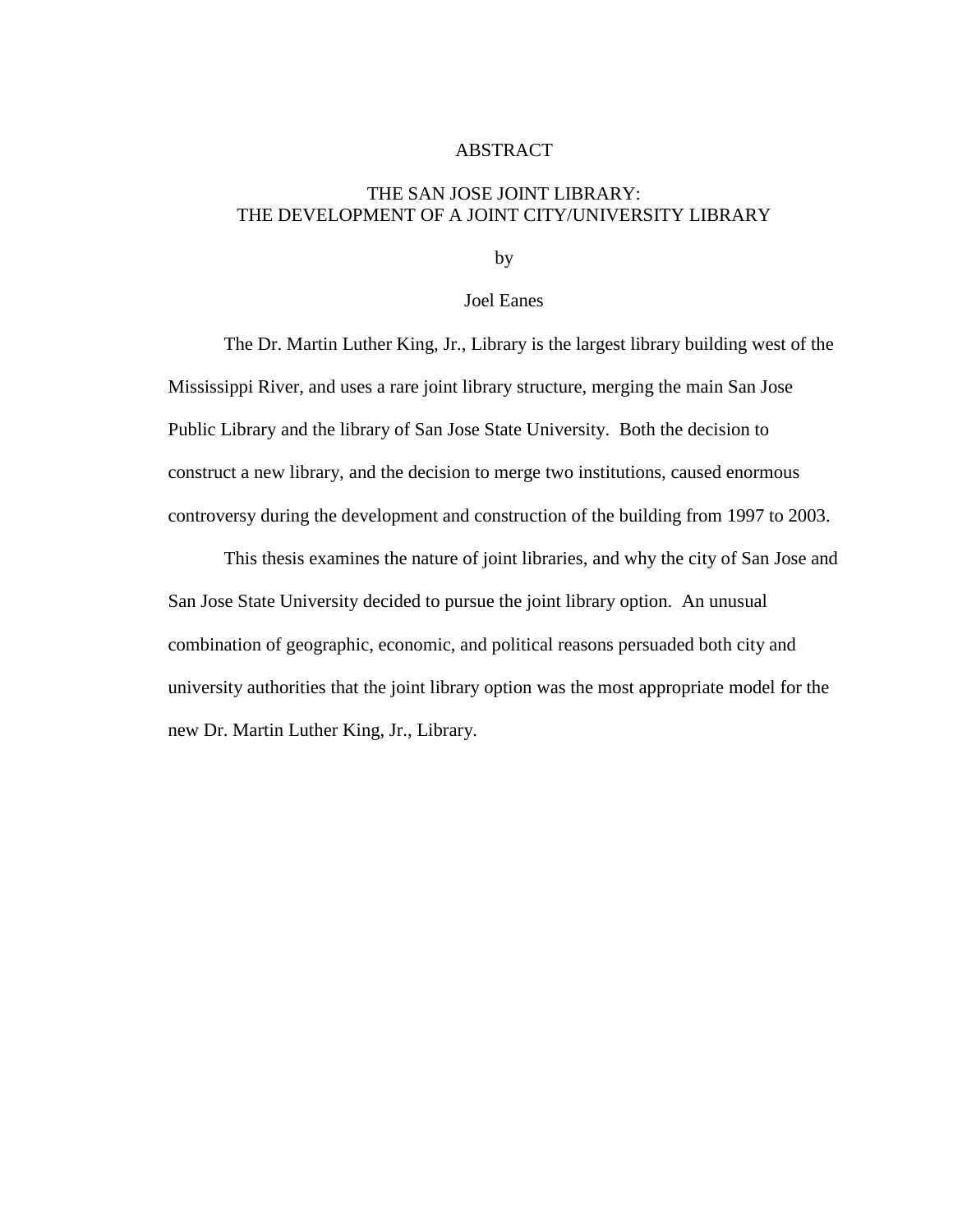# ABSTRACT

## THE SAN JOSE JOINT LIBRARY: THE DEVELOPMENT OF A JOINT CITY/UNIVERSITY LIBRARY

by

Joel Eanes

The Dr. Martin Luther King, Jr., Library is the largest library building west of the Mississippi River, and uses a rare joint library structure, merging the main San Jose Public Library and the library of San Jose State University. Both the decision to construct a new library, and the decision to merge two institutions, caused enormous controversy during the development and construction of the building from 1997 to 2003.

This thesis examines the nature of joint libraries, and why the city of San Jose and San Jose State University decided to pursue the joint library option. An unusual combination of geographic, economic, and political reasons persuaded both city and university authorities that the joint library option was the most appropriate model for the new Dr. Martin Luther King, Jr., Library.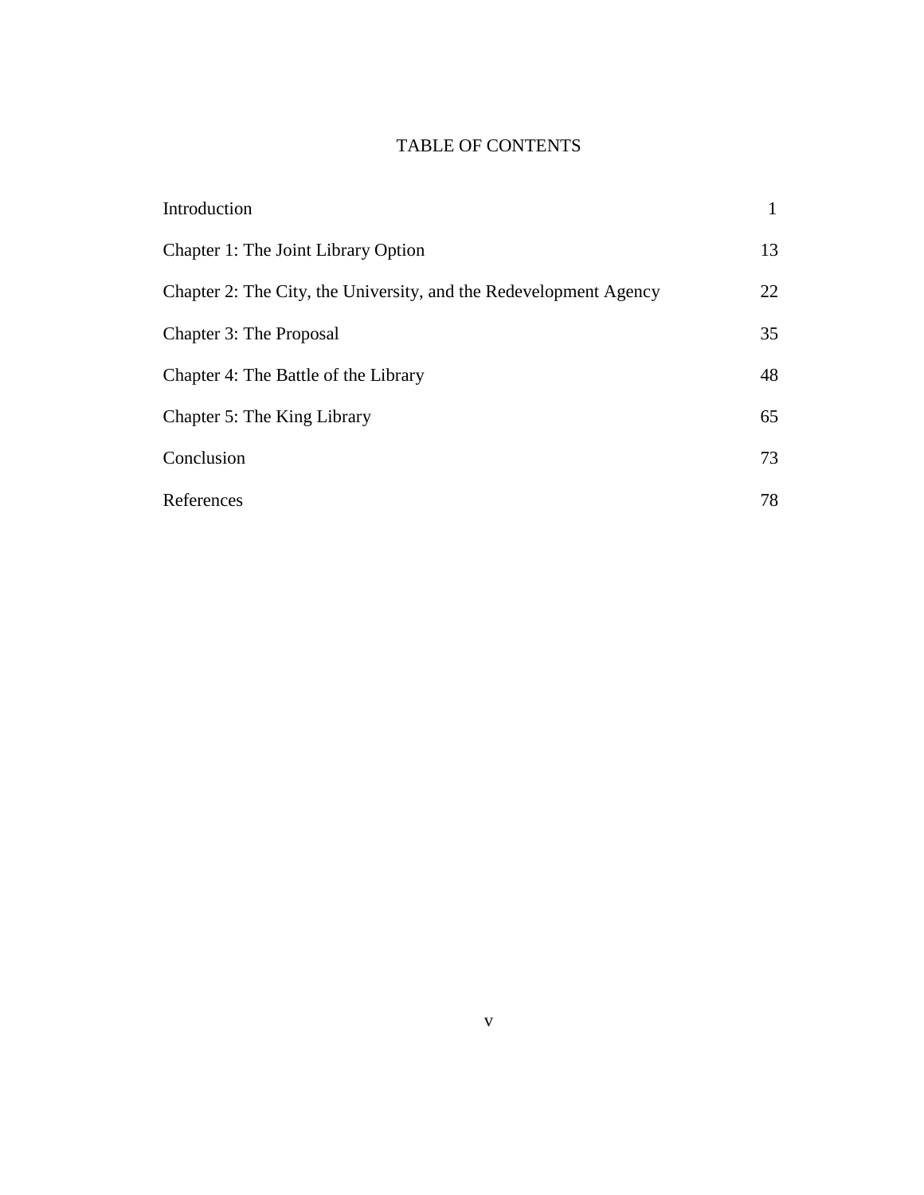# TABLE OF CONTENTS

| | |
|---|---|
| Introduction | 1 |
| Chapter 1: The Joint Library Option | 13 |
| Chapter 2: The City, the University, and the Redevelopment Agency | 22 |
| Chapter 3: The Proposal | 35 |
| Chapter 4: The Battle of the Library | 48 |
| Chapter 5: The King Library | 65 |
| Conclusion | 73 |
| References | 78 |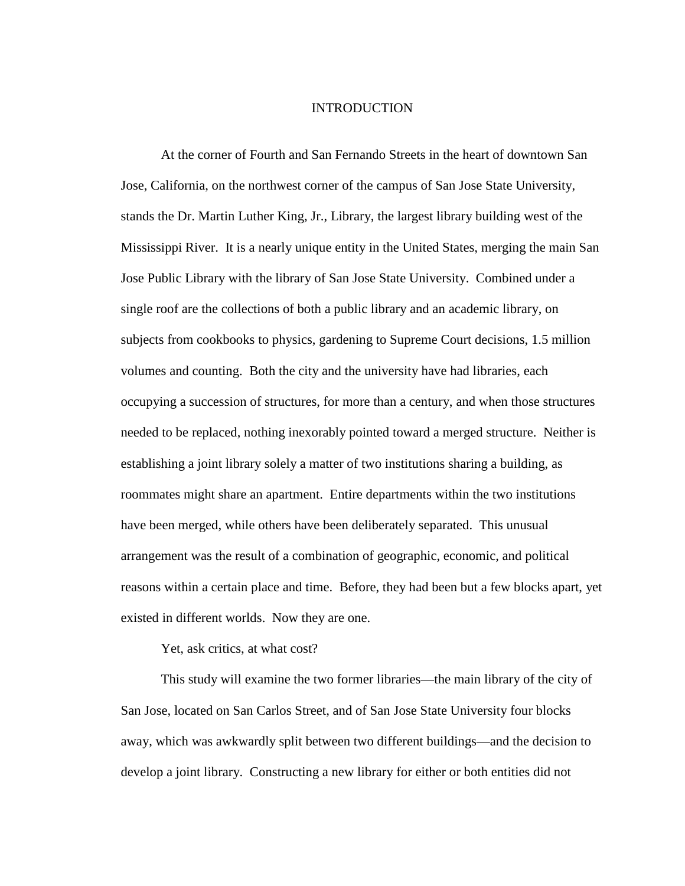# INTRODUCTION

At the corner of Fourth and San Fernando Streets in the heart of downtown San Jose, California, on the northwest corner of the campus of San Jose State University, stands the Dr. Martin Luther King, Jr., Library, the largest library building west of the Mississippi River. It is a nearly unique entity in the United States, merging the main San Jose Public Library with the library of San Jose State University. Combined under a single roof are the collections of both a public library and an academic library, on subjects from cookbooks to physics, gardening to Supreme Court decisions, 1.5 million volumes and counting. Both the city and the university have had libraries, each occupying a succession of structures, for more than a century, and when those structures needed to be replaced, nothing inexorably pointed toward a merged structure. Neither is establishing a joint library solely a matter of two institutions sharing a building, as roommates might share an apartment. Entire departments within the two institutions have been merged, while others have been deliberately separated. This unusual arrangement was the result of a combination of geographic, economic, and political reasons within a certain place and time. Before, they had been but a few blocks apart, yet existed in different worlds. Now they are one.

Yet, ask critics, at what cost?

This study will examine the two former libraries—the main library of the city of San Jose, located on San Carlos Street, and of San Jose State University four blocks away, which was awkwardly split between two different buildings—and the decision to develop a joint library. Constructing a new library for either or both entities did not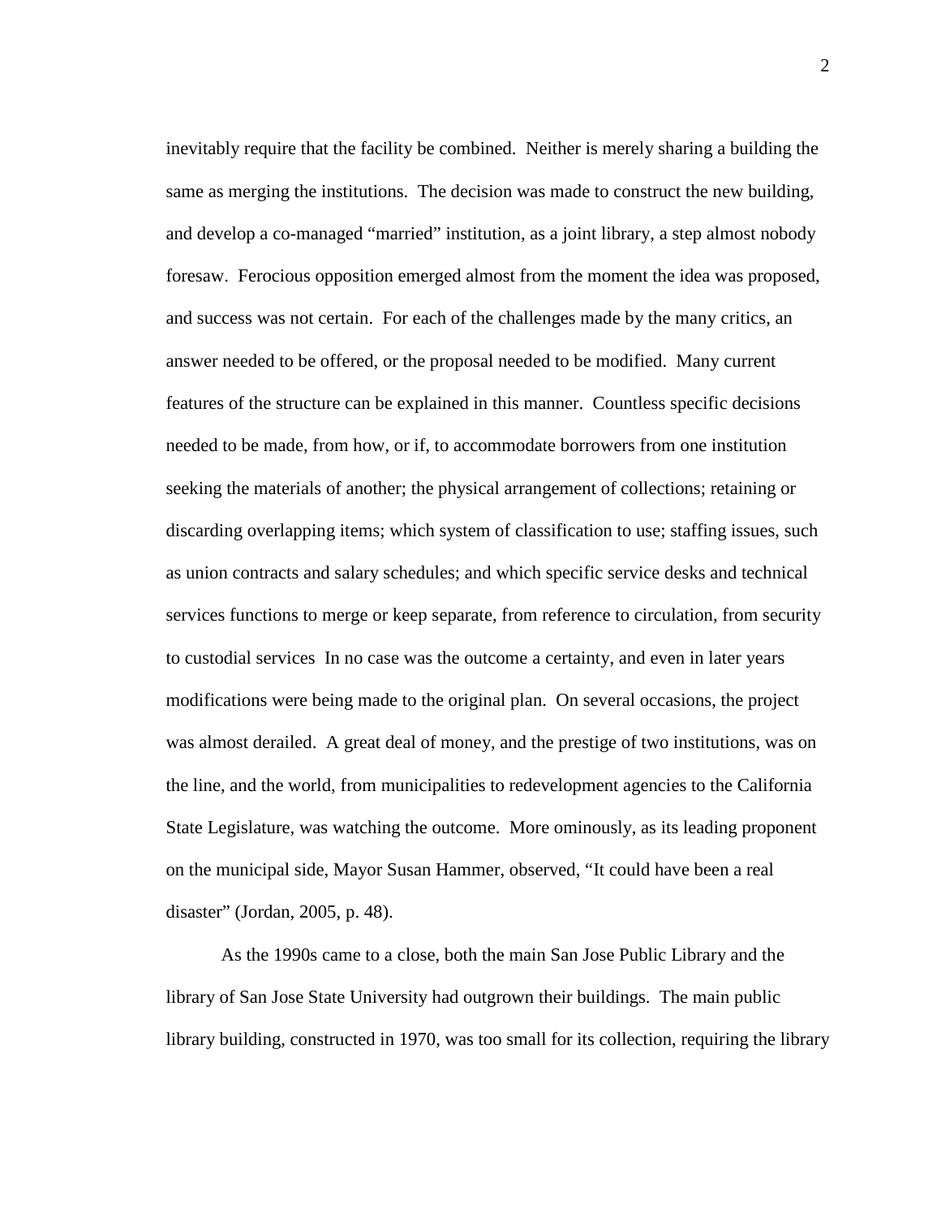inevitably require that the facility be combined. Neither is merely sharing a building the same as merging the institutions. The decision was made to construct the new building, and develop a co-managed "married" institution, as a joint library, a step almost nobody foresaw. Ferocious opposition emerged almost from the moment the idea was proposed, and success was not certain. For each of the challenges made by the many critics, an answer needed to be offered, or the proposal needed to be modified. Many current features of the structure can be explained in this manner. Countless specific decisions needed to be made, from how, or if, to accommodate borrowers from one institution seeking the materials of another; the physical arrangement of collections; retaining or discarding overlapping items; which system of classification to use; staffing issues, such as union contracts and salary schedules; and which specific service desks and technical services functions to merge or keep separate, from reference to circulation, from security to custodial services In no case was the outcome a certainty, and even in later years modifications were being made to the original plan. On several occasions, the project was almost derailed. A great deal of money, and the prestige of two institutions, was on the line, and the world, from municipalities to redevelopment agencies to the California State Legislature, was watching the outcome. More ominously, as its leading proponent on the municipal side, Mayor Susan Hammer, observed, "It could have been a real disaster" (Jordan, 2005, p. 48).

As the 1990s came to a close, both the main San Jose Public Library and the library of San Jose State University had outgrown their buildings. The main public library building, constructed in 1970, was too small for its collection, requiring the library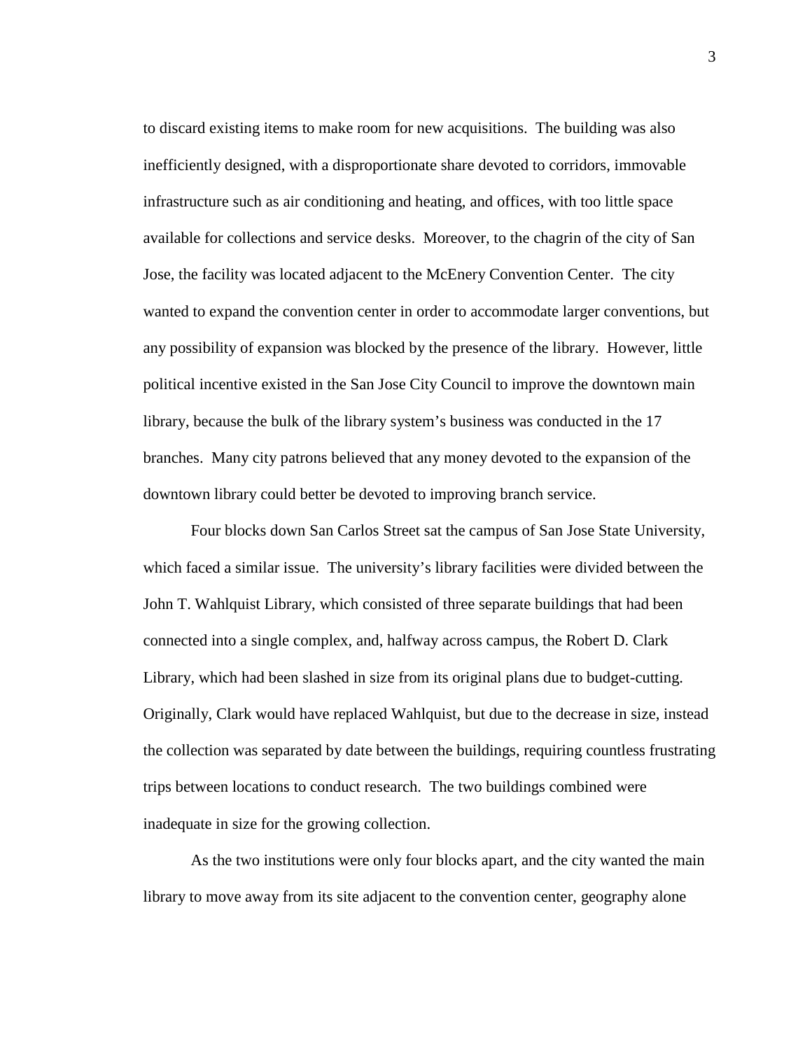to discard existing items to make room for new acquisitions. The building was also inefficiently designed, with a disproportionate share devoted to corridors, immovable infrastructure such as air conditioning and heating, and offices, with too little space available for collections and service desks. Moreover, to the chagrin of the city of San Jose, the facility was located adjacent to the McEnery Convention Center. The city wanted to expand the convention center in order to accommodate larger conventions, but any possibility of expansion was blocked by the presence of the library. However, little political incentive existed in the San Jose City Council to improve the downtown main library, because the bulk of the library system's business was conducted in the 17 branches. Many city patrons believed that any money devoted to the expansion of the downtown library could better be devoted to improving branch service.

Four blocks down San Carlos Street sat the campus of San Jose State University, which faced a similar issue. The university's library facilities were divided between the John T. Wahlquist Library, which consisted of three separate buildings that had been connected into a single complex, and, halfway across campus, the Robert D. Clark Library, which had been slashed in size from its original plans due to budget-cutting. Originally, Clark would have replaced Wahlquist, but due to the decrease in size, instead the collection was separated by date between the buildings, requiring countless frustrating trips between locations to conduct research. The two buildings combined were inadequate in size for the growing collection.

As the two institutions were only four blocks apart, and the city wanted the main library to move away from its site adjacent to the convention center, geography alone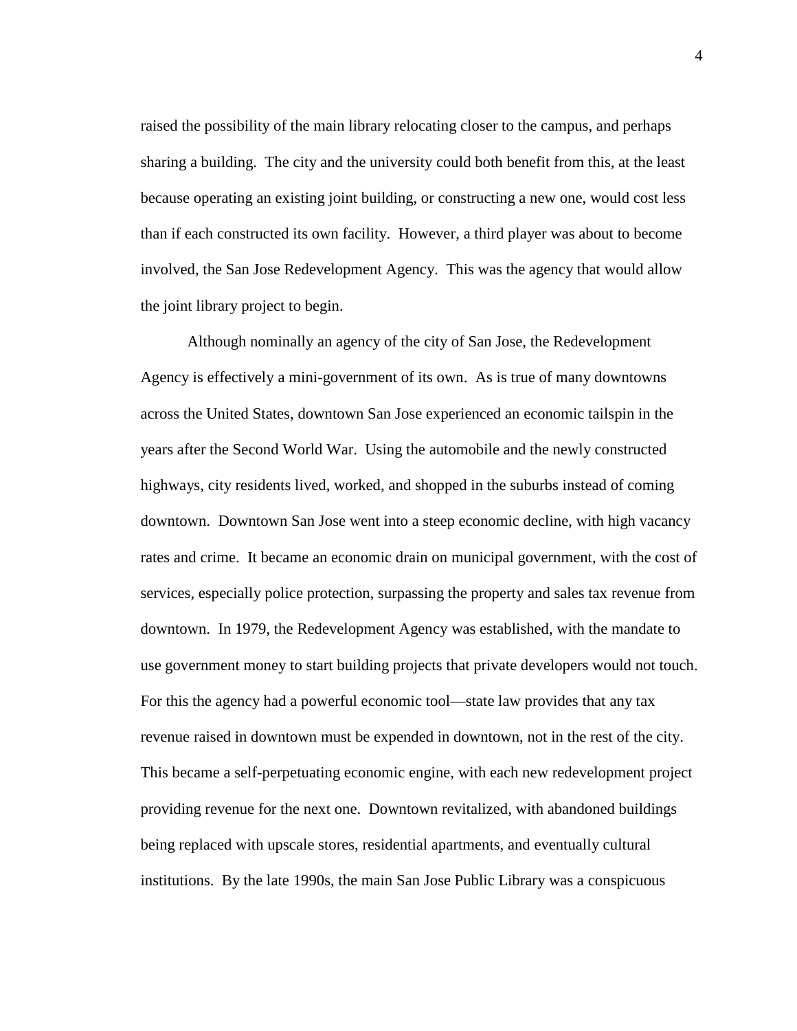raised the possibility of the main library relocating closer to the campus, and perhaps sharing a building. The city and the university could both benefit from this, at the least because operating an existing joint building, or constructing a new one, would cost less than if each constructed its own facility. However, a third player was about to become involved, the San Jose Redevelopment Agency. This was the agency that would allow the joint library project to begin.

Although nominally an agency of the city of San Jose, the Redevelopment Agency is effectively a mini-government of its own. As is true of many downtowns across the United States, downtown San Jose experienced an economic tailspin in the years after the Second World War. Using the automobile and the newly constructed highways, city residents lived, worked, and shopped in the suburbs instead of coming downtown. Downtown San Jose went into a steep economic decline, with high vacancy rates and crime. It became an economic drain on municipal government, with the cost of services, especially police protection, surpassing the property and sales tax revenue from downtown. In 1979, the Redevelopment Agency was established, with the mandate to use government money to start building projects that private developers would not touch. For this the agency had a powerful economic tool—state law provides that any tax revenue raised in downtown must be expended in downtown, not in the rest of the city. This became a self-perpetuating economic engine, with each new redevelopment project providing revenue for the next one. Downtown revitalized, with abandoned buildings being replaced with upscale stores, residential apartments, and eventually cultural institutions. By the late 1990s, the main San Jose Public Library was a conspicuous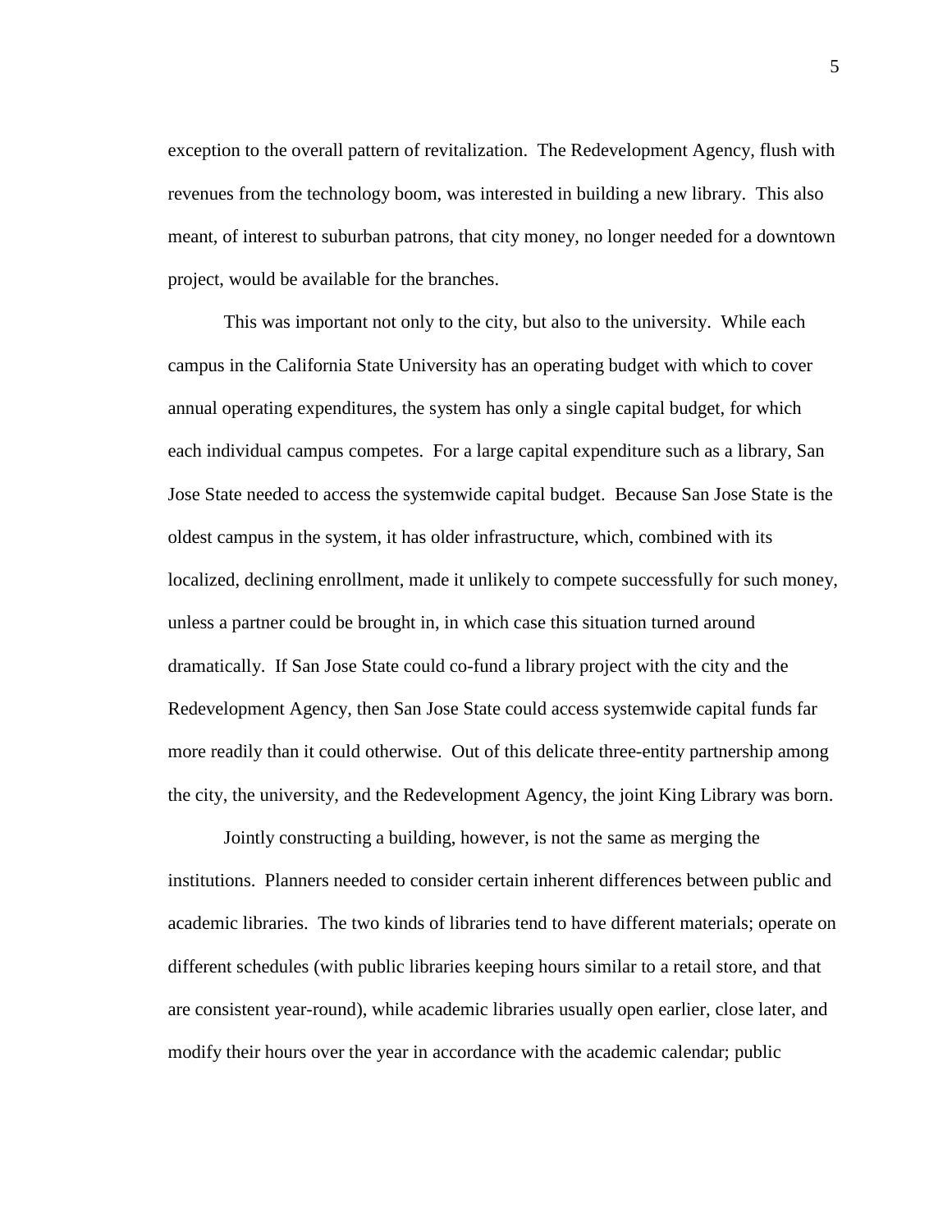exception to the overall pattern of revitalization. The Redevelopment Agency, flush with revenues from the technology boom, was interested in building a new library. This also meant, of interest to suburban patrons, that city money, no longer needed for a downtown project, would be available for the branches.

This was important not only to the city, but also to the university. While each campus in the California State University has an operating budget with which to cover annual operating expenditures, the system has only a single capital budget, for which each individual campus competes. For a large capital expenditure such as a library, San Jose State needed to access the systemwide capital budget. Because San Jose State is the oldest campus in the system, it has older infrastructure, which, combined with its localized, declining enrollment, made it unlikely to compete successfully for such money, unless a partner could be brought in, in which case this situation turned around dramatically. If San Jose State could co-fund a library project with the city and the Redevelopment Agency, then San Jose State could access systemwide capital funds far more readily than it could otherwise. Out of this delicate three-entity partnership among the city, the university, and the Redevelopment Agency, the joint King Library was born.

Jointly constructing a building, however, is not the same as merging the institutions. Planners needed to consider certain inherent differences between public and academic libraries. The two kinds of libraries tend to have different materials; operate on different schedules (with public libraries keeping hours similar to a retail store, and that are consistent year-round), while academic libraries usually open earlier, close later, and modify their hours over the year in accordance with the academic calendar; public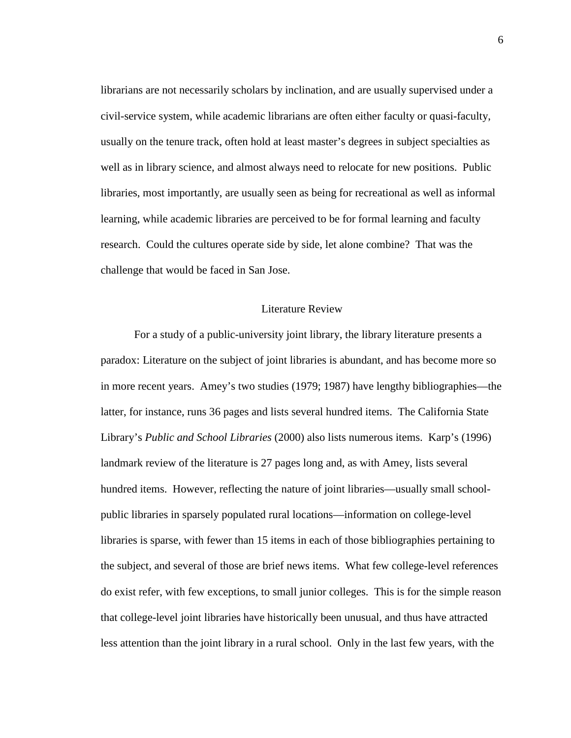librarians are not necessarily scholars by inclination, and are usually supervised under a civil-service system, while academic librarians are often either faculty or quasi-faculty, usually on the tenure track, often hold at least master's degrees in subject specialties as well as in library science, and almost always need to relocate for new positions. Public libraries, most importantly, are usually seen as being for recreational as well as informal learning, while academic libraries are perceived to be for formal learning and faculty research. Could the cultures operate side by side, let alone combine? That was the challenge that would be faced in San Jose.

## Literature Review

For a study of a public-university joint library, the library literature presents a paradox: Literature on the subject of joint libraries is abundant, and has become more so in more recent years. Amey's two studies (1979; 1987) have lengthy bibliographies—the latter, for instance, runs 36 pages and lists several hundred items. The California State Library's *Public and School Libraries* (2000) also lists numerous items. Karp's (1996) landmark review of the literature is 27 pages long and, as with Amey, lists several hundred items. However, reflecting the nature of joint libraries—usually small school-public libraries in sparsely populated rural locations—information on college-level libraries is sparse, with fewer than 15 items in each of those bibliographies pertaining to the subject, and several of those are brief news items. What few college-level references do exist refer, with few exceptions, to small junior colleges. This is for the simple reason that college-level joint libraries have historically been unusual, and thus have attracted less attention than the joint library in a rural school. Only in the last few years, with the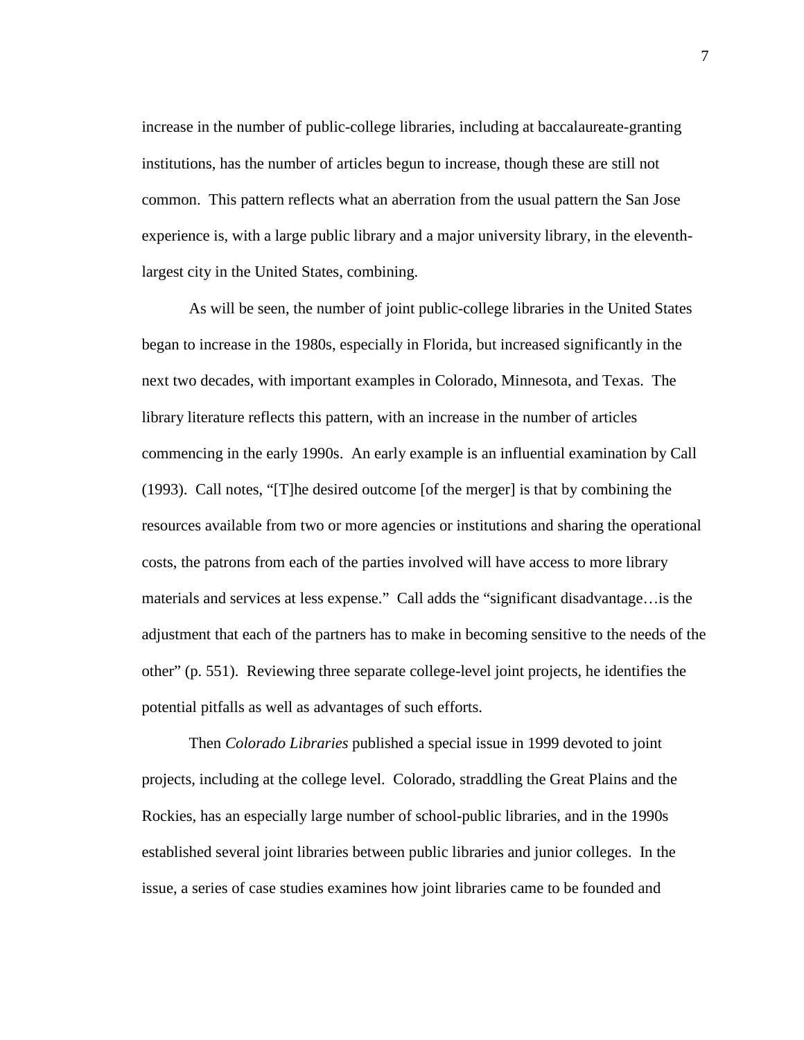increase in the number of public-college libraries, including at baccalaureate-granting institutions, has the number of articles begun to increase, though these are still not common. This pattern reflects what an aberration from the usual pattern the San Jose experience is, with a large public library and a major university library, in the eleventh-largest city in the United States, combining.

As will be seen, the number of joint public-college libraries in the United States began to increase in the 1980s, especially in Florida, but increased significantly in the next two decades, with important examples in Colorado, Minnesota, and Texas. The library literature reflects this pattern, with an increase in the number of articles commencing in the early 1990s. An early example is an influential examination by Call (1993). Call notes, "[T]he desired outcome [of the merger] is that by combining the resources available from two or more agencies or institutions and sharing the operational costs, the patrons from each of the parties involved will have access to more library materials and services at less expense." Call adds the "significant disadvantage…is the adjustment that each of the partners has to make in becoming sensitive to the needs of the other" (p. 551). Reviewing three separate college-level joint projects, he identifies the potential pitfalls as well as advantages of such efforts.

Then *Colorado Libraries* published a special issue in 1999 devoted to joint projects, including at the college level. Colorado, straddling the Great Plains and the Rockies, has an especially large number of school-public libraries, and in the 1990s established several joint libraries between public libraries and junior colleges. In the issue, a series of case studies examines how joint libraries came to be founded and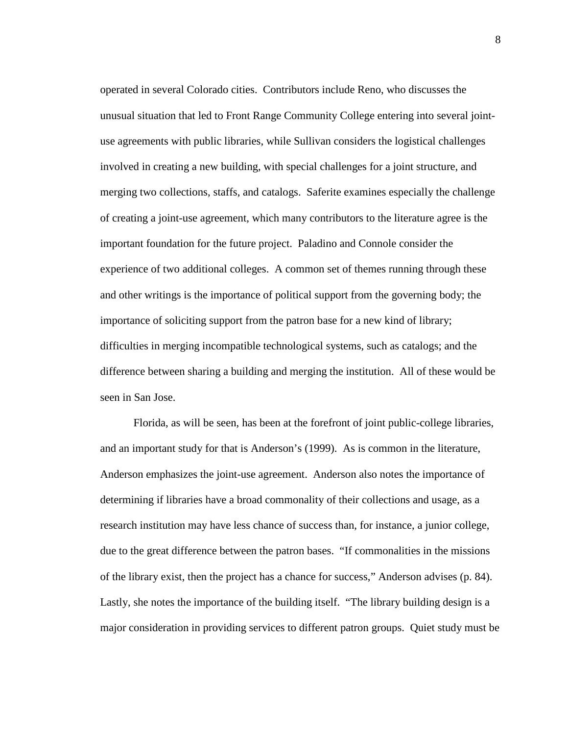operated in several Colorado cities. Contributors include Reno, who discusses the unusual situation that led to Front Range Community College entering into several joint-use agreements with public libraries, while Sullivan considers the logistical challenges involved in creating a new building, with special challenges for a joint structure, and merging two collections, staffs, and catalogs. Saferite examines especially the challenge of creating a joint-use agreement, which many contributors to the literature agree is the important foundation for the future project. Paladino and Connole consider the experience of two additional colleges. A common set of themes running through these and other writings is the importance of political support from the governing body; the importance of soliciting support from the patron base for a new kind of library; difficulties in merging incompatible technological systems, such as catalogs; and the difference between sharing a building and merging the institution. All of these would be seen in San Jose.

Florida, as will be seen, has been at the forefront of joint public-college libraries, and an important study for that is Anderson's (1999). As is common in the literature, Anderson emphasizes the joint-use agreement. Anderson also notes the importance of determining if libraries have a broad commonality of their collections and usage, as a research institution may have less chance of success than, for instance, a junior college, due to the great difference between the patron bases. "If commonalities in the missions of the library exist, then the project has a chance for success," Anderson advises (p. 84). Lastly, she notes the importance of the building itself. "The library building design is a major consideration in providing services to different patron groups. Quiet study must be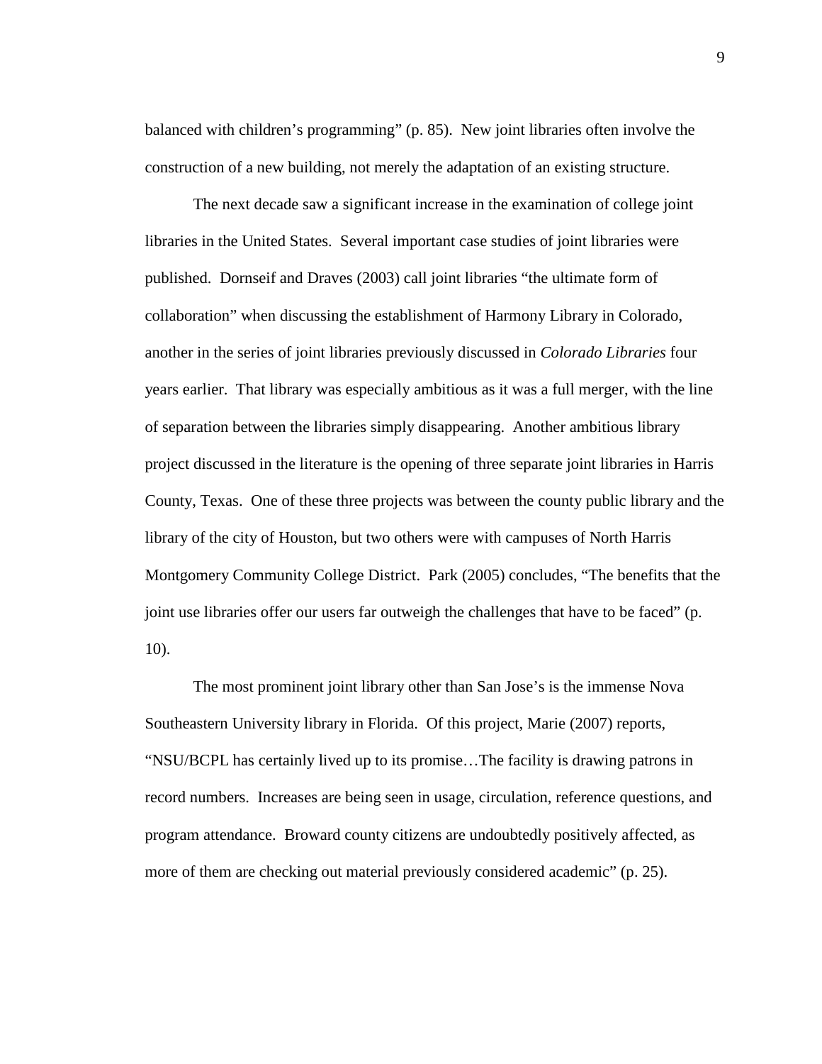balanced with children's programming" (p. 85). New joint libraries often involve the construction of a new building, not merely the adaptation of an existing structure.

The next decade saw a significant increase in the examination of college joint libraries in the United States. Several important case studies of joint libraries were published. Dornseif and Draves (2003) call joint libraries "the ultimate form of collaboration" when discussing the establishment of Harmony Library in Colorado, another in the series of joint libraries previously discussed in *Colorado Libraries* four years earlier. That library was especially ambitious as it was a full merger, with the line of separation between the libraries simply disappearing. Another ambitious library project discussed in the literature is the opening of three separate joint libraries in Harris County, Texas. One of these three projects was between the county public library and the library of the city of Houston, but two others were with campuses of North Harris Montgomery Community College District. Park (2005) concludes, "The benefits that the joint use libraries offer our users far outweigh the challenges that have to be faced" (p. 10).

The most prominent joint library other than San Jose's is the immense Nova Southeastern University library in Florida. Of this project, Marie (2007) reports, "NSU/BCPL has certainly lived up to its promise…The facility is drawing patrons in record numbers. Increases are being seen in usage, circulation, reference questions, and program attendance. Broward county citizens are undoubtedly positively affected, as more of them are checking out material previously considered academic" (p. 25).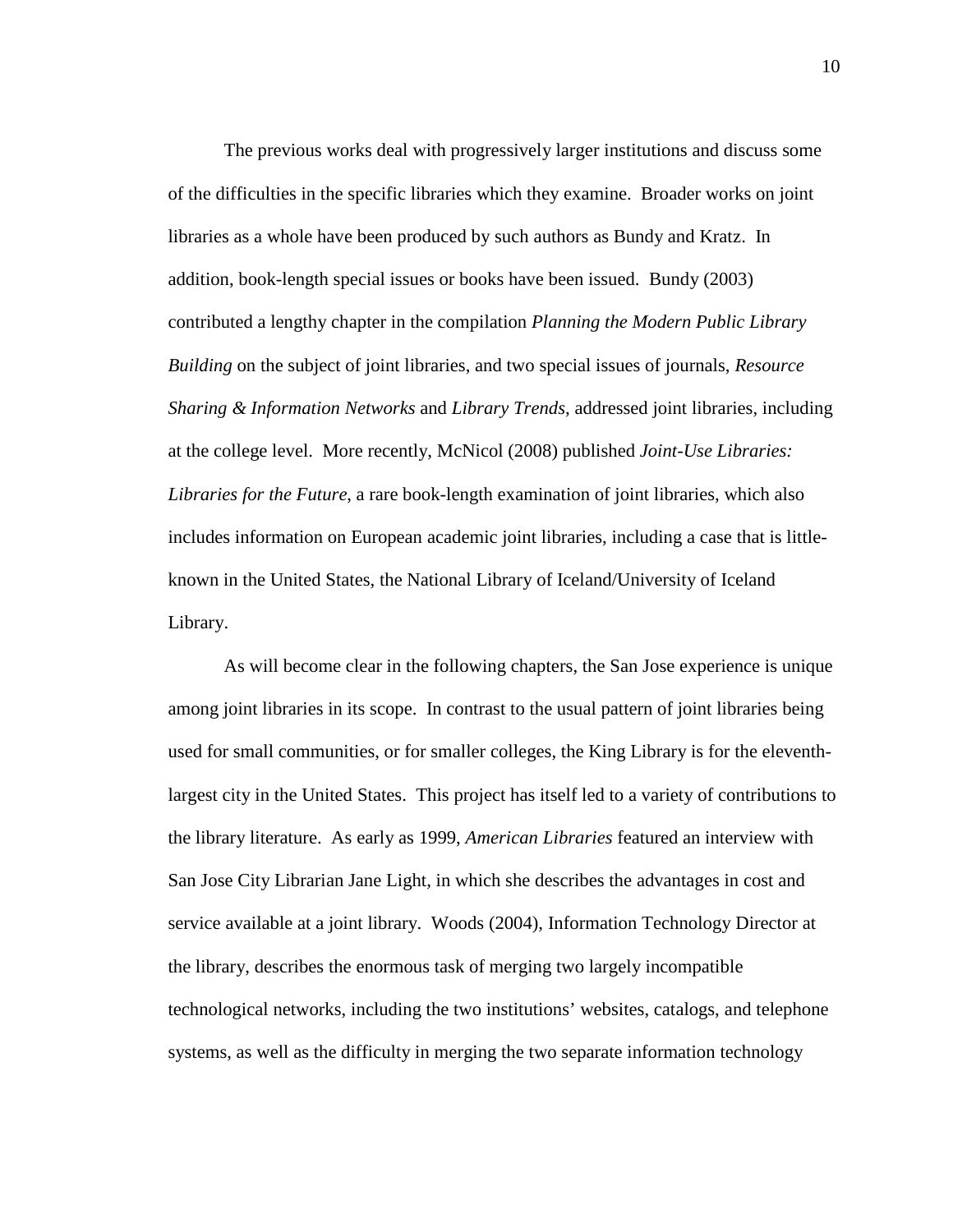The previous works deal with progressively larger institutions and discuss some of the difficulties in the specific libraries which they examine. Broader works on joint libraries as a whole have been produced by such authors as Bundy and Kratz. In addition, book-length special issues or books have been issued. Bundy (2003) contributed a lengthy chapter in the compilation *Planning the Modern Public Library Building* on the subject of joint libraries, and two special issues of journals, *Resource Sharing & Information Networks* and *Library Trends*, addressed joint libraries, including at the college level. More recently, McNicol (2008) published *Joint-Use Libraries: Libraries for the Future*, a rare book-length examination of joint libraries, which also includes information on European academic joint libraries, including a case that is little-known in the United States, the National Library of Iceland/University of Iceland Library.

As will become clear in the following chapters, the San Jose experience is unique among joint libraries in its scope. In contrast to the usual pattern of joint libraries being used for small communities, or for smaller colleges, the King Library is for the eleventh-largest city in the United States. This project has itself led to a variety of contributions to the library literature. As early as 1999, *American Libraries* featured an interview with San Jose City Librarian Jane Light, in which she describes the advantages in cost and service available at a joint library. Woods (2004), Information Technology Director at the library, describes the enormous task of merging two largely incompatible technological networks, including the two institutions' websites, catalogs, and telephone systems, as well as the difficulty in merging the two separate information technology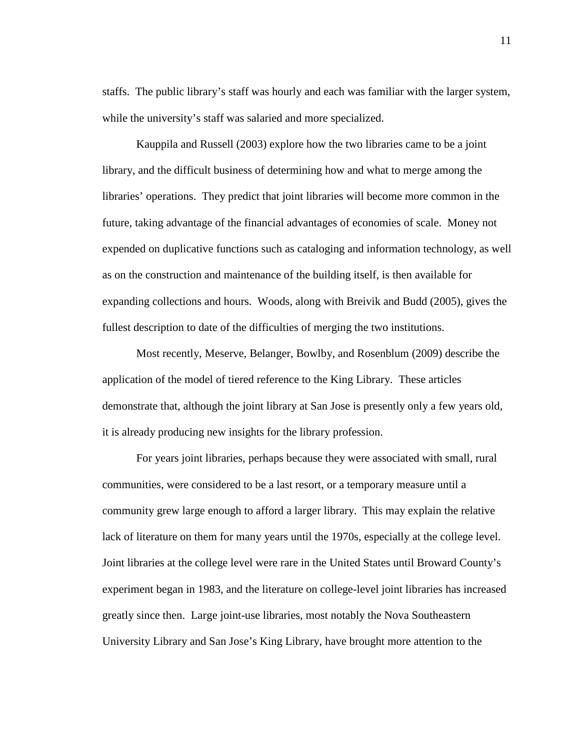staffs. The public library's staff was hourly and each was familiar with the larger system, while the university's staff was salaried and more specialized.

Kauppila and Russell (2003) explore how the two libraries came to be a joint library, and the difficult business of determining how and what to merge among the libraries' operations. They predict that joint libraries will become more common in the future, taking advantage of the financial advantages of economies of scale. Money not expended on duplicative functions such as cataloging and information technology, as well as on the construction and maintenance of the building itself, is then available for expanding collections and hours. Woods, along with Breivik and Budd (2005), gives the fullest description to date of the difficulties of merging the two institutions.

Most recently, Meserve, Belanger, Bowlby, and Rosenblum (2009) describe the application of the model of tiered reference to the King Library. These articles demonstrate that, although the joint library at San Jose is presently only a few years old, it is already producing new insights for the library profession.

For years joint libraries, perhaps because they were associated with small, rural communities, were considered to be a last resort, or a temporary measure until a community grew large enough to afford a larger library. This may explain the relative lack of literature on them for many years until the 1970s, especially at the college level. Joint libraries at the college level were rare in the United States until Broward County's experiment began in 1983, and the literature on college-level joint libraries has increased greatly since then. Large joint-use libraries, most notably the Nova Southeastern University Library and San Jose's King Library, have brought more attention to the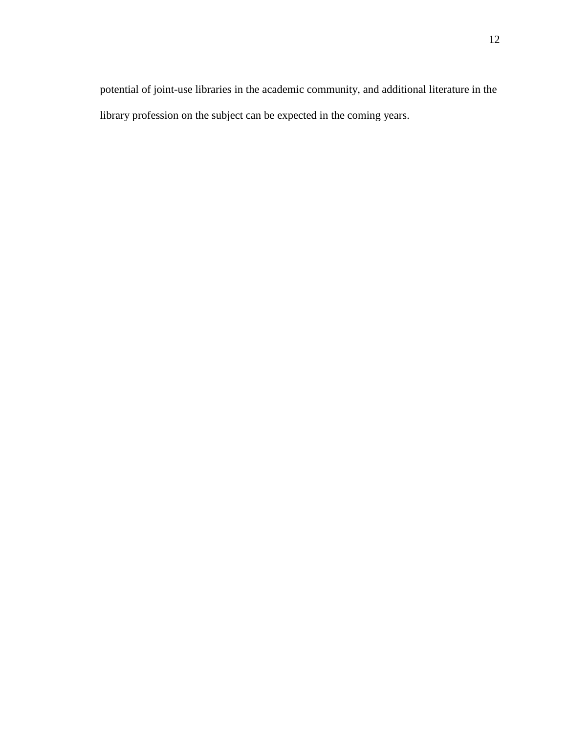potential of joint-use libraries in the academic community, and additional literature in the library profession on the subject can be expected in the coming years.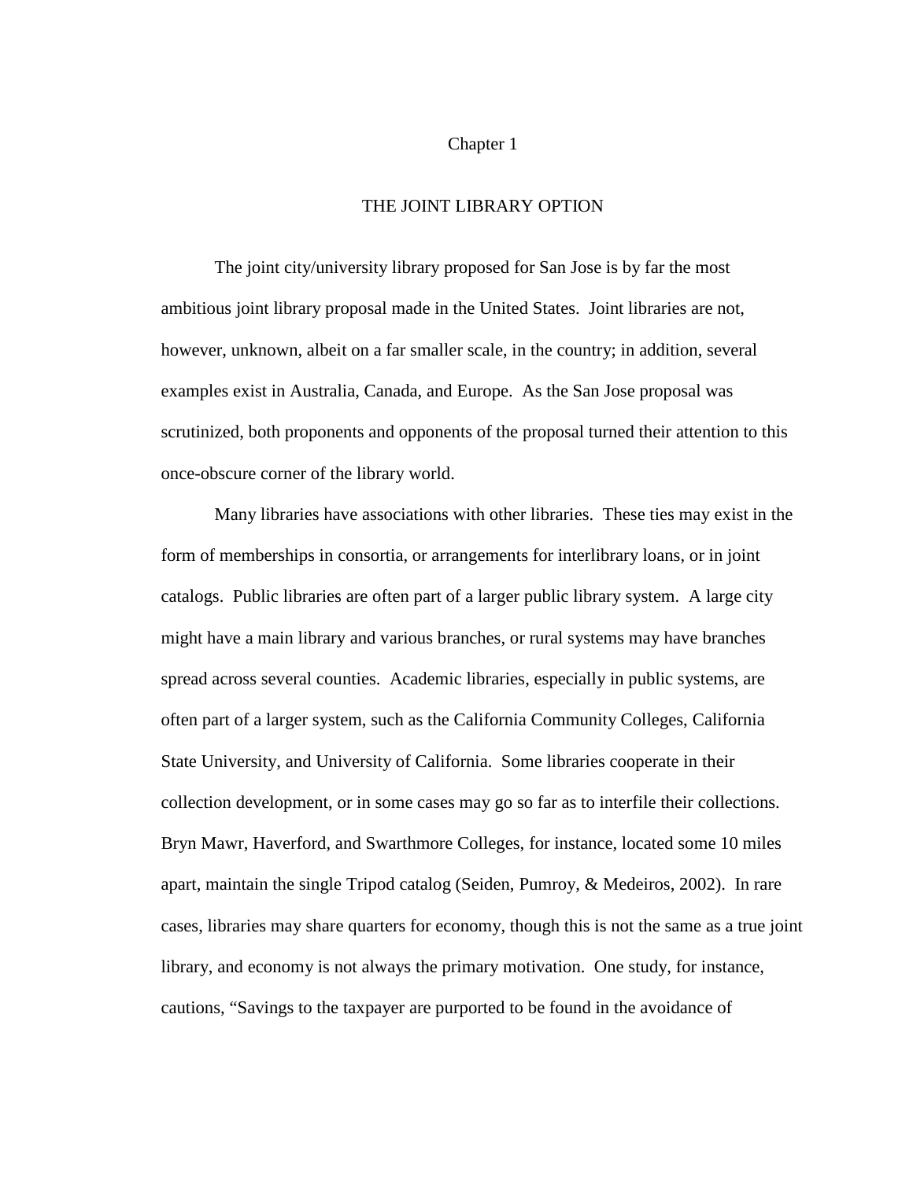# Chapter 1

## THE JOINT LIBRARY OPTION

The joint city/university library proposed for San Jose is by far the most ambitious joint library proposal made in the United States. Joint libraries are not, however, unknown, albeit on a far smaller scale, in the country; in addition, several examples exist in Australia, Canada, and Europe. As the San Jose proposal was scrutinized, both proponents and opponents of the proposal turned their attention to this once-obscure corner of the library world.

Many libraries have associations with other libraries. These ties may exist in the form of memberships in consortia, or arrangements for interlibrary loans, or in joint catalogs. Public libraries are often part of a larger public library system. A large city might have a main library and various branches, or rural systems may have branches spread across several counties. Academic libraries, especially in public systems, are often part of a larger system, such as the California Community Colleges, California State University, and University of California. Some libraries cooperate in their collection development, or in some cases may go so far as to interfile their collections. Bryn Mawr, Haverford, and Swarthmore Colleges, for instance, located some 10 miles apart, maintain the single Tripod catalog (Seiden, Pumroy, & Medeiros, 2002). In rare cases, libraries may share quarters for economy, though this is not the same as a true joint library, and economy is not always the primary motivation. One study, for instance, cautions, "Savings to the taxpayer are purported to be found in the avoidance of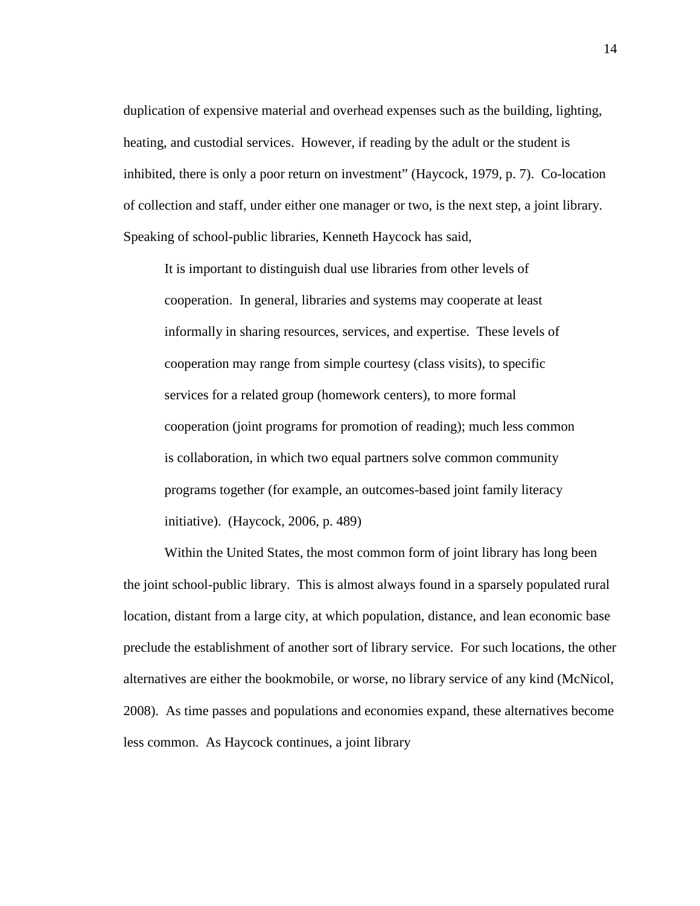duplication of expensive material and overhead expenses such as the building, lighting, heating, and custodial services. However, if reading by the adult or the student is inhibited, there is only a poor return on investment" (Haycock, 1979, p. 7). Co-location of collection and staff, under either one manager or two, is the next step, a joint library. Speaking of school-public libraries, Kenneth Haycock has said,

> It is important to distinguish dual use libraries from other levels of cooperation. In general, libraries and systems may cooperate at least informally in sharing resources, services, and expertise. These levels of cooperation may range from simple courtesy (class visits), to specific services for a related group (homework centers), to more formal cooperation (joint programs for promotion of reading); much less common is collaboration, in which two equal partners solve common community programs together (for example, an outcomes-based joint family literacy initiative). (Haycock, 2006, p. 489)

Within the United States, the most common form of joint library has long been the joint school-public library. This is almost always found in a sparsely populated rural location, distant from a large city, at which population, distance, and lean economic base preclude the establishment of another sort of library service. For such locations, the other alternatives are either the bookmobile, or worse, no library service of any kind (McNicol, 2008). As time passes and populations and economies expand, these alternatives become less common. As Haycock continues, a joint library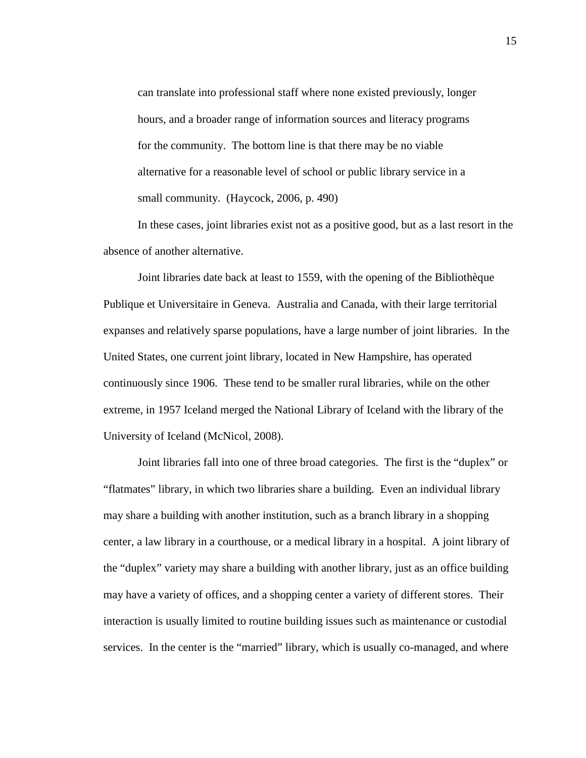> can translate into professional staff where none existed previously, longer hours, and a broader range of information sources and literacy programs for the community. The bottom line is that there may be no viable alternative for a reasonable level of school or public library service in a small community. (Haycock, 2006, p. 490)

In these cases, joint libraries exist not as a positive good, but as a last resort in the absence of another alternative.

Joint libraries date back at least to 1559, with the opening of the Bibliothèque Publique et Universitaire in Geneva. Australia and Canada, with their large territorial expanses and relatively sparse populations, have a large number of joint libraries. In the United States, one current joint library, located in New Hampshire, has operated continuously since 1906. These tend to be smaller rural libraries, while on the other extreme, in 1957 Iceland merged the National Library of Iceland with the library of the University of Iceland (McNicol, 2008).

Joint libraries fall into one of three broad categories. The first is the "duplex" or "flatmates" library, in which two libraries share a building. Even an individual library may share a building with another institution, such as a branch library in a shopping center, a law library in a courthouse, or a medical library in a hospital. A joint library of the "duplex" variety may share a building with another library, just as an office building may have a variety of offices, and a shopping center a variety of different stores. Their interaction is usually limited to routine building issues such as maintenance or custodial services. In the center is the "married" library, which is usually co-managed, and where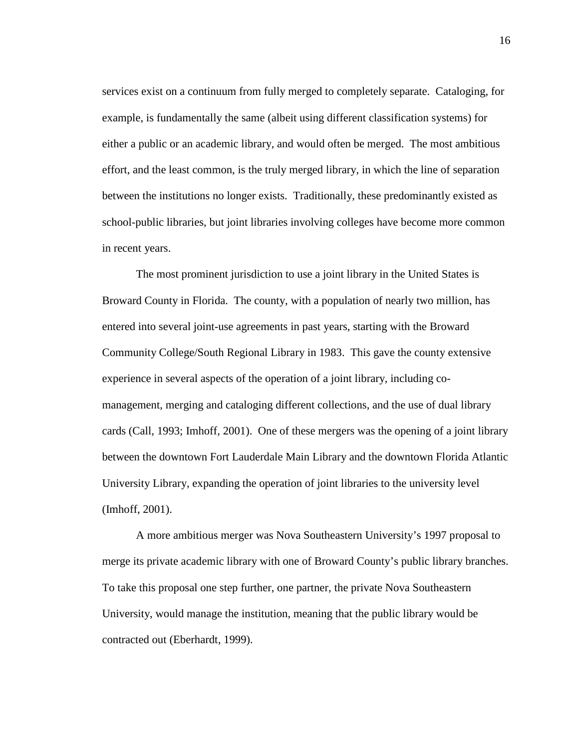services exist on a continuum from fully merged to completely separate. Cataloging, for example, is fundamentally the same (albeit using different classification systems) for either a public or an academic library, and would often be merged. The most ambitious effort, and the least common, is the truly merged library, in which the line of separation between the institutions no longer exists. Traditionally, these predominantly existed as school-public libraries, but joint libraries involving colleges have become more common in recent years.

The most prominent jurisdiction to use a joint library in the United States is Broward County in Florida. The county, with a population of nearly two million, has entered into several joint-use agreements in past years, starting with the Broward Community College/South Regional Library in 1983. This gave the county extensive experience in several aspects of the operation of a joint library, including co-management, merging and cataloging different collections, and the use of dual library cards (Call, 1993; Imhoff, 2001). One of these mergers was the opening of a joint library between the downtown Fort Lauderdale Main Library and the downtown Florida Atlantic University Library, expanding the operation of joint libraries to the university level (Imhoff, 2001).

A more ambitious merger was Nova Southeastern University's 1997 proposal to merge its private academic library with one of Broward County's public library branches. To take this proposal one step further, one partner, the private Nova Southeastern University, would manage the institution, meaning that the public library would be contracted out (Eberhardt, 1999).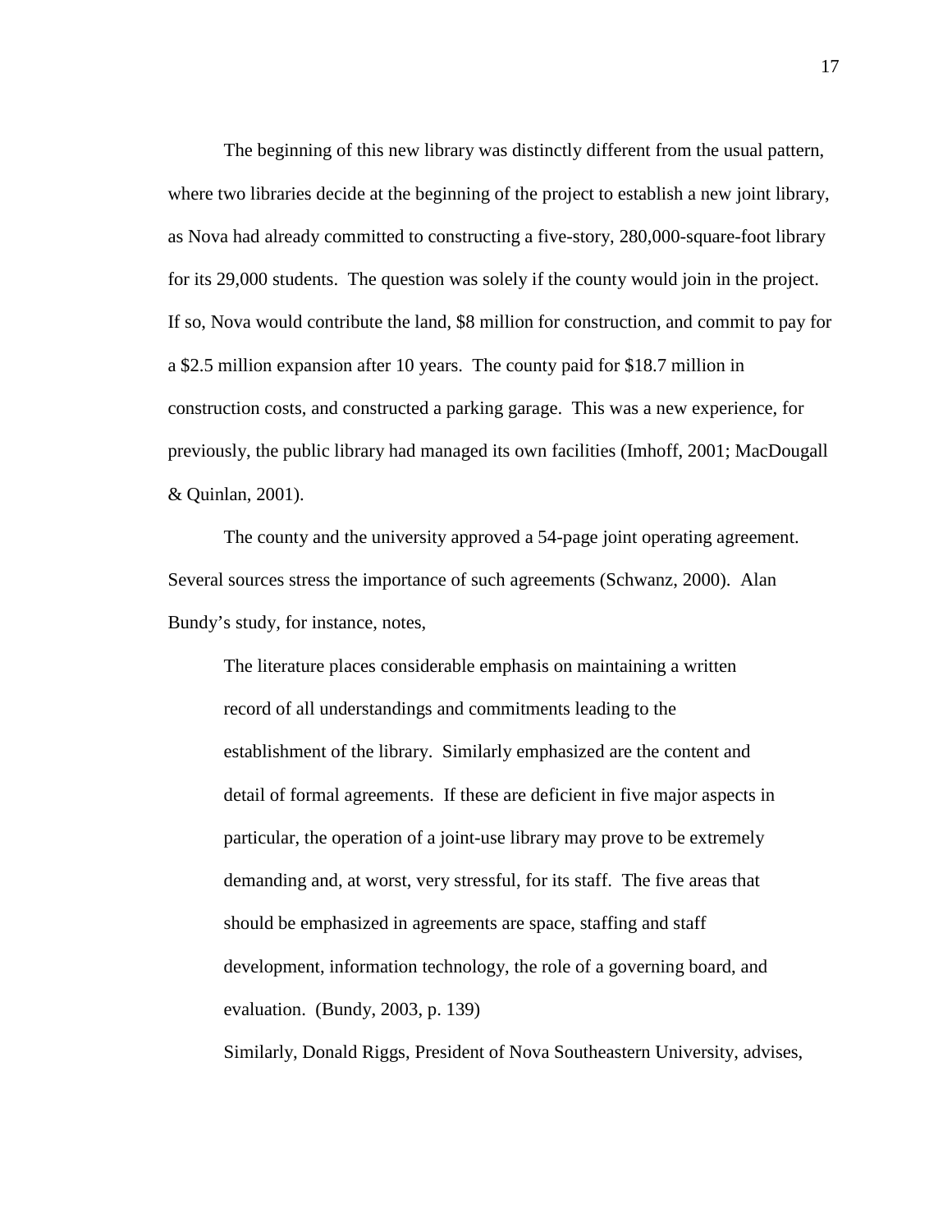The beginning of this new library was distinctly different from the usual pattern, where two libraries decide at the beginning of the project to establish a new joint library, as Nova had already committed to constructing a five-story, 280,000-square-foot library for its 29,000 students. The question was solely if the county would join in the project. If so, Nova would contribute the land, $8 million for construction, and commit to pay for a $2.5 million expansion after 10 years. The county paid for $18.7 million in construction costs, and constructed a parking garage. This was a new experience, for previously, the public library had managed its own facilities (Imhoff, 2001; MacDougall & Quinlan, 2001).

The county and the university approved a 54-page joint operating agreement. Several sources stress the importance of such agreements (Schwanz, 2000). Alan Bundy's study, for instance, notes,

> The literature places considerable emphasis on maintaining a written record of all understandings and commitments leading to the establishment of the library. Similarly emphasized are the content and detail of formal agreements. If these are deficient in five major aspects in particular, the operation of a joint-use library may prove to be extremely demanding and, at worst, very stressful, for its staff. The five areas that should be emphasized in agreements are space, staffing and staff development, information technology, the role of a governing board, and evaluation. (Bundy, 2003, p. 139)

Similarly, Donald Riggs, President of Nova Southeastern University, advises,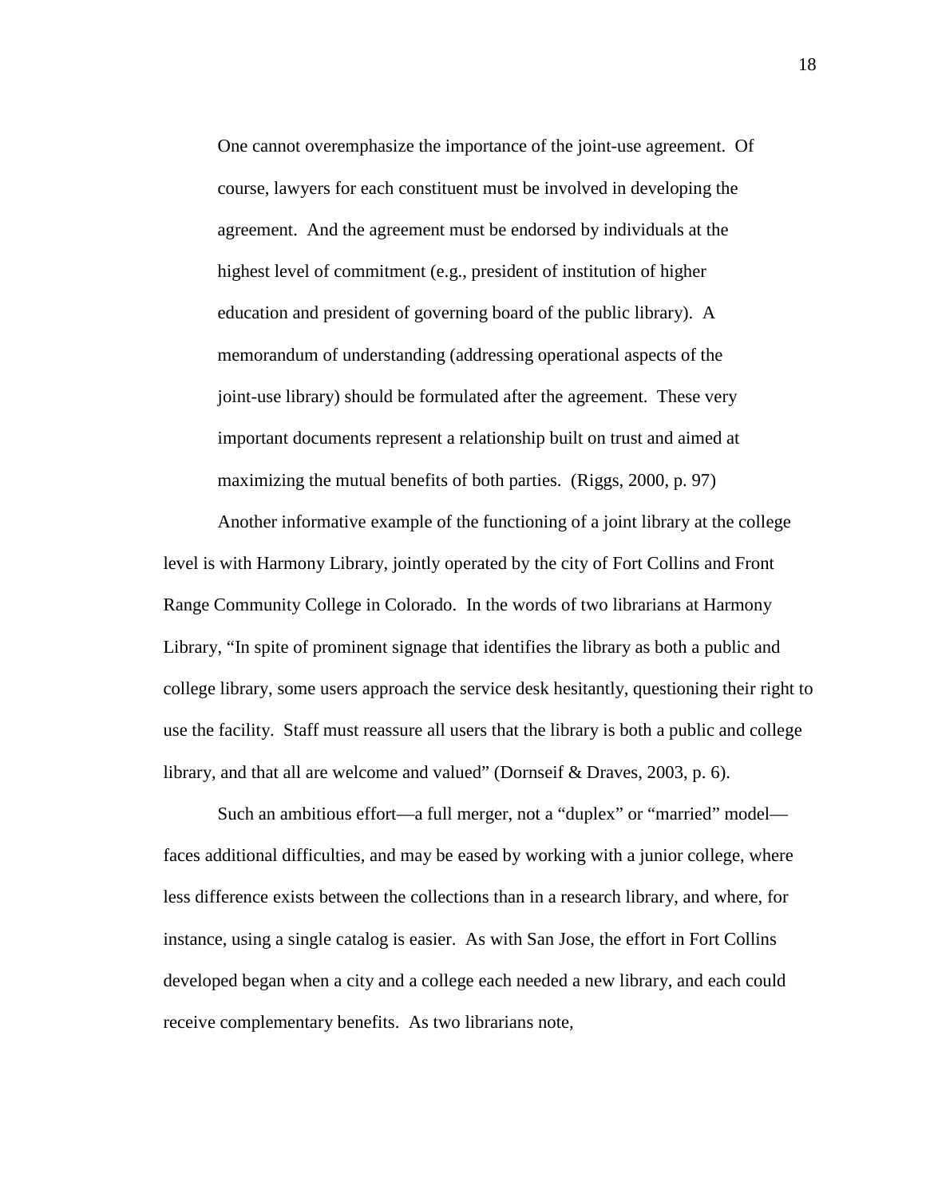> One cannot overemphasize the importance of the joint-use agreement. Of course, lawyers for each constituent must be involved in developing the agreement. And the agreement must be endorsed by individuals at the highest level of commitment (e.g., president of institution of higher education and president of governing board of the public library). A memorandum of understanding (addressing operational aspects of the joint-use library) should be formulated after the agreement. These very important documents represent a relationship built on trust and aimed at maximizing the mutual benefits of both parties. (Riggs, 2000, p. 97)

Another informative example of the functioning of a joint library at the college level is with Harmony Library, jointly operated by the city of Fort Collins and Front Range Community College in Colorado. In the words of two librarians at Harmony Library, "In spite of prominent signage that identifies the library as both a public and college library, some users approach the service desk hesitantly, questioning their right to use the facility. Staff must reassure all users that the library is both a public and college library, and that all are welcome and valued" (Dornseif & Draves, 2003, p. 6).

Such an ambitious effort—a full merger, not a "duplex" or "married" model—faces additional difficulties, and may be eased by working with a junior college, where less difference exists between the collections than in a research library, and where, for instance, using a single catalog is easier. As with San Jose, the effort in Fort Collins developed began when a city and a college each needed a new library, and each could receive complementary benefits. As two librarians note,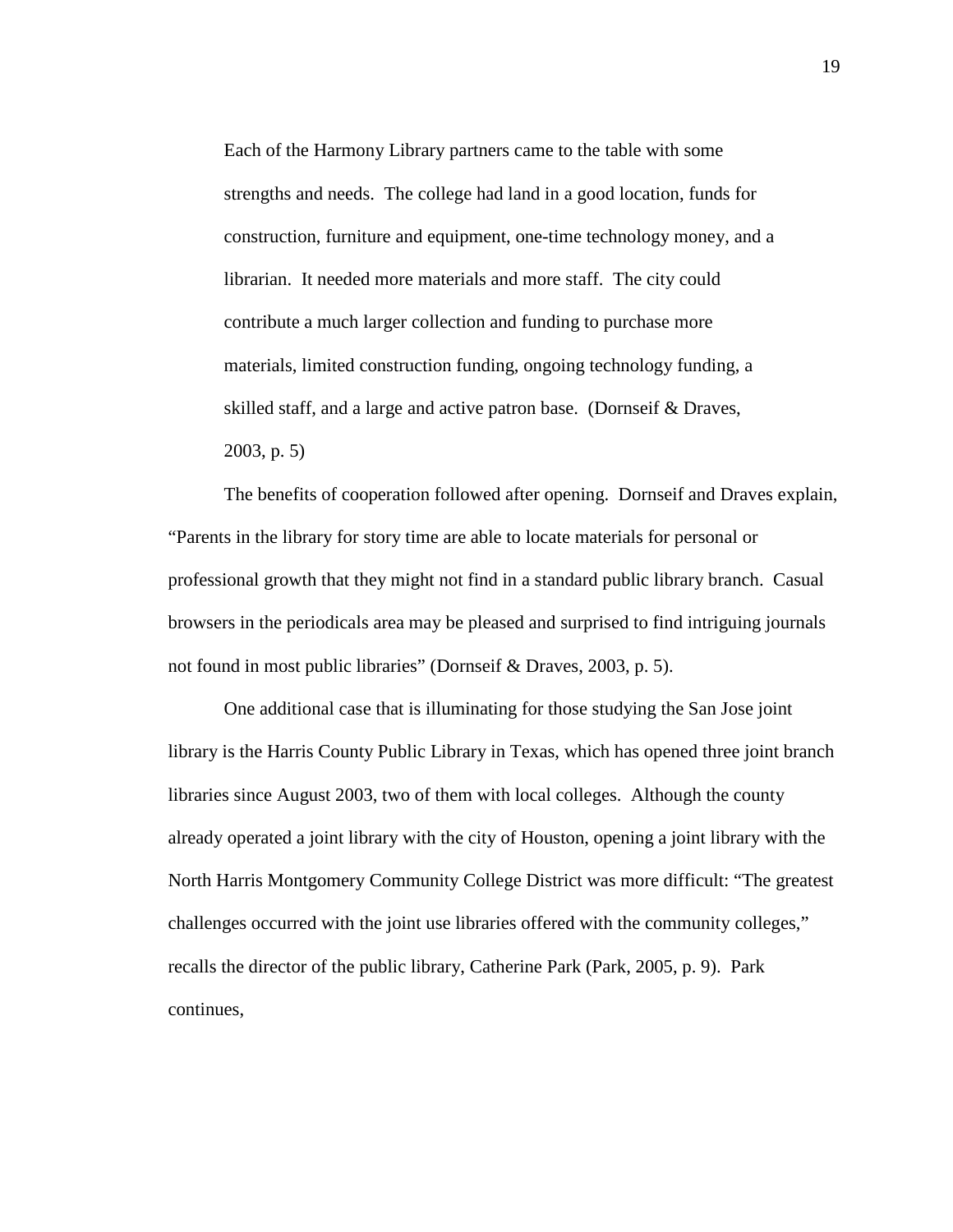> Each of the Harmony Library partners came to the table with some strengths and needs. The college had land in a good location, funds for construction, furniture and equipment, one-time technology money, and a librarian. It needed more materials and more staff. The city could contribute a much larger collection and funding to purchase more materials, limited construction funding, ongoing technology funding, a skilled staff, and a large and active patron base. (Dornseif & Draves, 2003, p. 5)

The benefits of cooperation followed after opening. Dornseif and Draves explain, "Parents in the library for story time are able to locate materials for personal or professional growth that they might not find in a standard public library branch. Casual browsers in the periodicals area may be pleased and surprised to find intriguing journals not found in most public libraries" (Dornseif & Draves, 2003, p. 5).

One additional case that is illuminating for those studying the San Jose joint library is the Harris County Public Library in Texas, which has opened three joint branch libraries since August 2003, two of them with local colleges. Although the county already operated a joint library with the city of Houston, opening a joint library with the North Harris Montgomery Community College District was more difficult: "The greatest challenges occurred with the joint use libraries offered with the community colleges," recalls the director of the public library, Catherine Park (Park, 2005, p. 9). Park continues,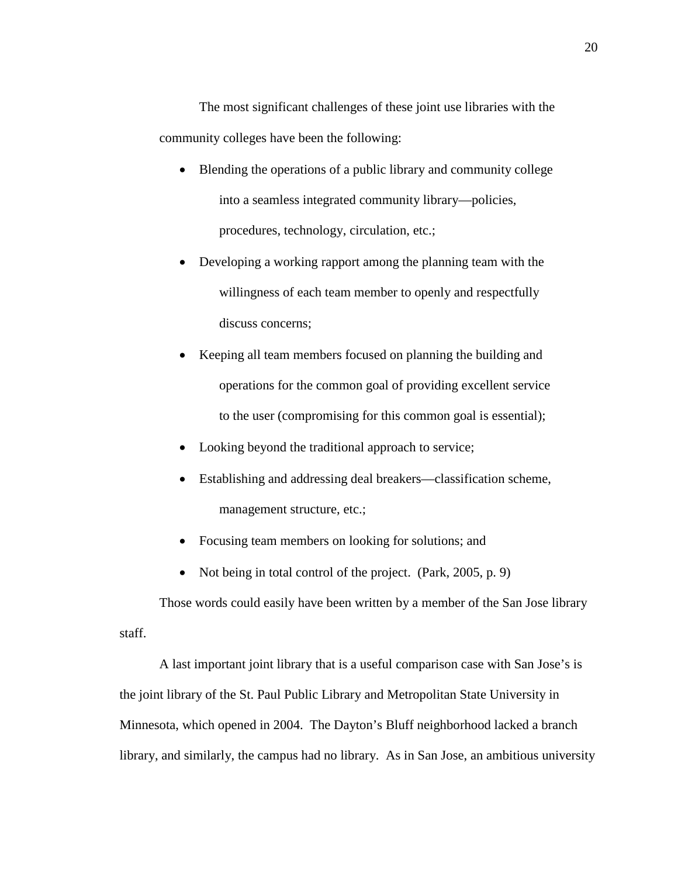The most significant challenges of these joint use libraries with the community colleges have been the following:

- Blending the operations of a public library and community college into a seamless integrated community library—policies, procedures, technology, circulation, etc.;
- Developing a working rapport among the planning team with the willingness of each team member to openly and respectfully discuss concerns;
- Keeping all team members focused on planning the building and operations for the common goal of providing excellent service to the user (compromising for this common goal is essential);
- Looking beyond the traditional approach to service;
- Establishing and addressing deal breakers—classification scheme, management structure, etc.;
- Focusing team members on looking for solutions; and
- Not being in total control of the project. (Park, 2005, p. 9)

Those words could easily have been written by a member of the San Jose library staff.

A last important joint library that is a useful comparison case with San Jose's is the joint library of the St. Paul Public Library and Metropolitan State University in Minnesota, which opened in 2004. The Dayton's Bluff neighborhood lacked a branch library, and similarly, the campus had no library. As in San Jose, an ambitious university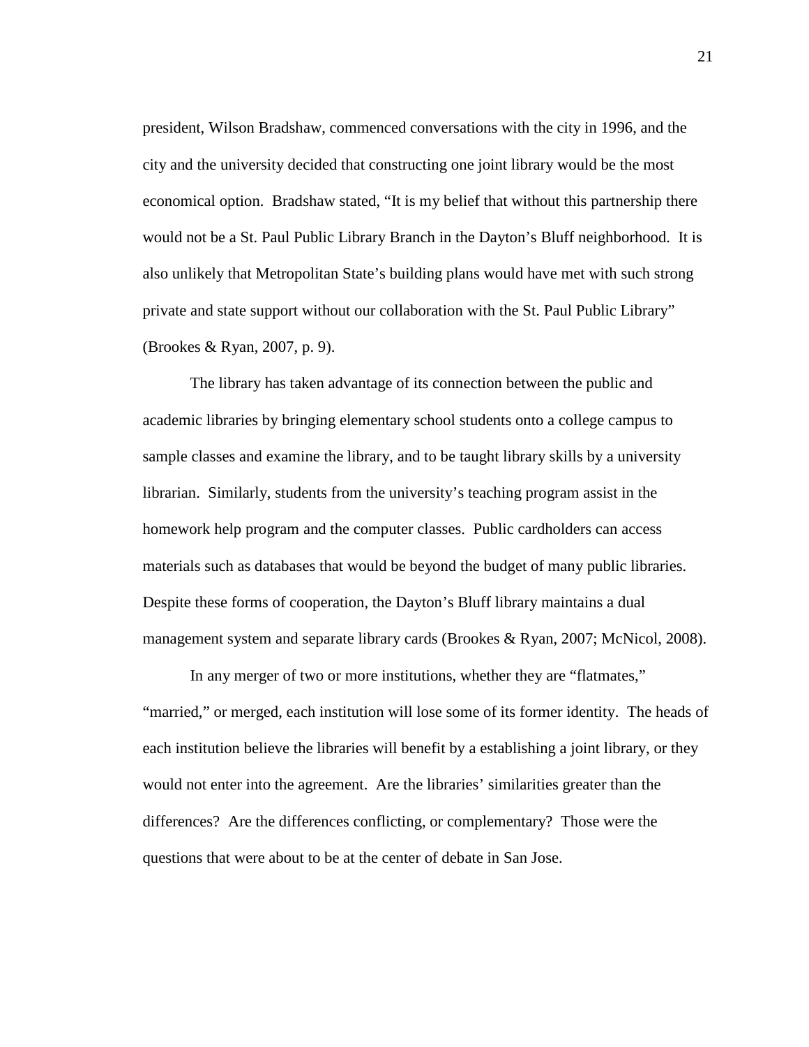president, Wilson Bradshaw, commenced conversations with the city in 1996, and the city and the university decided that constructing one joint library would be the most economical option. Bradshaw stated, "It is my belief that without this partnership there would not be a St. Paul Public Library Branch in the Dayton's Bluff neighborhood. It is also unlikely that Metropolitan State's building plans would have met with such strong private and state support without our collaboration with the St. Paul Public Library" (Brookes & Ryan, 2007, p. 9).

The library has taken advantage of its connection between the public and academic libraries by bringing elementary school students onto a college campus to sample classes and examine the library, and to be taught library skills by a university librarian. Similarly, students from the university's teaching program assist in the homework help program and the computer classes. Public cardholders can access materials such as databases that would be beyond the budget of many public libraries. Despite these forms of cooperation, the Dayton's Bluff library maintains a dual management system and separate library cards (Brookes & Ryan, 2007; McNicol, 2008).

In any merger of two or more institutions, whether they are "flatmates," "married," or merged, each institution will lose some of its former identity. The heads of each institution believe the libraries will benefit by a establishing a joint library, or they would not enter into the agreement. Are the libraries' similarities greater than the differences? Are the differences conflicting, or complementary? Those were the questions that were about to be at the center of debate in San Jose.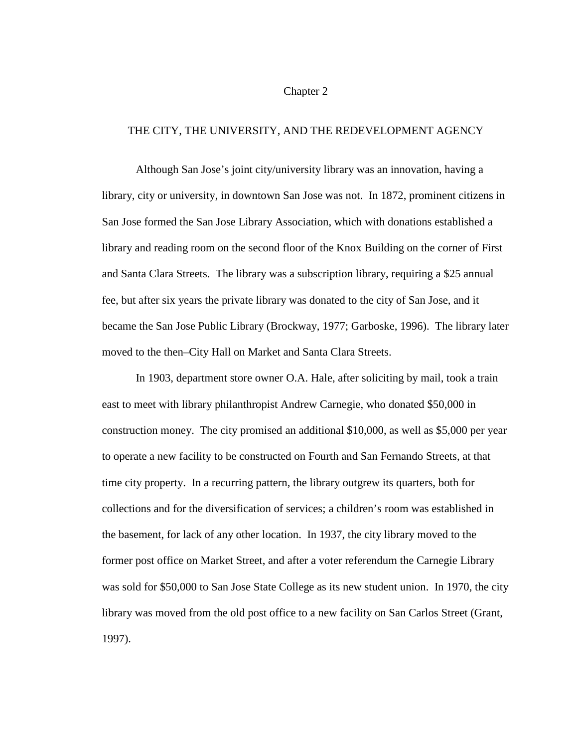# Chapter 2

## THE CITY, THE UNIVERSITY, AND THE REDEVELOPMENT AGENCY

Although San Jose's joint city/university library was an innovation, having a library, city or university, in downtown San Jose was not. In 1872, prominent citizens in San Jose formed the San Jose Library Association, which with donations established a library and reading room on the second floor of the Knox Building on the corner of First and Santa Clara Streets. The library was a subscription library, requiring a $25 annual fee, but after six years the private library was donated to the city of San Jose, and it became the San Jose Public Library (Brockway, 1977; Garboske, 1996). The library later moved to the then–City Hall on Market and Santa Clara Streets.

In 1903, department store owner O.A. Hale, after soliciting by mail, took a train east to meet with library philanthropist Andrew Carnegie, who donated $50,000 in construction money. The city promised an additional $10,000, as well as $5,000 per year to operate a new facility to be constructed on Fourth and San Fernando Streets, at that time city property. In a recurring pattern, the library outgrew its quarters, both for collections and for the diversification of services; a children's room was established in the basement, for lack of any other location. In 1937, the city library moved to the former post office on Market Street, and after a voter referendum the Carnegie Library was sold for $50,000 to San Jose State College as its new student union. In 1970, the city library was moved from the old post office to a new facility on San Carlos Street (Grant, 1997).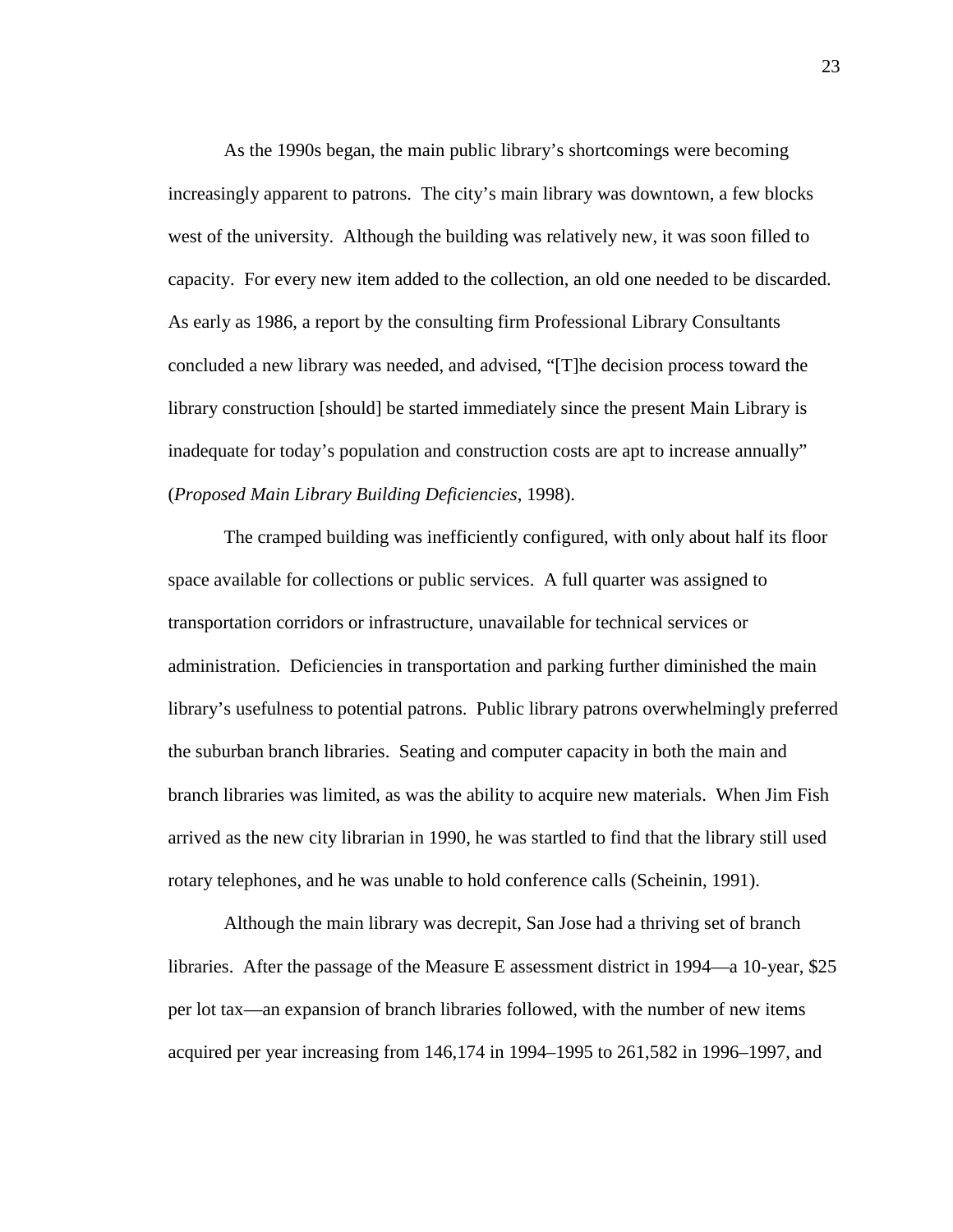As the 1990s began, the main public library's shortcomings were becoming increasingly apparent to patrons. The city's main library was downtown, a few blocks west of the university. Although the building was relatively new, it was soon filled to capacity. For every new item added to the collection, an old one needed to be discarded. As early as 1986, a report by the consulting firm Professional Library Consultants concluded a new library was needed, and advised, "[T]he decision process toward the library construction [should] be started immediately since the present Main Library is inadequate for today's population and construction costs are apt to increase annually" (*Proposed Main Library Building Deficiencies*, 1998).

The cramped building was inefficiently configured, with only about half its floor space available for collections or public services. A full quarter was assigned to transportation corridors or infrastructure, unavailable for technical services or administration. Deficiencies in transportation and parking further diminished the main library's usefulness to potential patrons. Public library patrons overwhelmingly preferred the suburban branch libraries. Seating and computer capacity in both the main and branch libraries was limited, as was the ability to acquire new materials. When Jim Fish arrived as the new city librarian in 1990, he was startled to find that the library still used rotary telephones, and he was unable to hold conference calls (Scheinin, 1991).

Although the main library was decrepit, San Jose had a thriving set of branch libraries. After the passage of the Measure E assessment district in 1994—a 10-year, $25 per lot tax—an expansion of branch libraries followed, with the number of new items acquired per year increasing from 146,174 in 1994–1995 to 261,582 in 1996–1997, and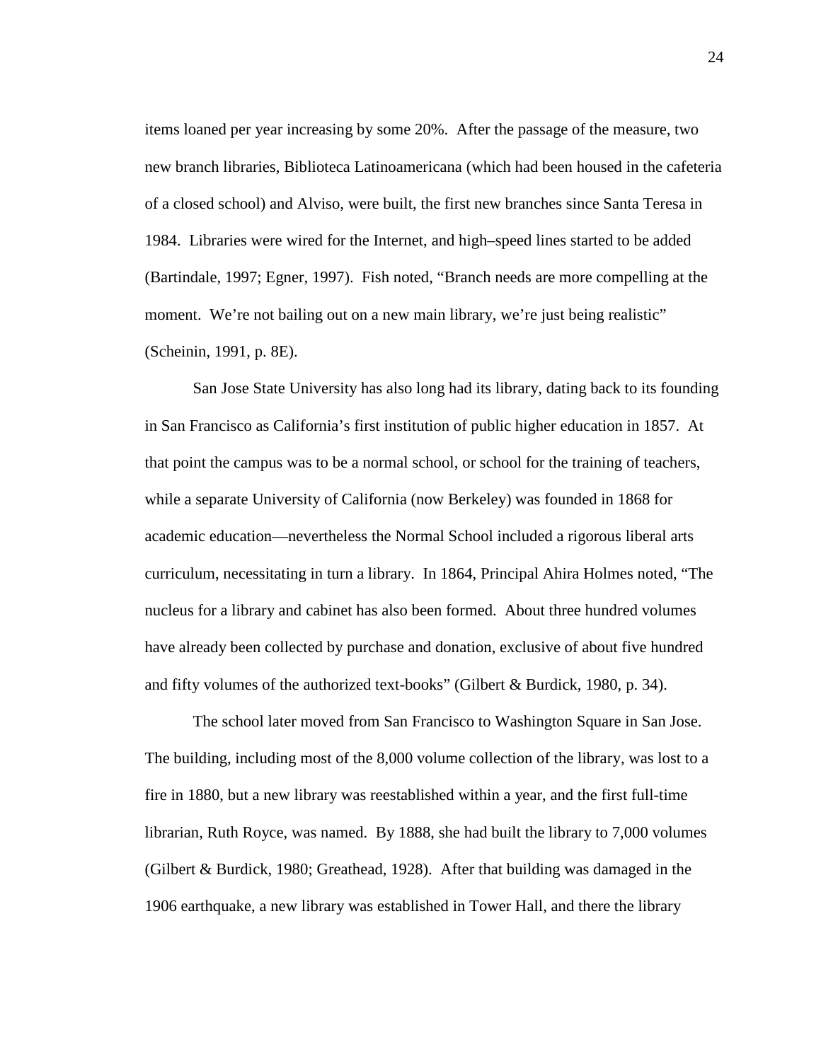items loaned per year increasing by some 20%. After the passage of the measure, two new branch libraries, Biblioteca Latinoamericana (which had been housed in the cafeteria of a closed school) and Alviso, were built, the first new branches since Santa Teresa in 1984. Libraries were wired for the Internet, and high–speed lines started to be added (Bartindale, 1997; Egner, 1997). Fish noted, “Branch needs are more compelling at the moment. We’re not bailing out on a new main library, we’re just being realistic” (Scheinin, 1991, p. 8E).

San Jose State University has also long had its library, dating back to its founding in San Francisco as California’s first institution of public higher education in 1857. At that point the campus was to be a normal school, or school for the training of teachers, while a separate University of California (now Berkeley) was founded in 1868 for academic education—nevertheless the Normal School included a rigorous liberal arts curriculum, necessitating in turn a library. In 1864, Principal Ahira Holmes noted, “The nucleus for a library and cabinet has also been formed. About three hundred volumes have already been collected by purchase and donation, exclusive of about five hundred and fifty volumes of the authorized text-books” (Gilbert & Burdick, 1980, p. 34).

The school later moved from San Francisco to Washington Square in San Jose. The building, including most of the 8,000 volume collection of the library, was lost to a fire in 1880, but a new library was reestablished within a year, and the first full-time librarian, Ruth Royce, was named. By 1888, she had built the library to 7,000 volumes (Gilbert & Burdick, 1980; Greathead, 1928). After that building was damaged in the 1906 earthquake, a new library was established in Tower Hall, and there the library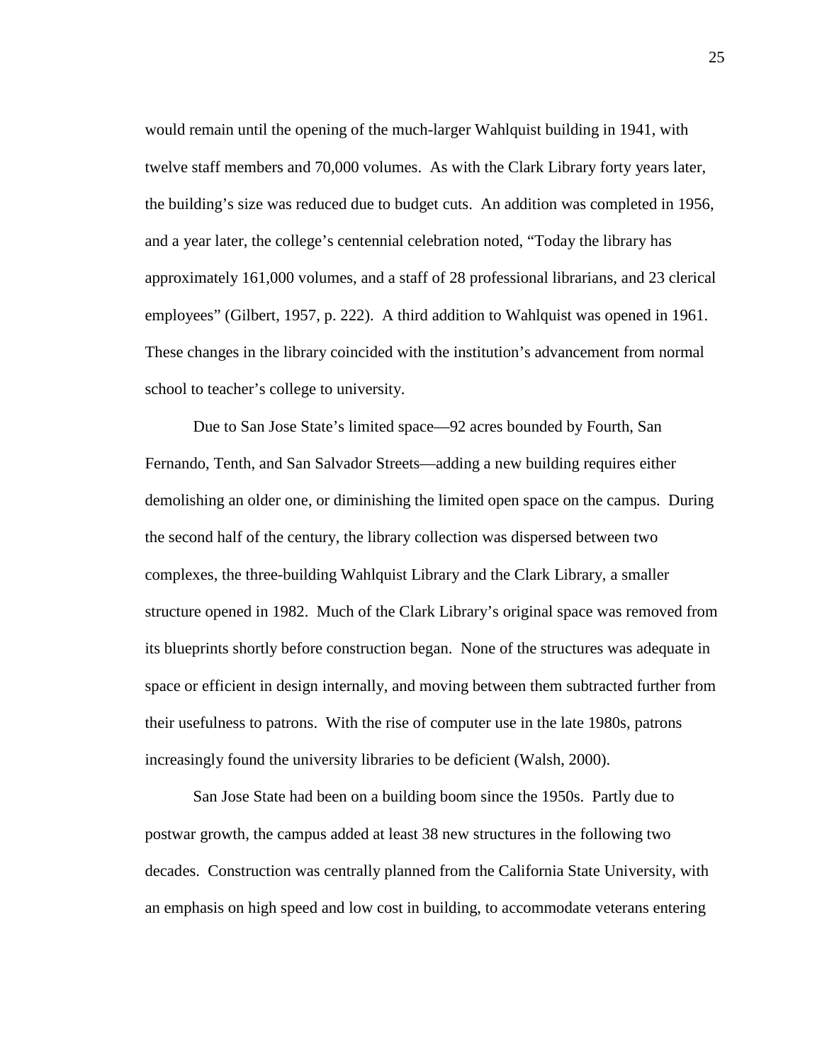would remain until the opening of the much-larger Wahlquist building in 1941, with twelve staff members and 70,000 volumes. As with the Clark Library forty years later, the building's size was reduced due to budget cuts. An addition was completed in 1956, and a year later, the college's centennial celebration noted, "Today the library has approximately 161,000 volumes, and a staff of 28 professional librarians, and 23 clerical employees" (Gilbert, 1957, p. 222). A third addition to Wahlquist was opened in 1961. These changes in the library coincided with the institution's advancement from normal school to teacher's college to university.

Due to San Jose State's limited space—92 acres bounded by Fourth, San Fernando, Tenth, and San Salvador Streets—adding a new building requires either demolishing an older one, or diminishing the limited open space on the campus. During the second half of the century, the library collection was dispersed between two complexes, the three-building Wahlquist Library and the Clark Library, a smaller structure opened in 1982. Much of the Clark Library's original space was removed from its blueprints shortly before construction began. None of the structures was adequate in space or efficient in design internally, and moving between them subtracted further from their usefulness to patrons. With the rise of computer use in the late 1980s, patrons increasingly found the university libraries to be deficient (Walsh, 2000).

San Jose State had been on a building boom since the 1950s. Partly due to postwar growth, the campus added at least 38 new structures in the following two decades. Construction was centrally planned from the California State University, with an emphasis on high speed and low cost in building, to accommodate veterans entering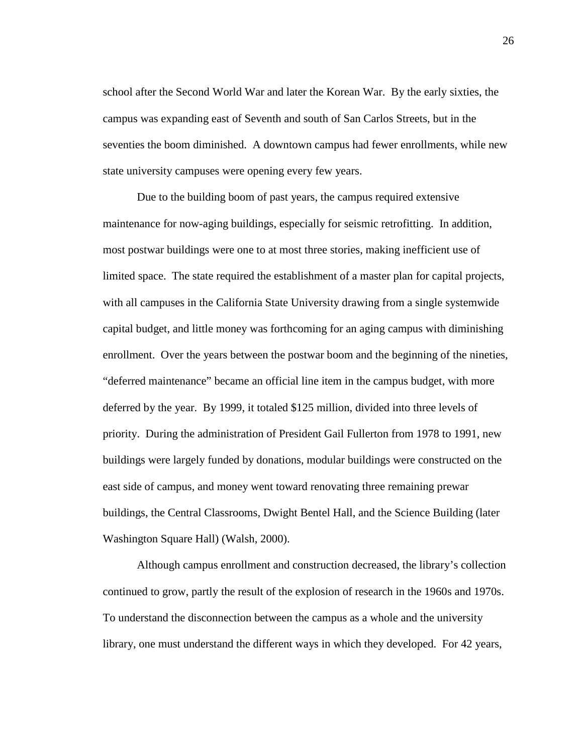school after the Second World War and later the Korean War. By the early sixties, the campus was expanding east of Seventh and south of San Carlos Streets, but in the seventies the boom diminished. A downtown campus had fewer enrollments, while new state university campuses were opening every few years.

Due to the building boom of past years, the campus required extensive maintenance for now-aging buildings, especially for seismic retrofitting. In addition, most postwar buildings were one to at most three stories, making inefficient use of limited space. The state required the establishment of a master plan for capital projects, with all campuses in the California State University drawing from a single systemwide capital budget, and little money was forthcoming for an aging campus with diminishing enrollment. Over the years between the postwar boom and the beginning of the nineties, "deferred maintenance" became an official line item in the campus budget, with more deferred by the year. By 1999, it totaled $125 million, divided into three levels of priority. During the administration of President Gail Fullerton from 1978 to 1991, new buildings were largely funded by donations, modular buildings were constructed on the east side of campus, and money went toward renovating three remaining prewar buildings, the Central Classrooms, Dwight Bentel Hall, and the Science Building (later Washington Square Hall) (Walsh, 2000).

Although campus enrollment and construction decreased, the library's collection continued to grow, partly the result of the explosion of research in the 1960s and 1970s. To understand the disconnection between the campus as a whole and the university library, one must understand the different ways in which they developed. For 42 years,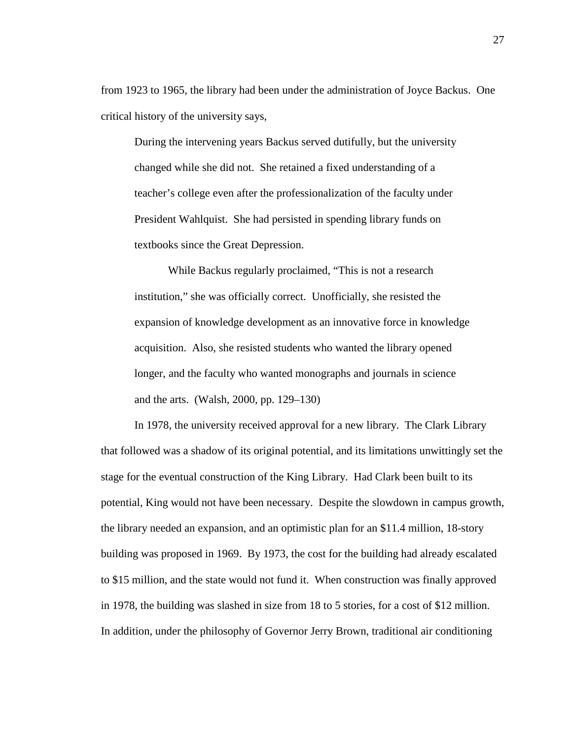from 1923 to 1965, the library had been under the administration of Joyce Backus. One critical history of the university says,

> During the intervening years Backus served dutifully, but the university changed while she did not. She retained a fixed understanding of a teacher's college even after the professionalization of the faculty under President Wahlquist. She had persisted in spending library funds on textbooks since the Great Depression.
>
> While Backus regularly proclaimed, "This is not a research institution," she was officially correct. Unofficially, she resisted the expansion of knowledge development as an innovative force in knowledge acquisition. Also, she resisted students who wanted the library opened longer, and the faculty who wanted monographs and journals in science and the arts. (Walsh, 2000, pp. 129–130)

In 1978, the university received approval for a new library. The Clark Library that followed was a shadow of its original potential, and its limitations unwittingly set the stage for the eventual construction of the King Library. Had Clark been built to its potential, King would not have been necessary. Despite the slowdown in campus growth, the library needed an expansion, and an optimistic plan for an \$11.4 million, 18-story building was proposed in 1969. By 1973, the cost for the building had already escalated to \$15 million, and the state would not fund it. When construction was finally approved in 1978, the building was slashed in size from 18 to 5 stories, for a cost of \$12 million. In addition, under the philosophy of Governor Jerry Brown, traditional air conditioning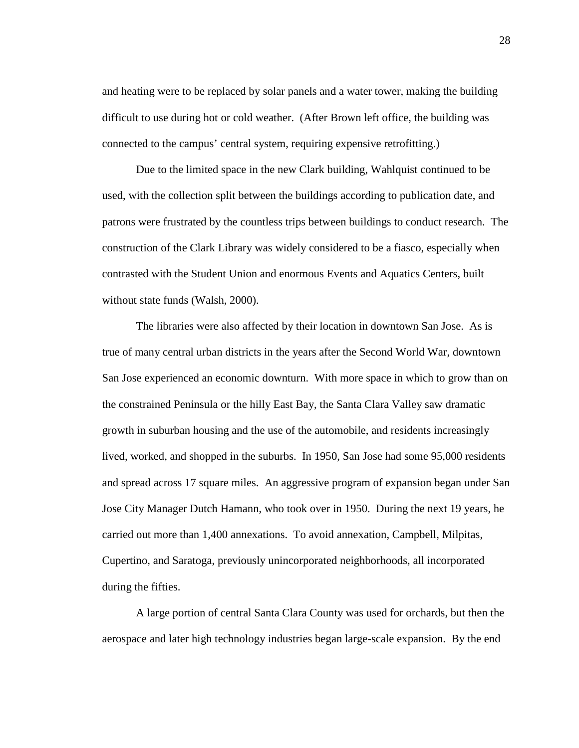and heating were to be replaced by solar panels and a water tower, making the building difficult to use during hot or cold weather. (After Brown left office, the building was connected to the campus' central system, requiring expensive retrofitting.)

Due to the limited space in the new Clark building, Wahlquist continued to be used, with the collection split between the buildings according to publication date, and patrons were frustrated by the countless trips between buildings to conduct research. The construction of the Clark Library was widely considered to be a fiasco, especially when contrasted with the Student Union and enormous Events and Aquatics Centers, built without state funds (Walsh, 2000).

The libraries were also affected by their location in downtown San Jose. As is true of many central urban districts in the years after the Second World War, downtown San Jose experienced an economic downturn. With more space in which to grow than on the constrained Peninsula or the hilly East Bay, the Santa Clara Valley saw dramatic growth in suburban housing and the use of the automobile, and residents increasingly lived, worked, and shopped in the suburbs. In 1950, San Jose had some 95,000 residents and spread across 17 square miles. An aggressive program of expansion began under San Jose City Manager Dutch Hamann, who took over in 1950. During the next 19 years, he carried out more than 1,400 annexations. To avoid annexation, Campbell, Milpitas, Cupertino, and Saratoga, previously unincorporated neighborhoods, all incorporated during the fifties.

A large portion of central Santa Clara County was used for orchards, but then the aerospace and later high technology industries began large-scale expansion. By the end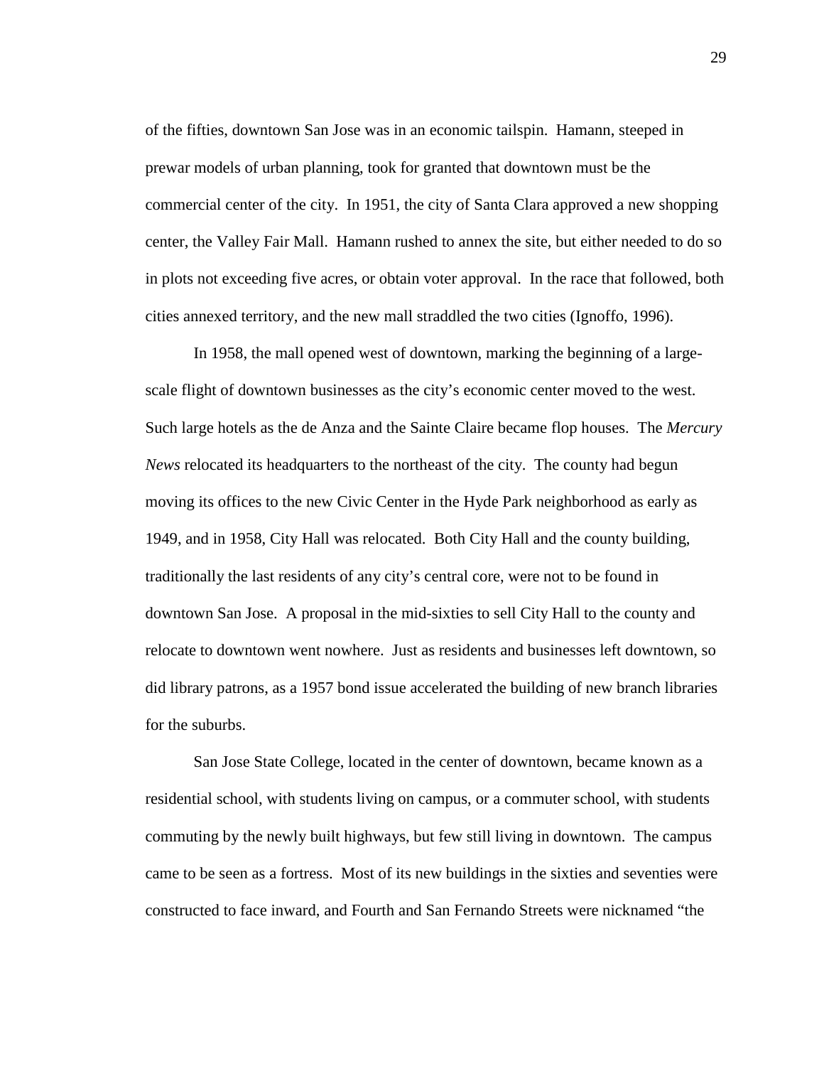of the fifties, downtown San Jose was in an economic tailspin. Hamann, steeped in prewar models of urban planning, took for granted that downtown must be the commercial center of the city. In 1951, the city of Santa Clara approved a new shopping center, the Valley Fair Mall. Hamann rushed to annex the site, but either needed to do so in plots not exceeding five acres, or obtain voter approval. In the race that followed, both cities annexed territory, and the new mall straddled the two cities (Ignoffo, 1996).

In 1958, the mall opened west of downtown, marking the beginning of a large-scale flight of downtown businesses as the city's economic center moved to the west. Such large hotels as the de Anza and the Sainte Claire became flop houses. The *Mercury News* relocated its headquarters to the northeast of the city. The county had begun moving its offices to the new Civic Center in the Hyde Park neighborhood as early as 1949, and in 1958, City Hall was relocated. Both City Hall and the county building, traditionally the last residents of any city's central core, were not to be found in downtown San Jose. A proposal in the mid-sixties to sell City Hall to the county and relocate to downtown went nowhere. Just as residents and businesses left downtown, so did library patrons, as a 1957 bond issue accelerated the building of new branch libraries for the suburbs.

San Jose State College, located in the center of downtown, became known as a residential school, with students living on campus, or a commuter school, with students commuting by the newly built highways, but few still living in downtown. The campus came to be seen as a fortress. Most of its new buildings in the sixties and seventies were constructed to face inward, and Fourth and San Fernando Streets were nicknamed "the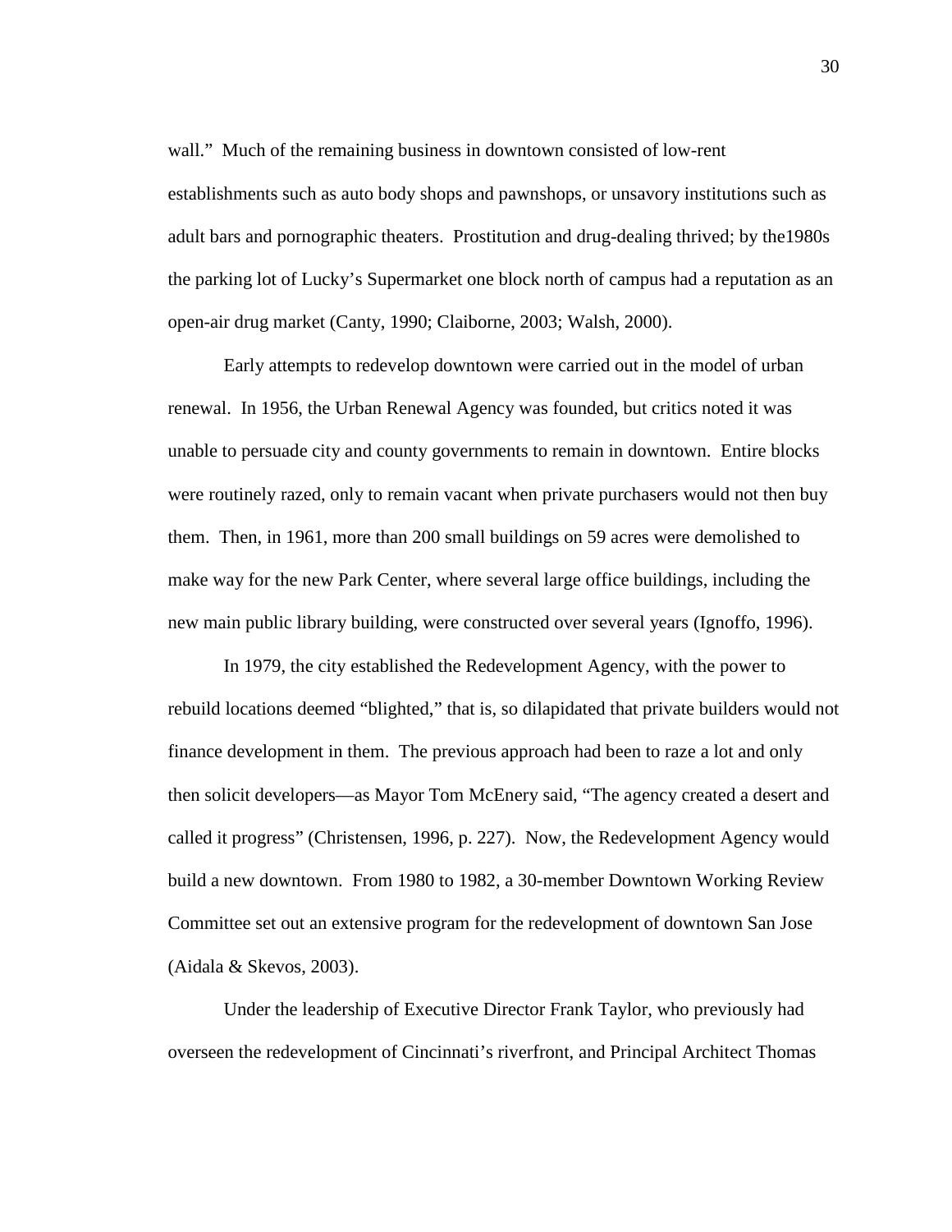wall." Much of the remaining business in downtown consisted of low-rent establishments such as auto body shops and pawnshops, or unsavory institutions such as adult bars and pornographic theaters. Prostitution and drug-dealing thrived; by the1980s the parking lot of Lucky's Supermarket one block north of campus had a reputation as an open-air drug market (Canty, 1990; Claiborne, 2003; Walsh, 2000).

Early attempts to redevelop downtown were carried out in the model of urban renewal. In 1956, the Urban Renewal Agency was founded, but critics noted it was unable to persuade city and county governments to remain in downtown. Entire blocks were routinely razed, only to remain vacant when private purchasers would not then buy them. Then, in 1961, more than 200 small buildings on 59 acres were demolished to make way for the new Park Center, where several large office buildings, including the new main public library building, were constructed over several years (Ignoffo, 1996).

In 1979, the city established the Redevelopment Agency, with the power to rebuild locations deemed "blighted," that is, so dilapidated that private builders would not finance development in them. The previous approach had been to raze a lot and only then solicit developers—as Mayor Tom McEnery said, "The agency created a desert and called it progress" (Christensen, 1996, p. 227). Now, the Redevelopment Agency would build a new downtown. From 1980 to 1982, a 30-member Downtown Working Review Committee set out an extensive program for the redevelopment of downtown San Jose (Aidala & Skevos, 2003).

Under the leadership of Executive Director Frank Taylor, who previously had overseen the redevelopment of Cincinnati's riverfront, and Principal Architect Thomas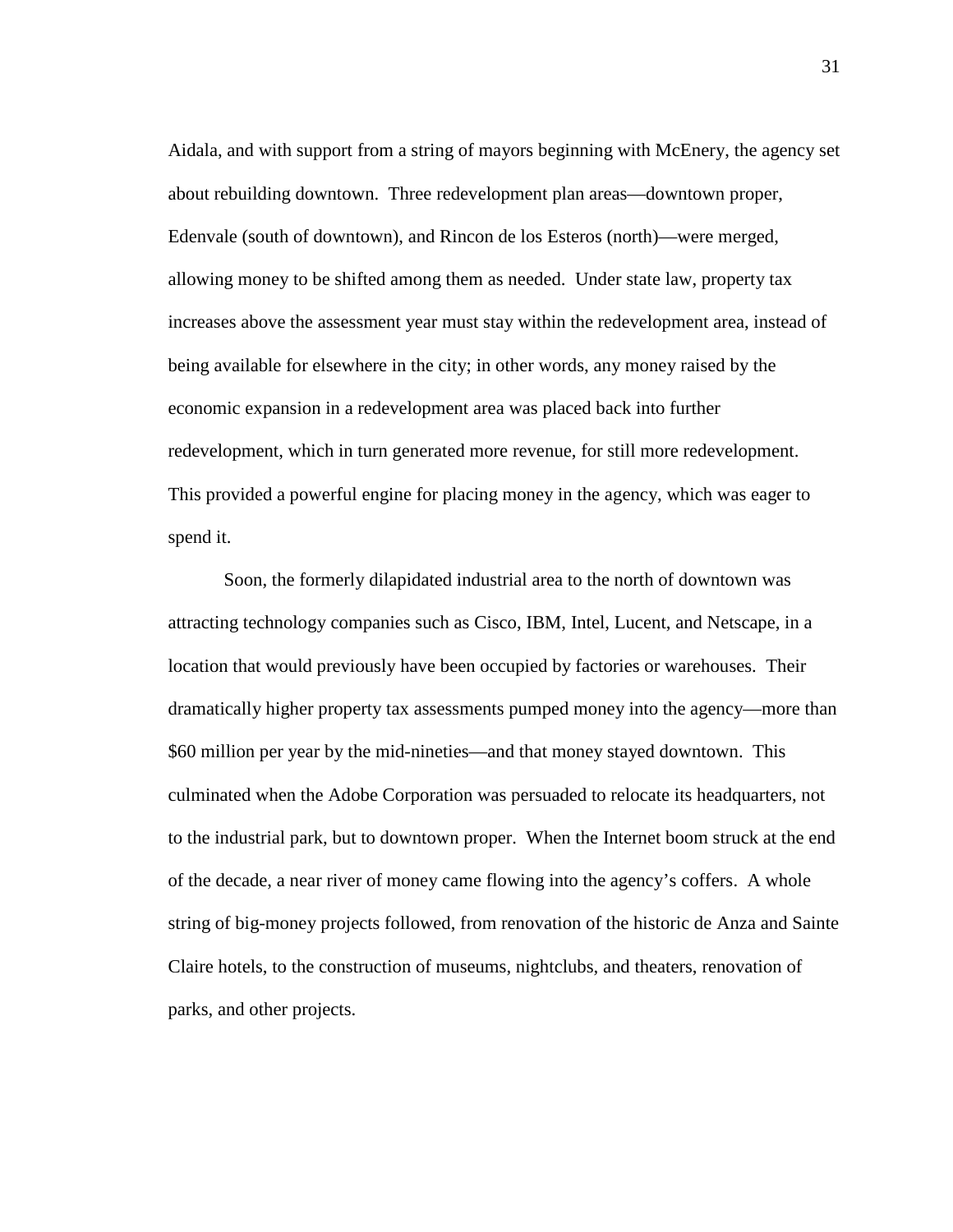Aidala, and with support from a string of mayors beginning with McEnery, the agency set about rebuilding downtown. Three redevelopment plan areas—downtown proper, Edenvale (south of downtown), and Rincon de los Esteros (north)—were merged, allowing money to be shifted among them as needed. Under state law, property tax increases above the assessment year must stay within the redevelopment area, instead of being available for elsewhere in the city; in other words, any money raised by the economic expansion in a redevelopment area was placed back into further redevelopment, which in turn generated more revenue, for still more redevelopment. This provided a powerful engine for placing money in the agency, which was eager to spend it.

Soon, the formerly dilapidated industrial area to the north of downtown was attracting technology companies such as Cisco, IBM, Intel, Lucent, and Netscape, in a location that would previously have been occupied by factories or warehouses. Their dramatically higher property tax assessments pumped money into the agency—more than $60 million per year by the mid-nineties—and that money stayed downtown. This culminated when the Adobe Corporation was persuaded to relocate its headquarters, not to the industrial park, but to downtown proper. When the Internet boom struck at the end of the decade, a near river of money came flowing into the agency's coffers. A whole string of big-money projects followed, from renovation of the historic de Anza and Sainte Claire hotels, to the construction of museums, nightclubs, and theaters, renovation of parks, and other projects.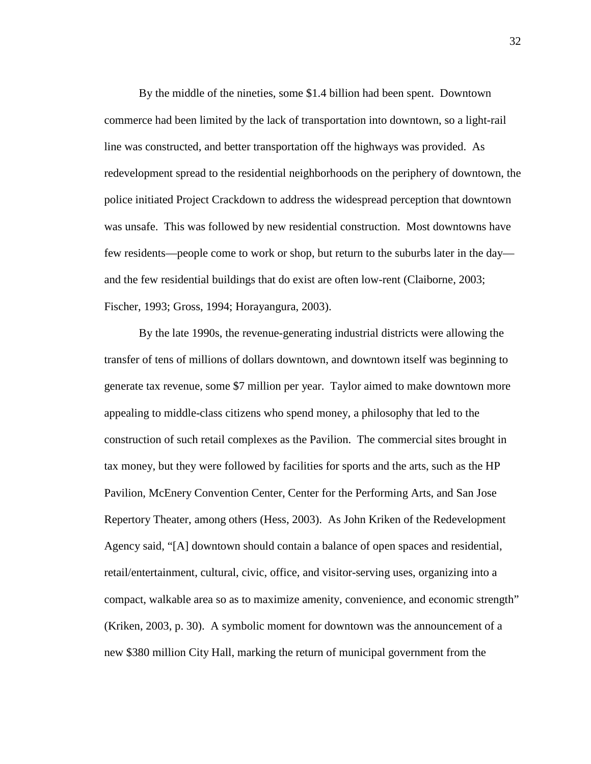By the middle of the nineties, some $1.4 billion had been spent. Downtown commerce had been limited by the lack of transportation into downtown, so a light-rail line was constructed, and better transportation off the highways was provided. As redevelopment spread to the residential neighborhoods on the periphery of downtown, the police initiated Project Crackdown to address the widespread perception that downtown was unsafe. This was followed by new residential construction. Most downtowns have few residents—people come to work or shop, but return to the suburbs later in the day—and the few residential buildings that do exist are often low-rent (Claiborne, 2003; Fischer, 1993; Gross, 1994; Horayangura, 2003).

By the late 1990s, the revenue-generating industrial districts were allowing the transfer of tens of millions of dollars downtown, and downtown itself was beginning to generate tax revenue, some $7 million per year. Taylor aimed to make downtown more appealing to middle-class citizens who spend money, a philosophy that led to the construction of such retail complexes as the Pavilion. The commercial sites brought in tax money, but they were followed by facilities for sports and the arts, such as the HP Pavilion, McEnery Convention Center, Center for the Performing Arts, and San Jose Repertory Theater, among others (Hess, 2003). As John Kriken of the Redevelopment Agency said, "[A] downtown should contain a balance of open spaces and residential, retail/entertainment, cultural, civic, office, and visitor-serving uses, organizing into a compact, walkable area so as to maximize amenity, convenience, and economic strength" (Kriken, 2003, p. 30). A symbolic moment for downtown was the announcement of a new $380 million City Hall, marking the return of municipal government from the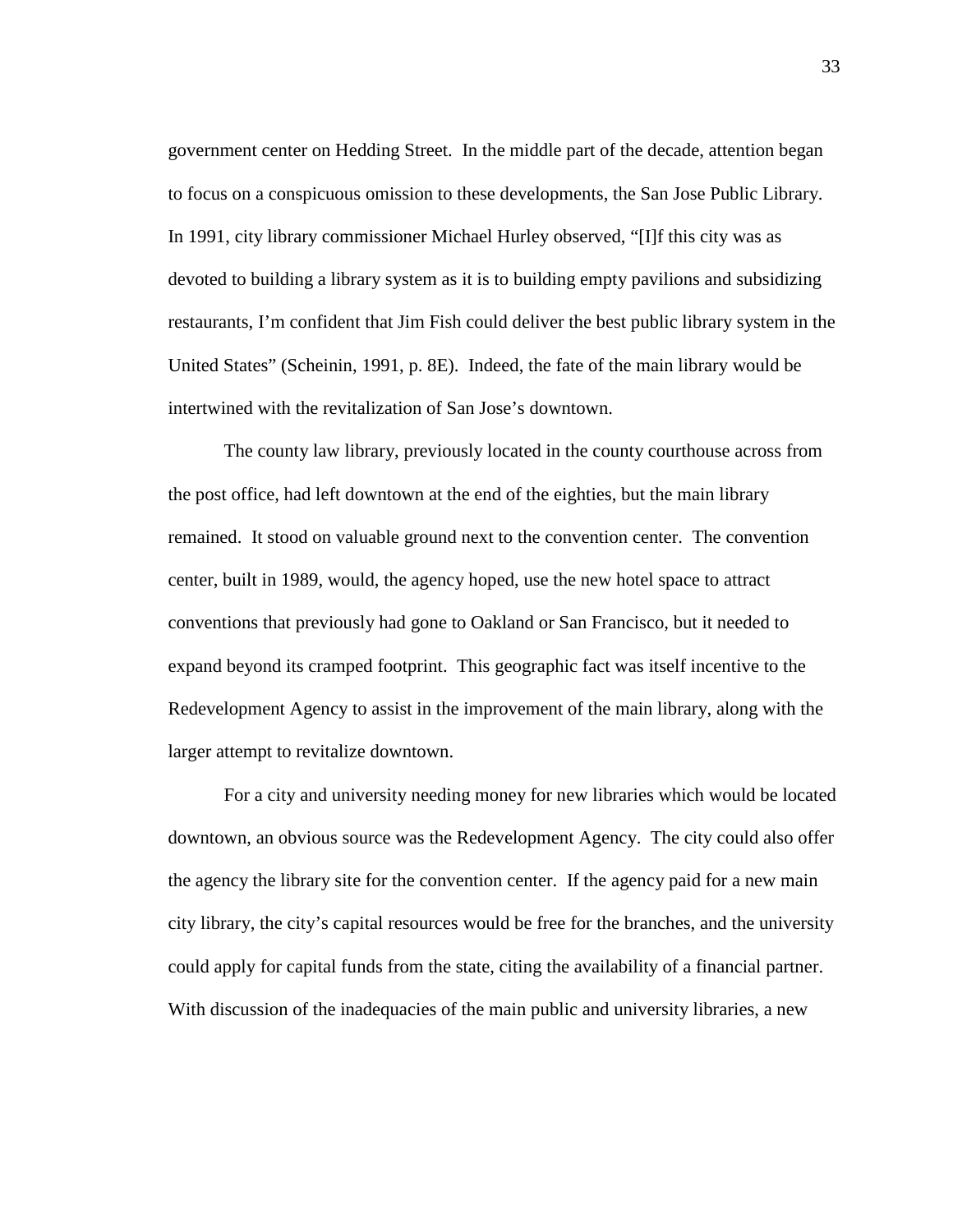government center on Hedding Street. In the middle part of the decade, attention began to focus on a conspicuous omission to these developments, the San Jose Public Library. In 1991, city library commissioner Michael Hurley observed, "[I]f this city was as devoted to building a library system as it is to building empty pavilions and subsidizing restaurants, I'm confident that Jim Fish could deliver the best public library system in the United States" (Scheinin, 1991, p. 8E). Indeed, the fate of the main library would be intertwined with the revitalization of San Jose's downtown.

The county law library, previously located in the county courthouse across from the post office, had left downtown at the end of the eighties, but the main library remained. It stood on valuable ground next to the convention center. The convention center, built in 1989, would, the agency hoped, use the new hotel space to attract conventions that previously had gone to Oakland or San Francisco, but it needed to expand beyond its cramped footprint. This geographic fact was itself incentive to the Redevelopment Agency to assist in the improvement of the main library, along with the larger attempt to revitalize downtown.

For a city and university needing money for new libraries which would be located downtown, an obvious source was the Redevelopment Agency. The city could also offer the agency the library site for the convention center. If the agency paid for a new main city library, the city's capital resources would be free for the branches, and the university could apply for capital funds from the state, citing the availability of a financial partner. With discussion of the inadequacies of the main public and university libraries, a new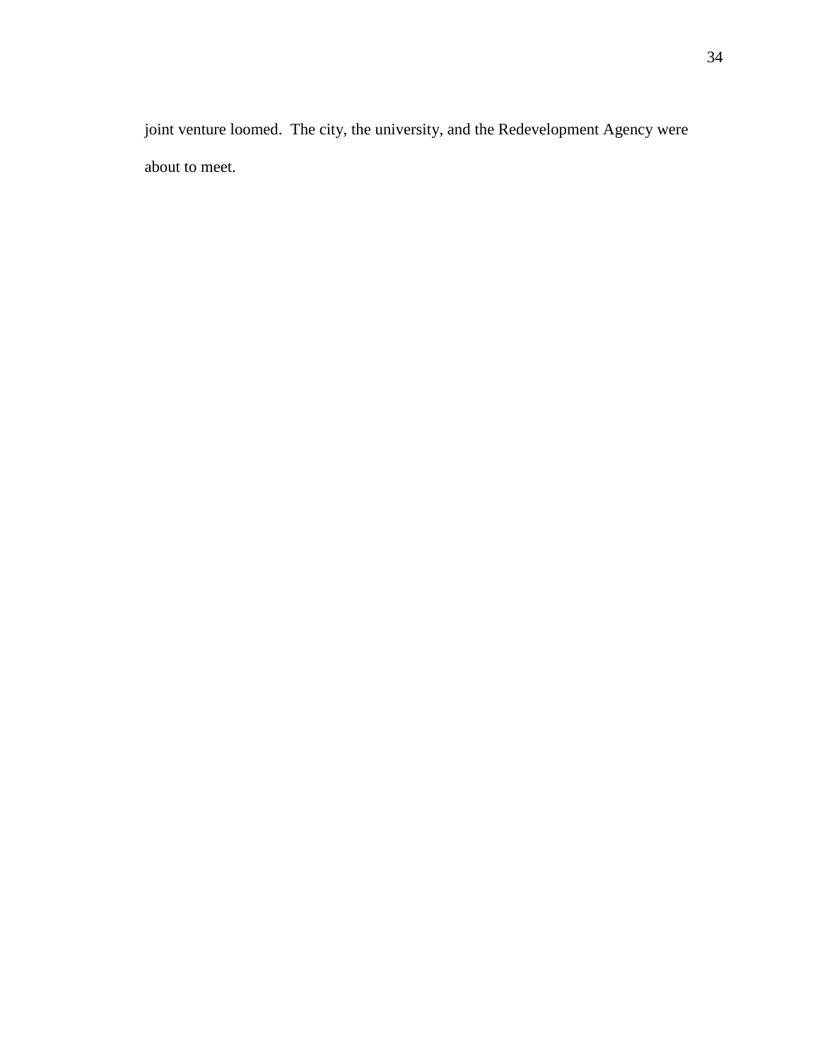joint venture loomed. The city, the university, and the Redevelopment Agency were about to meet.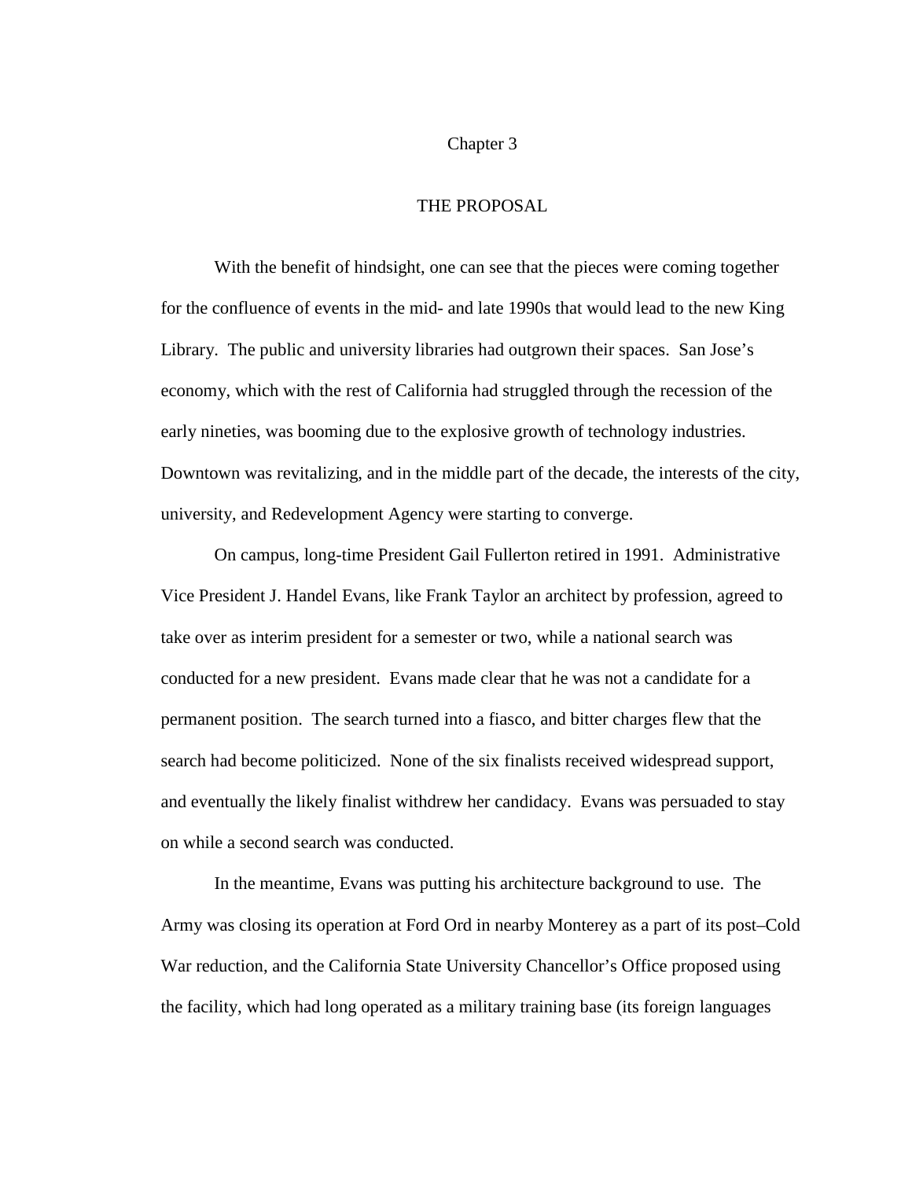# Chapter 3

## THE PROPOSAL

With the benefit of hindsight, one can see that the pieces were coming together for the confluence of events in the mid- and late 1990s that would lead to the new King Library. The public and university libraries had outgrown their spaces. San Jose's economy, which with the rest of California had struggled through the recession of the early nineties, was booming due to the explosive growth of technology industries. Downtown was revitalizing, and in the middle part of the decade, the interests of the city, university, and Redevelopment Agency were starting to converge.

On campus, long-time President Gail Fullerton retired in 1991. Administrative Vice President J. Handel Evans, like Frank Taylor an architect by profession, agreed to take over as interim president for a semester or two, while a national search was conducted for a new president. Evans made clear that he was not a candidate for a permanent position. The search turned into a fiasco, and bitter charges flew that the search had become politicized. None of the six finalists received widespread support, and eventually the likely finalist withdrew her candidacy. Evans was persuaded to stay on while a second search was conducted.

In the meantime, Evans was putting his architecture background to use. The Army was closing its operation at Ford Ord in nearby Monterey as a part of its post–Cold War reduction, and the California State University Chancellor's Office proposed using the facility, which had long operated as a military training base (its foreign languages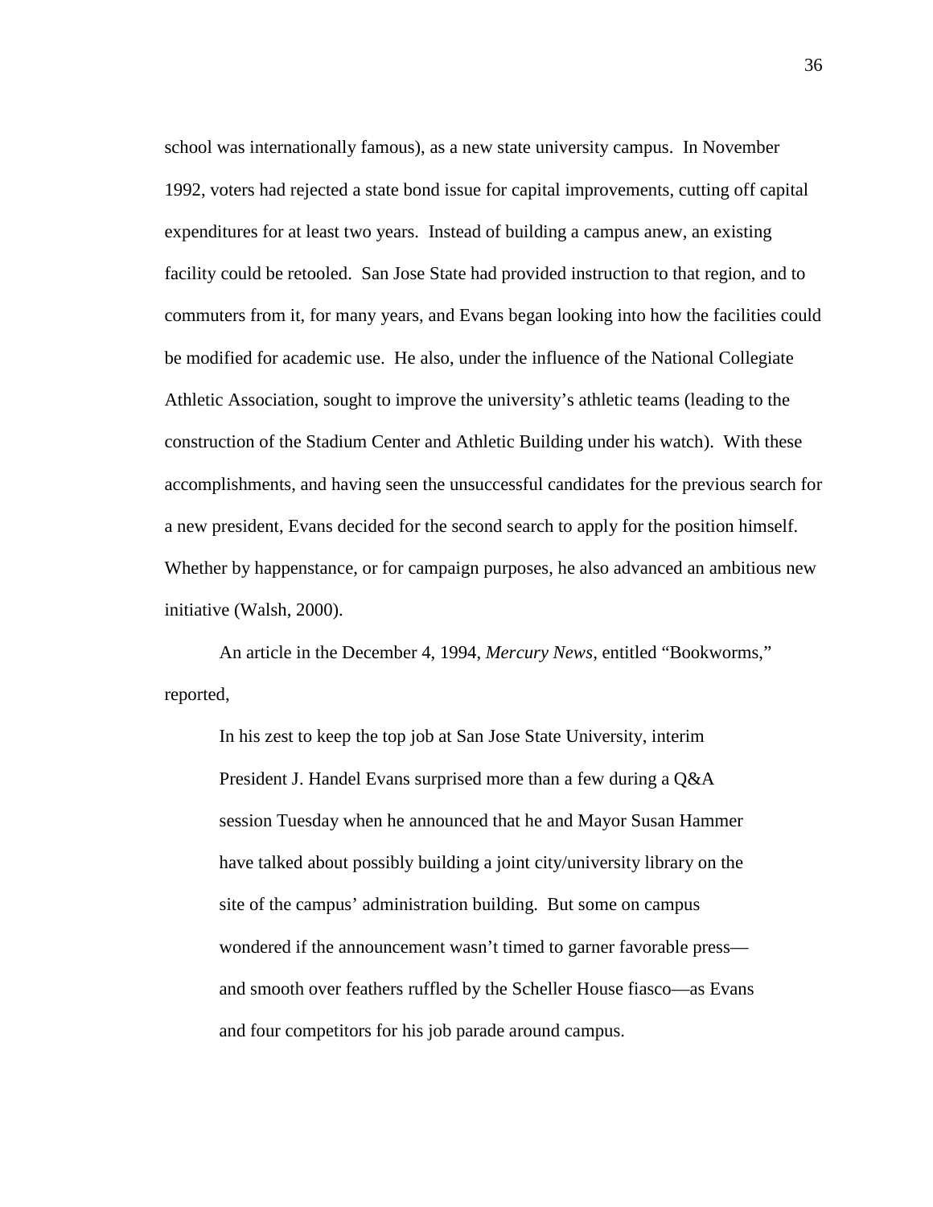school was internationally famous), as a new state university campus. In November 1992, voters had rejected a state bond issue for capital improvements, cutting off capital expenditures for at least two years. Instead of building a campus anew, an existing facility could be retooled. San Jose State had provided instruction to that region, and to commuters from it, for many years, and Evans began looking into how the facilities could be modified for academic use. He also, under the influence of the National Collegiate Athletic Association, sought to improve the university's athletic teams (leading to the construction of the Stadium Center and Athletic Building under his watch). With these accomplishments, and having seen the unsuccessful candidates for the previous search for a new president, Evans decided for the second search to apply for the position himself. Whether by happenstance, or for campaign purposes, he also advanced an ambitious new initiative (Walsh, 2000).

An article in the December 4, 1994, *Mercury News*, entitled "Bookworms," reported,

> In his zest to keep the top job at San Jose State University, interim President J. Handel Evans surprised more than a few during a Q&A session Tuesday when he announced that he and Mayor Susan Hammer have talked about possibly building a joint city/university library on the site of the campus' administration building. But some on campus wondered if the announcement wasn't timed to garner favorable press—and smooth over feathers ruffled by the Scheller House fiasco—as Evans and four competitors for his job parade around campus.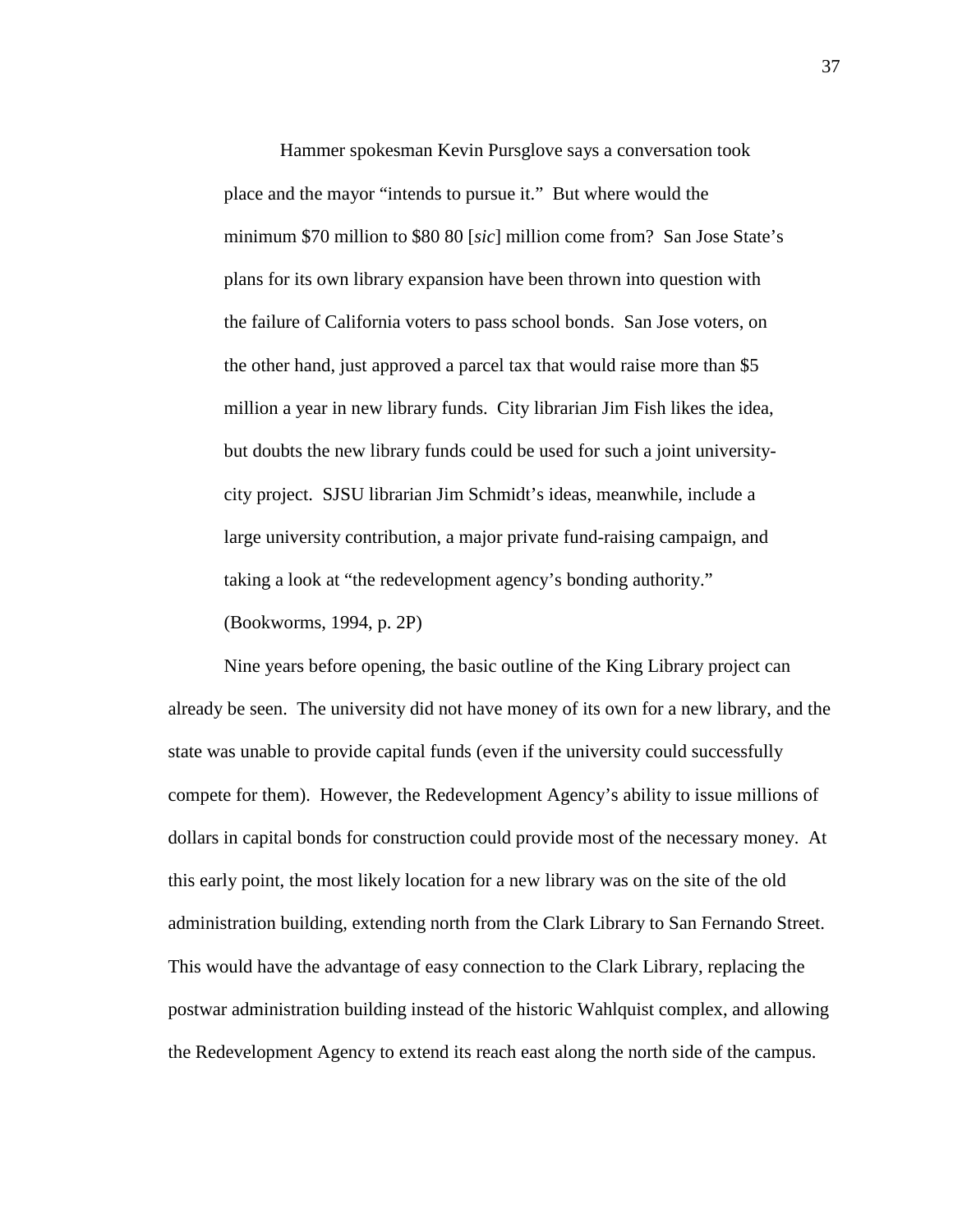> Hammer spokesman Kevin Pursglove says a conversation took place and the mayor "intends to pursue it." But where would the minimum $70 million to $80 80 [*sic*] million come from? San Jose State's plans for its own library expansion have been thrown into question with the failure of California voters to pass school bonds. San Jose voters, on the other hand, just approved a parcel tax that would raise more than $5 million a year in new library funds. City librarian Jim Fish likes the idea, but doubts the new library funds could be used for such a joint university-city project. SJSU librarian Jim Schmidt's ideas, meanwhile, include a large university contribution, a major private fund-raising campaign, and taking a look at "the redevelopment agency's bonding authority." (Bookworms, 1994, p. 2P)

Nine years before opening, the basic outline of the King Library project can already be seen. The university did not have money of its own for a new library, and the state was unable to provide capital funds (even if the university could successfully compete for them). However, the Redevelopment Agency's ability to issue millions of dollars in capital bonds for construction could provide most of the necessary money. At this early point, the most likely location for a new library was on the site of the old administration building, extending north from the Clark Library to San Fernando Street. This would have the advantage of easy connection to the Clark Library, replacing the postwar administration building instead of the historic Wahlquist complex, and allowing the Redevelopment Agency to extend its reach east along the north side of the campus.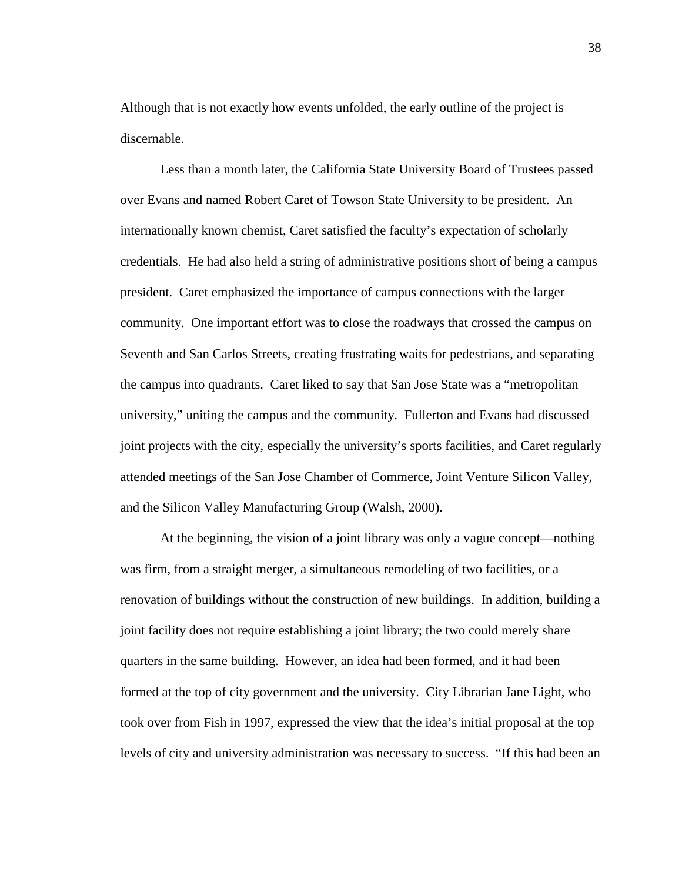Although that is not exactly how events unfolded, the early outline of the project is discernable.

Less than a month later, the California State University Board of Trustees passed over Evans and named Robert Caret of Towson State University to be president. An internationally known chemist, Caret satisfied the faculty's expectation of scholarly credentials. He had also held a string of administrative positions short of being a campus president. Caret emphasized the importance of campus connections with the larger community. One important effort was to close the roadways that crossed the campus on Seventh and San Carlos Streets, creating frustrating waits for pedestrians, and separating the campus into quadrants. Caret liked to say that San Jose State was a "metropolitan university," uniting the campus and the community. Fullerton and Evans had discussed joint projects with the city, especially the university's sports facilities, and Caret regularly attended meetings of the San Jose Chamber of Commerce, Joint Venture Silicon Valley, and the Silicon Valley Manufacturing Group (Walsh, 2000).

At the beginning, the vision of a joint library was only a vague concept—nothing was firm, from a straight merger, a simultaneous remodeling of two facilities, or a renovation of buildings without the construction of new buildings. In addition, building a joint facility does not require establishing a joint library; the two could merely share quarters in the same building. However, an idea had been formed, and it had been formed at the top of city government and the university. City Librarian Jane Light, who took over from Fish in 1997, expressed the view that the idea's initial proposal at the top levels of city and university administration was necessary to success. "If this had been an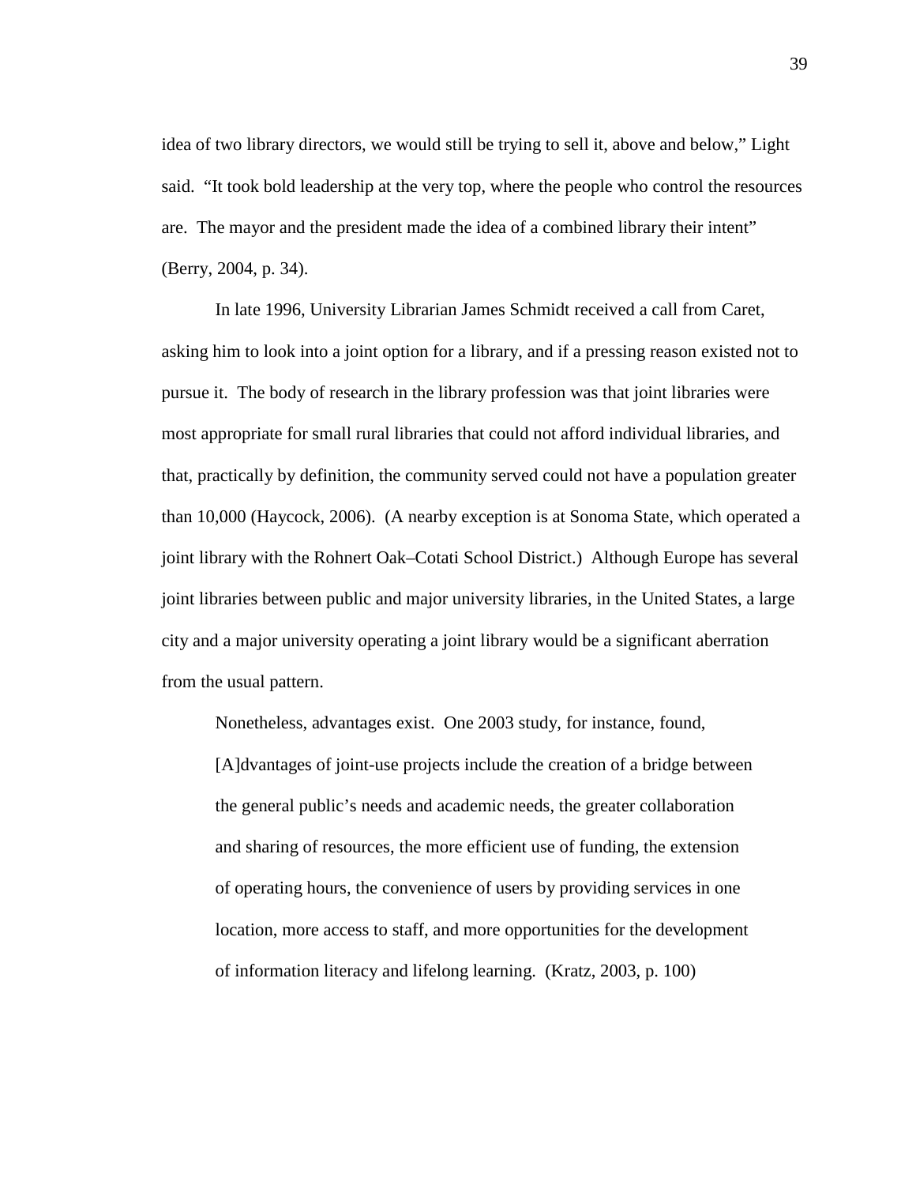idea of two library directors, we would still be trying to sell it, above and below," Light said. "It took bold leadership at the very top, where the people who control the resources are. The mayor and the president made the idea of a combined library their intent" (Berry, 2004, p. 34).

In late 1996, University Librarian James Schmidt received a call from Caret, asking him to look into a joint option for a library, and if a pressing reason existed not to pursue it. The body of research in the library profession was that joint libraries were most appropriate for small rural libraries that could not afford individual libraries, and that, practically by definition, the community served could not have a population greater than 10,000 (Haycock, 2006). (A nearby exception is at Sonoma State, which operated a joint library with the Rohnert Oak–Cotati School District.) Although Europe has several joint libraries between public and major university libraries, in the United States, a large city and a major university operating a joint library would be a significant aberration from the usual pattern.

Nonetheless, advantages exist. One 2003 study, for instance, found,

> [A]dvantages of joint-use projects include the creation of a bridge between the general public's needs and academic needs, the greater collaboration and sharing of resources, the more efficient use of funding, the extension of operating hours, the convenience of users by providing services in one location, more access to staff, and more opportunities for the development of information literacy and lifelong learning. (Kratz, 2003, p. 100)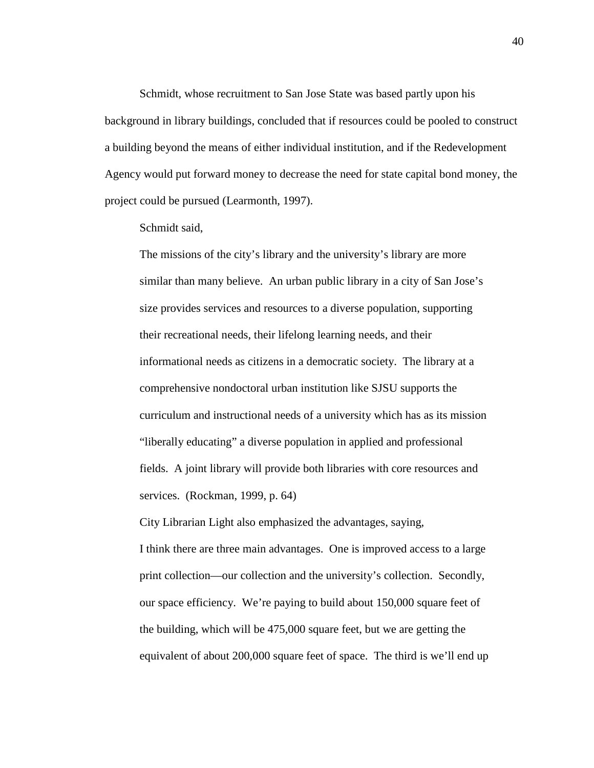Schmidt, whose recruitment to San Jose State was based partly upon his background in library buildings, concluded that if resources could be pooled to construct a building beyond the means of either individual institution, and if the Redevelopment Agency would put forward money to decrease the need for state capital bond money, the project could be pursued (Learmonth, 1997).

Schmidt said,

> The missions of the city's library and the university's library are more similar than many believe. An urban public library in a city of San Jose's size provides services and resources to a diverse population, supporting their recreational needs, their lifelong learning needs, and their informational needs as citizens in a democratic society. The library at a comprehensive nondoctoral urban institution like SJSU supports the curriculum and instructional needs of a university which has as its mission "liberally educating" a diverse population in applied and professional fields. A joint library will provide both libraries with core resources and services. (Rockman, 1999, p. 64)

City Librarian Light also emphasized the advantages, saying,

> I think there are three main advantages. One is improved access to a large print collection—our collection and the university's collection. Secondly, our space efficiency. We're paying to build about 150,000 square feet of the building, which will be 475,000 square feet, but we are getting the equivalent of about 200,000 square feet of space. The third is we'll end up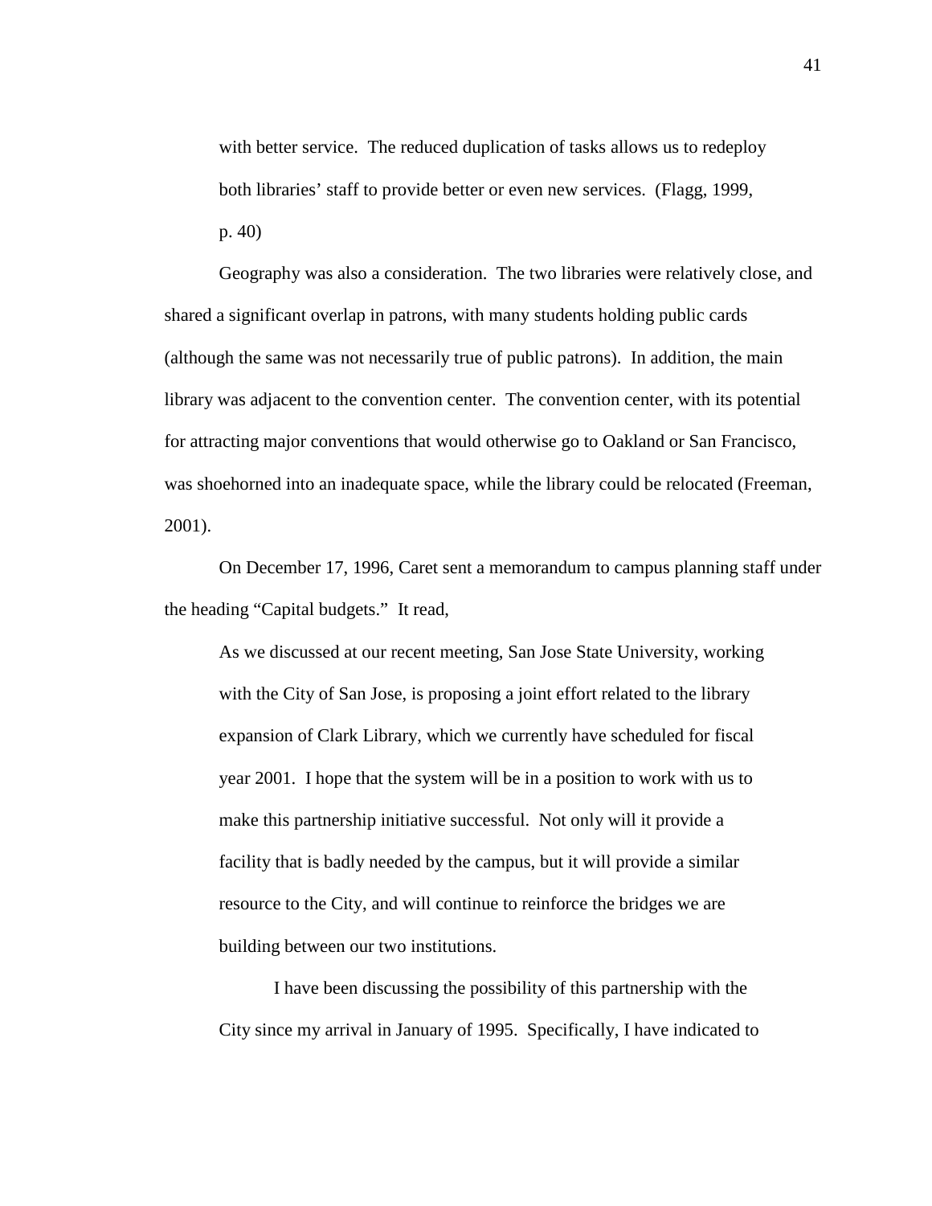> with better service. The reduced duplication of tasks allows us to redeploy both libraries' staff to provide better or even new services. (Flagg, 1999, p. 40)

Geography was also a consideration. The two libraries were relatively close, and shared a significant overlap in patrons, with many students holding public cards (although the same was not necessarily true of public patrons). In addition, the main library was adjacent to the convention center. The convention center, with its potential for attracting major conventions that would otherwise go to Oakland or San Francisco, was shoehorned into an inadequate space, while the library could be relocated (Freeman, 2001).

On December 17, 1996, Caret sent a memorandum to campus planning staff under the heading "Capital budgets." It read,

> As we discussed at our recent meeting, San Jose State University, working with the City of San Jose, is proposing a joint effort related to the library expansion of Clark Library, which we currently have scheduled for fiscal year 2001. I hope that the system will be in a position to work with us to make this partnership initiative successful. Not only will it provide a facility that is badly needed by the campus, but it will provide a similar resource to the City, and will continue to reinforce the bridges we are building between our two institutions.
>
> I have been discussing the possibility of this partnership with the City since my arrival in January of 1995. Specifically, I have indicated to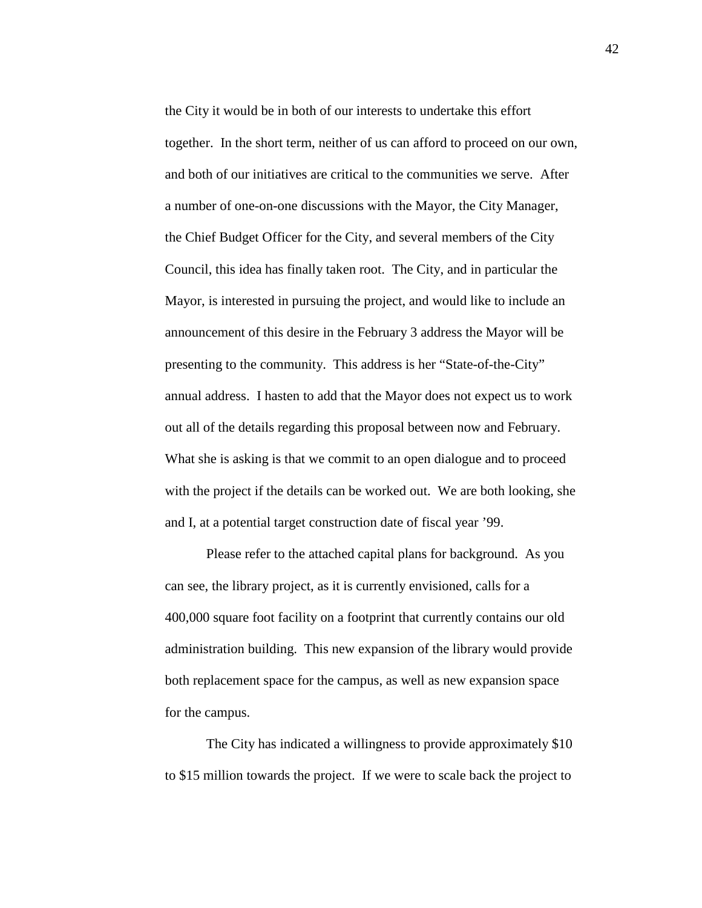the City it would be in both of our interests to undertake this effort together. In the short term, neither of us can afford to proceed on our own, and both of our initiatives are critical to the communities we serve. After a number of one-on-one discussions with the Mayor, the City Manager, the Chief Budget Officer for the City, and several members of the City Council, this idea has finally taken root. The City, and in particular the Mayor, is interested in pursuing the project, and would like to include an announcement of this desire in the February 3 address the Mayor will be presenting to the community. This address is her "State-of-the-City" annual address. I hasten to add that the Mayor does not expect us to work out all of the details regarding this proposal between now and February. What she is asking is that we commit to an open dialogue and to proceed with the project if the details can be worked out. We are both looking, she and I, at a potential target construction date of fiscal year '99.

Please refer to the attached capital plans for background. As you can see, the library project, as it is currently envisioned, calls for a 400,000 square foot facility on a footprint that currently contains our old administration building. This new expansion of the library would provide both replacement space for the campus, as well as new expansion space for the campus.

The City has indicated a willingness to provide approximately $10 to $15 million towards the project. If we were to scale back the project to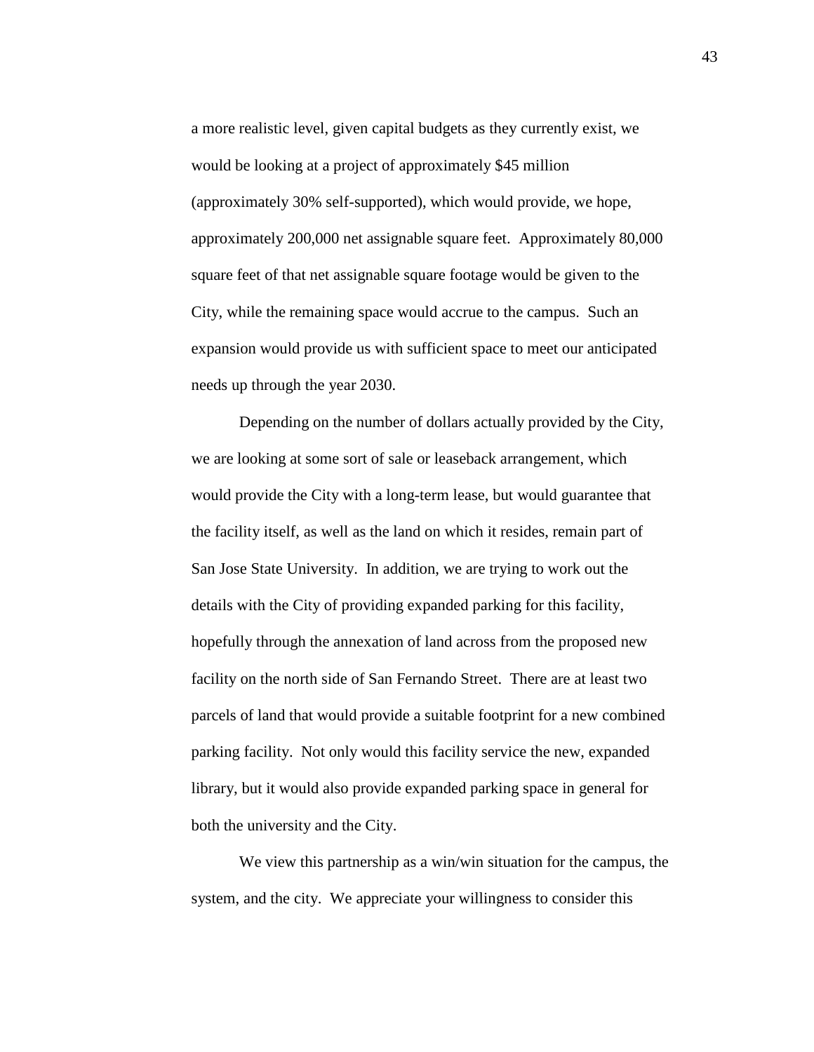a more realistic level, given capital budgets as they currently exist, we would be looking at a project of approximately $45 million (approximately 30% self-supported), which would provide, we hope, approximately 200,000 net assignable square feet. Approximately 80,000 square feet of that net assignable square footage would be given to the City, while the remaining space would accrue to the campus. Such an expansion would provide us with sufficient space to meet our anticipated needs up through the year 2030.

Depending on the number of dollars actually provided by the City, we are looking at some sort of sale or leaseback arrangement, which would provide the City with a long-term lease, but would guarantee that the facility itself, as well as the land on which it resides, remain part of San Jose State University. In addition, we are trying to work out the details with the City of providing expanded parking for this facility, hopefully through the annexation of land across from the proposed new facility on the north side of San Fernando Street. There are at least two parcels of land that would provide a suitable footprint for a new combined parking facility. Not only would this facility service the new, expanded library, but it would also provide expanded parking space in general for both the university and the City.

We view this partnership as a win/win situation for the campus, the system, and the city. We appreciate your willingness to consider this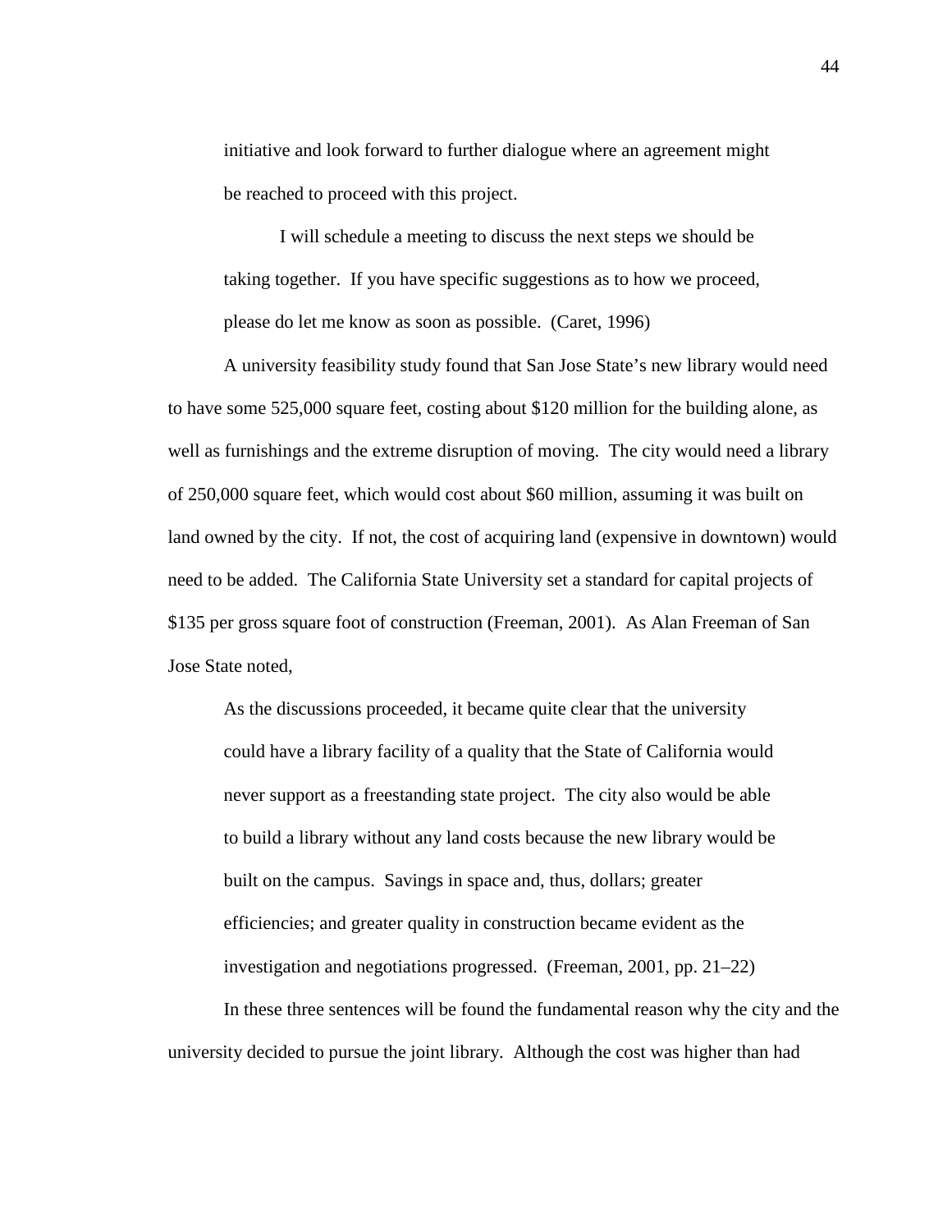> initiative and look forward to further dialogue where an agreement might be reached to proceed with this project.
>
> I will schedule a meeting to discuss the next steps we should be taking together. If you have specific suggestions as to how we proceed, please do let me know as soon as possible. (Caret, 1996)

A university feasibility study found that San Jose State's new library would need to have some 525,000 square feet, costing about $120 million for the building alone, as well as furnishings and the extreme disruption of moving. The city would need a library of 250,000 square feet, which would cost about $60 million, assuming it was built on land owned by the city. If not, the cost of acquiring land (expensive in downtown) would need to be added. The California State University set a standard for capital projects of $135 per gross square foot of construction (Freeman, 2001). As Alan Freeman of San Jose State noted,

> As the discussions proceeded, it became quite clear that the university could have a library facility of a quality that the State of California would never support as a freestanding state project. The city also would be able to build a library without any land costs because the new library would be built on the campus. Savings in space and, thus, dollars; greater efficiencies; and greater quality in construction became evident as the investigation and negotiations progressed. (Freeman, 2001, pp. 21–22)

In these three sentences will be found the fundamental reason why the city and the university decided to pursue the joint library. Although the cost was higher than had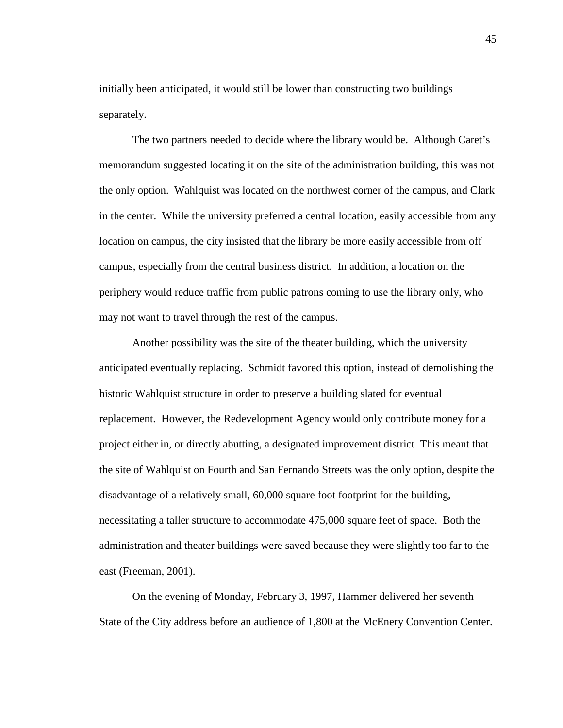initially been anticipated, it would still be lower than constructing two buildings separately.

The two partners needed to decide where the library would be. Although Caret's memorandum suggested locating it on the site of the administration building, this was not the only option. Wahlquist was located on the northwest corner of the campus, and Clark in the center. While the university preferred a central location, easily accessible from any location on campus, the city insisted that the library be more easily accessible from off campus, especially from the central business district. In addition, a location on the periphery would reduce traffic from public patrons coming to use the library only, who may not want to travel through the rest of the campus.

Another possibility was the site of the theater building, which the university anticipated eventually replacing. Schmidt favored this option, instead of demolishing the historic Wahlquist structure in order to preserve a building slated for eventual replacement. However, the Redevelopment Agency would only contribute money for a project either in, or directly abutting, a designated improvement district This meant that the site of Wahlquist on Fourth and San Fernando Streets was the only option, despite the disadvantage of a relatively small, 60,000 square foot footprint for the building, necessitating a taller structure to accommodate 475,000 square feet of space. Both the administration and theater buildings were saved because they were slightly too far to the east (Freeman, 2001).

On the evening of Monday, February 3, 1997, Hammer delivered her seventh State of the City address before an audience of 1,800 at the McEnery Convention Center.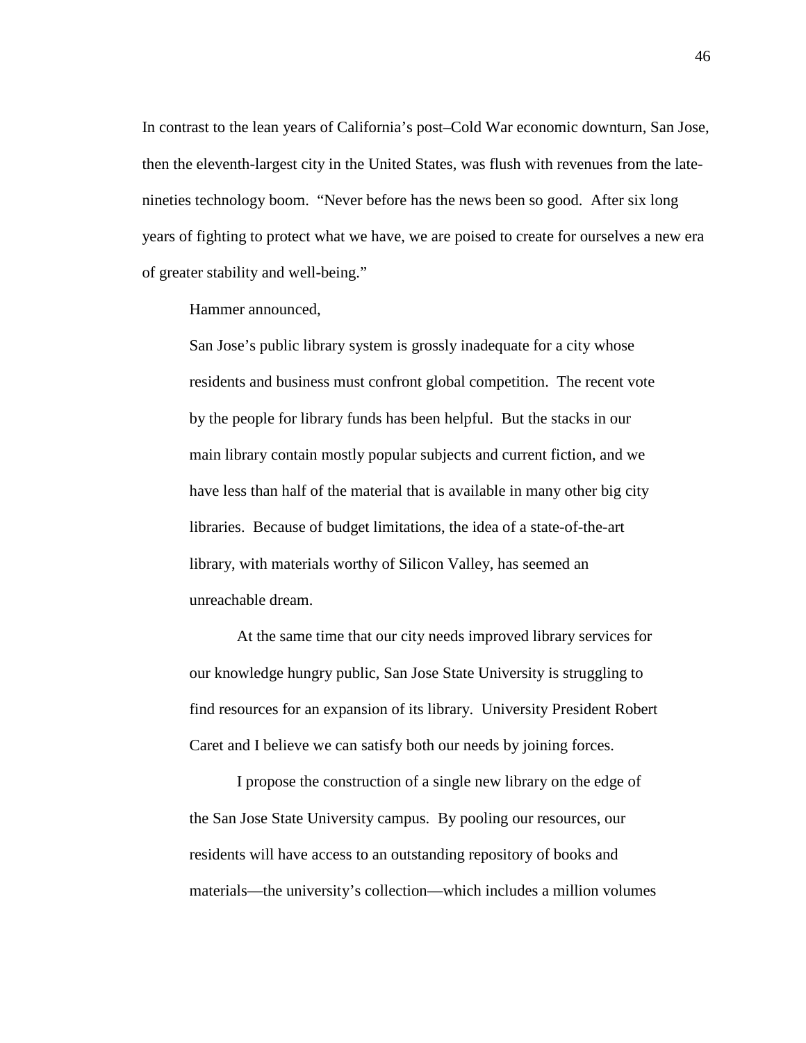In contrast to the lean years of California's post–Cold War economic downturn, San Jose, then the eleventh-largest city in the United States, was flush with revenues from the late-nineties technology boom. "Never before has the news been so good. After six long years of fighting to protect what we have, we are poised to create for ourselves a new era of greater stability and well-being."

Hammer announced,

> San Jose's public library system is grossly inadequate for a city whose residents and business must confront global competition. The recent vote by the people for library funds has been helpful. But the stacks in our main library contain mostly popular subjects and current fiction, and we have less than half of the material that is available in many other big city libraries. Because of budget limitations, the idea of a state-of-the-art library, with materials worthy of Silicon Valley, has seemed an unreachable dream.
>
> At the same time that our city needs improved library services for our knowledge hungry public, San Jose State University is struggling to find resources for an expansion of its library. University President Robert Caret and I believe we can satisfy both our needs by joining forces.
>
> I propose the construction of a single new library on the edge of the San Jose State University campus. By pooling our resources, our residents will have access to an outstanding repository of books and materials—the university's collection—which includes a million volumes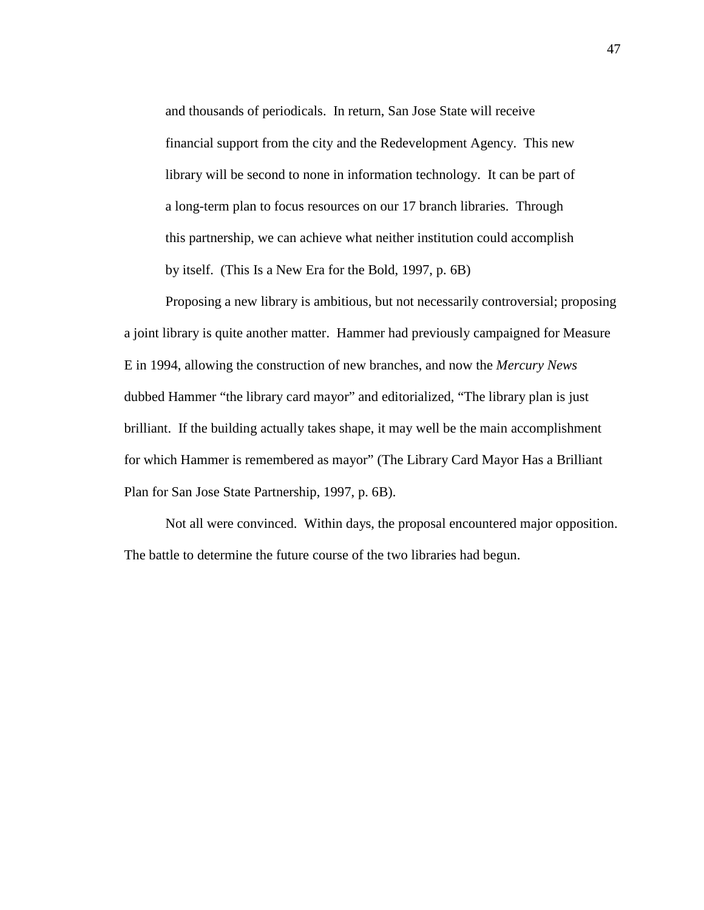> and thousands of periodicals. In return, San Jose State will receive financial support from the city and the Redevelopment Agency. This new library will be second to none in information technology. It can be part of a long-term plan to focus resources on our 17 branch libraries. Through this partnership, we can achieve what neither institution could accomplish by itself. (This Is a New Era for the Bold, 1997, p. 6B)

Proposing a new library is ambitious, but not necessarily controversial; proposing a joint library is quite another matter. Hammer had previously campaigned for Measure E in 1994, allowing the construction of new branches, and now the *Mercury News* dubbed Hammer "the library card mayor" and editorialized, "The library plan is just brilliant. If the building actually takes shape, it may well be the main accomplishment for which Hammer is remembered as mayor" (The Library Card Mayor Has a Brilliant Plan for San Jose State Partnership, 1997, p. 6B).

Not all were convinced. Within days, the proposal encountered major opposition. The battle to determine the future course of the two libraries had begun.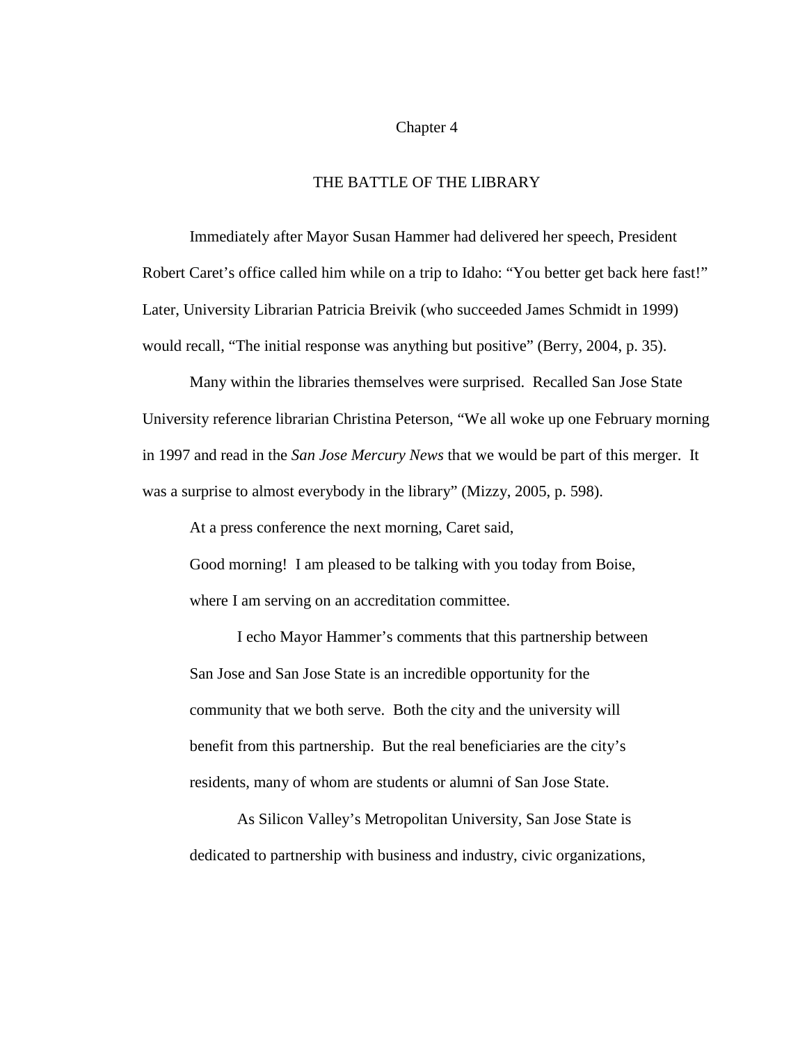# Chapter 4

## THE BATTLE OF THE LIBRARY

Immediately after Mayor Susan Hammer had delivered her speech, President Robert Caret's office called him while on a trip to Idaho: "You better get back here fast!" Later, University Librarian Patricia Breivik (who succeeded James Schmidt in 1999) would recall, "The initial response was anything but positive" (Berry, 2004, p. 35).

Many within the libraries themselves were surprised. Recalled San Jose State University reference librarian Christina Peterson, "We all woke up one February morning in 1997 and read in the *San Jose Mercury News* that we would be part of this merger. It was a surprise to almost everybody in the library" (Mizzy, 2005, p. 598).

At a press conference the next morning, Caret said,

> Good morning! I am pleased to be talking with you today from Boise, where I am serving on an accreditation committee.
>
> I echo Mayor Hammer's comments that this partnership between San Jose and San Jose State is an incredible opportunity for the community that we both serve. Both the city and the university will benefit from this partnership. But the real beneficiaries are the city's residents, many of whom are students or alumni of San Jose State.
>
> As Silicon Valley's Metropolitan University, San Jose State is dedicated to partnership with business and industry, civic organizations,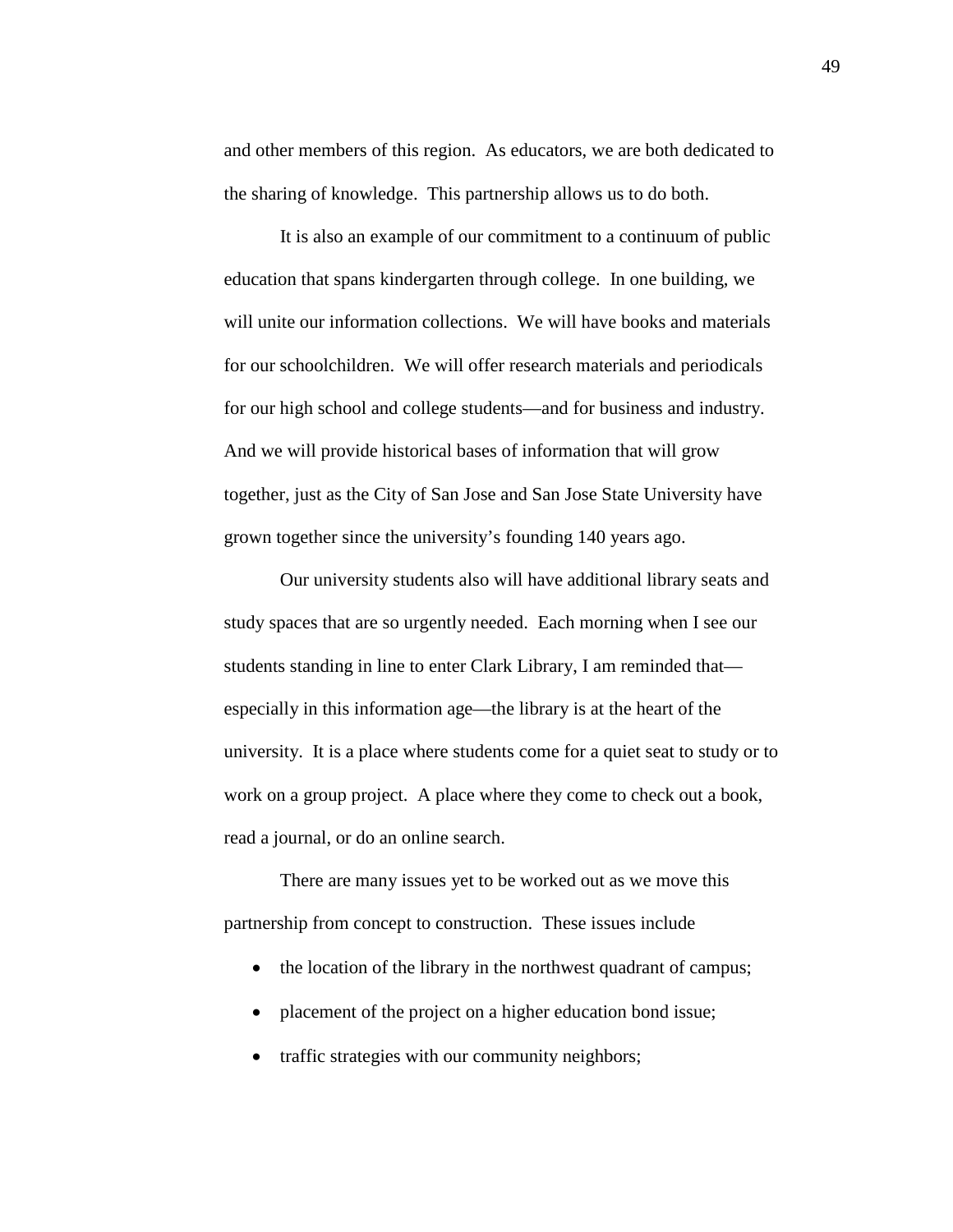and other members of this region. As educators, we are both dedicated to the sharing of knowledge. This partnership allows us to do both.

It is also an example of our commitment to a continuum of public education that spans kindergarten through college. In one building, we will unite our information collections. We will have books and materials for our schoolchildren. We will offer research materials and periodicals for our high school and college students—and for business and industry. And we will provide historical bases of information that will grow together, just as the City of San Jose and San Jose State University have grown together since the university's founding 140 years ago.

Our university students also will have additional library seats and study spaces that are so urgently needed. Each morning when I see our students standing in line to enter Clark Library, I am reminded that—especially in this information age—the library is at the heart of the university. It is a place where students come for a quiet seat to study or to work on a group project. A place where they come to check out a book, read a journal, or do an online search.

There are many issues yet to be worked out as we move this partnership from concept to construction. These issues include

- the location of the library in the northwest quadrant of campus;
- placement of the project on a higher education bond issue;
- traffic strategies with our community neighbors;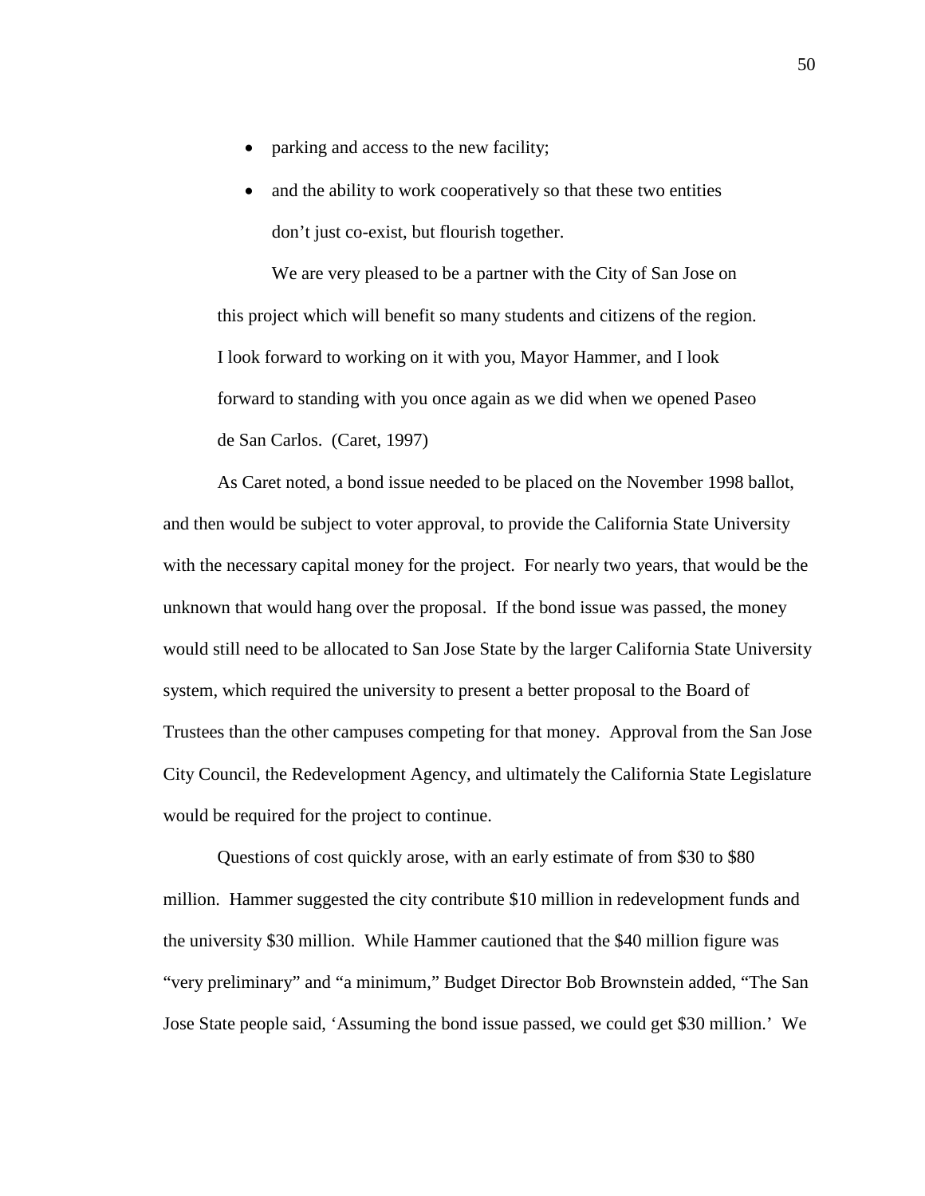- parking and access to the new facility;
- and the ability to work cooperatively so that these two entities don't just co-exist, but flourish together.

> We are very pleased to be a partner with the City of San Jose on this project which will benefit so many students and citizens of the region. I look forward to working on it with you, Mayor Hammer, and I look forward to standing with you once again as we did when we opened Paseo de San Carlos. (Caret, 1997)

As Caret noted, a bond issue needed to be placed on the November 1998 ballot, and then would be subject to voter approval, to provide the California State University with the necessary capital money for the project. For nearly two years, that would be the unknown that would hang over the proposal. If the bond issue was passed, the money would still need to be allocated to San Jose State by the larger California State University system, which required the university to present a better proposal to the Board of Trustees than the other campuses competing for that money. Approval from the San Jose City Council, the Redevelopment Agency, and ultimately the California State Legislature would be required for the project to continue.

Questions of cost quickly arose, with an early estimate of from $30 to $80 million. Hammer suggested the city contribute $10 million in redevelopment funds and the university $30 million. While Hammer cautioned that the $40 million figure was "very preliminary" and "a minimum," Budget Director Bob Brownstein added, "The San Jose State people said, 'Assuming the bond issue passed, we could get $30 million.' We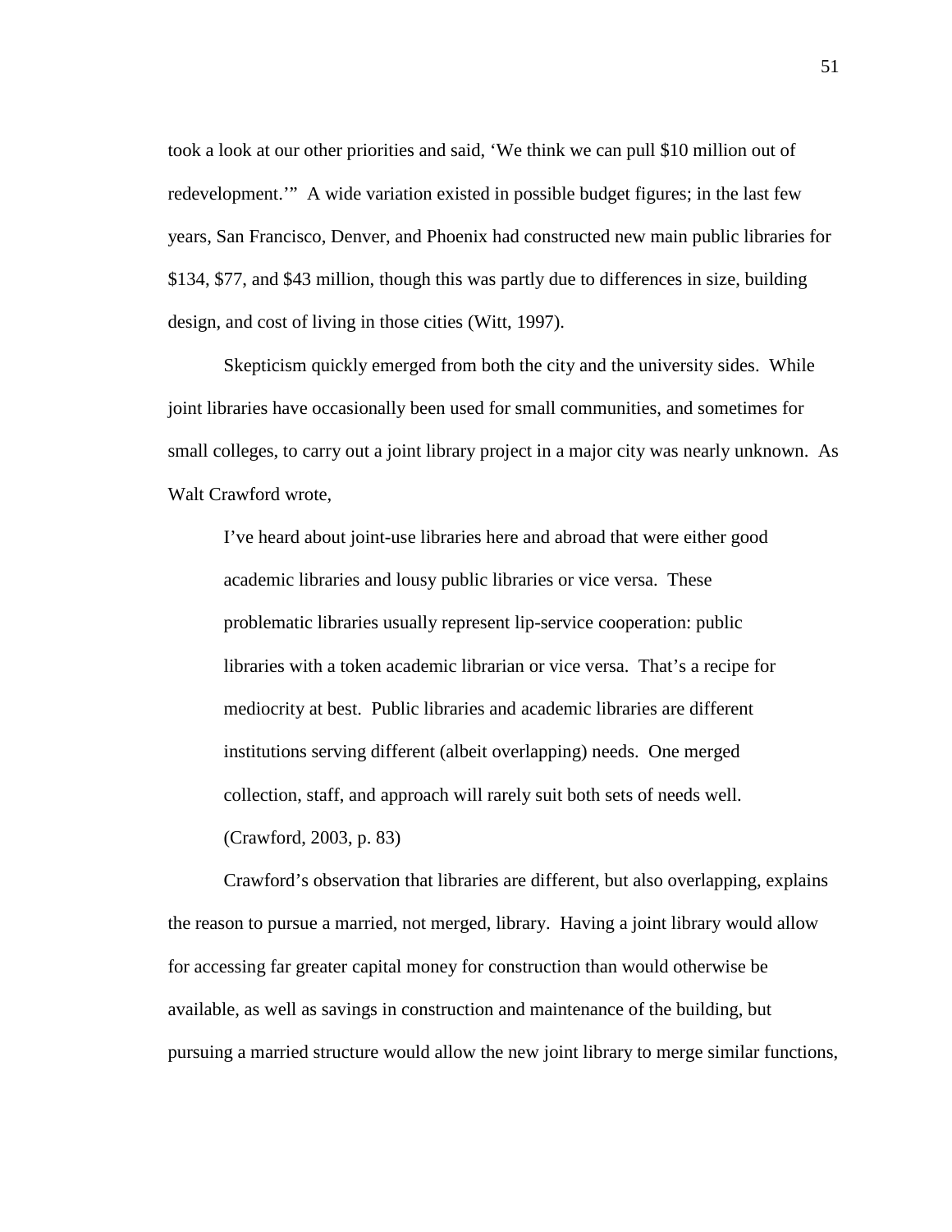took a look at our other priorities and said, 'We think we can pull $10 million out of redevelopment.'" A wide variation existed in possible budget figures; in the last few years, San Francisco, Denver, and Phoenix had constructed new main public libraries for $134, $77, and $43 million, though this was partly due to differences in size, building design, and cost of living in those cities (Witt, 1997).

Skepticism quickly emerged from both the city and the university sides. While joint libraries have occasionally been used for small communities, and sometimes for small colleges, to carry out a joint library project in a major city was nearly unknown. As Walt Crawford wrote,

> I've heard about joint-use libraries here and abroad that were either good academic libraries and lousy public libraries or vice versa. These problematic libraries usually represent lip-service cooperation: public libraries with a token academic librarian or vice versa. That's a recipe for mediocrity at best. Public libraries and academic libraries are different institutions serving different (albeit overlapping) needs. One merged collection, staff, and approach will rarely suit both sets of needs well. (Crawford, 2003, p. 83)

Crawford's observation that libraries are different, but also overlapping, explains the reason to pursue a married, not merged, library. Having a joint library would allow for accessing far greater capital money for construction than would otherwise be available, as well as savings in construction and maintenance of the building, but pursuing a married structure would allow the new joint library to merge similar functions,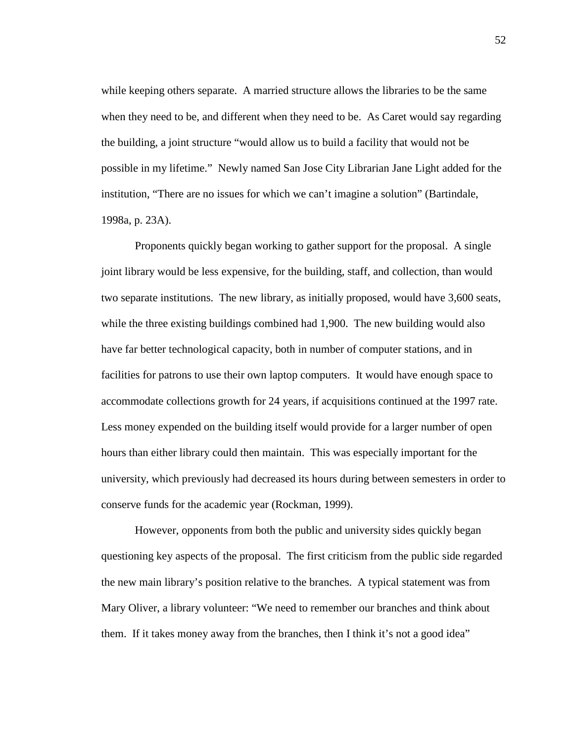while keeping others separate. A married structure allows the libraries to be the same when they need to be, and different when they need to be. As Caret would say regarding the building, a joint structure "would allow us to build a facility that would not be possible in my lifetime." Newly named San Jose City Librarian Jane Light added for the institution, "There are no issues for which we can't imagine a solution" (Bartindale, 1998a, p. 23A).

Proponents quickly began working to gather support for the proposal. A single joint library would be less expensive, for the building, staff, and collection, than would two separate institutions. The new library, as initially proposed, would have 3,600 seats, while the three existing buildings combined had 1,900. The new building would also have far better technological capacity, both in number of computer stations, and in facilities for patrons to use their own laptop computers. It would have enough space to accommodate collections growth for 24 years, if acquisitions continued at the 1997 rate. Less money expended on the building itself would provide for a larger number of open hours than either library could then maintain. This was especially important for the university, which previously had decreased its hours during between semesters in order to conserve funds for the academic year (Rockman, 1999).

However, opponents from both the public and university sides quickly began questioning key aspects of the proposal. The first criticism from the public side regarded the new main library's position relative to the branches. A typical statement was from Mary Oliver, a library volunteer: "We need to remember our branches and think about them. If it takes money away from the branches, then I think it's not a good idea"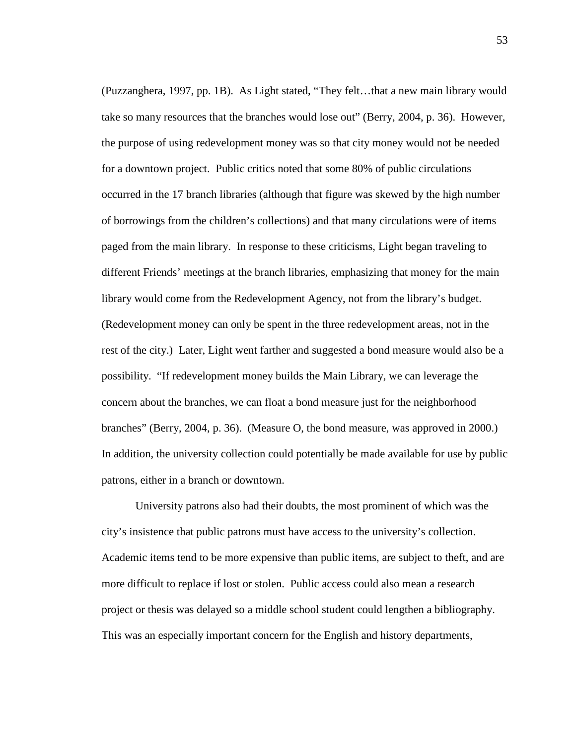(Puzzanghera, 1997, pp. 1B). As Light stated, "They felt…that a new main library would take so many resources that the branches would lose out" (Berry, 2004, p. 36). However, the purpose of using redevelopment money was so that city money would not be needed for a downtown project. Public critics noted that some 80% of public circulations occurred in the 17 branch libraries (although that figure was skewed by the high number of borrowings from the children's collections) and that many circulations were of items paged from the main library. In response to these criticisms, Light began traveling to different Friends' meetings at the branch libraries, emphasizing that money for the main library would come from the Redevelopment Agency, not from the library's budget. (Redevelopment money can only be spent in the three redevelopment areas, not in the rest of the city.) Later, Light went farther and suggested a bond measure would also be a possibility. "If redevelopment money builds the Main Library, we can leverage the concern about the branches, we can float a bond measure just for the neighborhood branches" (Berry, 2004, p. 36). (Measure O, the bond measure, was approved in 2000.) In addition, the university collection could potentially be made available for use by public patrons, either in a branch or downtown.

University patrons also had their doubts, the most prominent of which was the city's insistence that public patrons must have access to the university's collection. Academic items tend to be more expensive than public items, are subject to theft, and are more difficult to replace if lost or stolen. Public access could also mean a research project or thesis was delayed so a middle school student could lengthen a bibliography. This was an especially important concern for the English and history departments,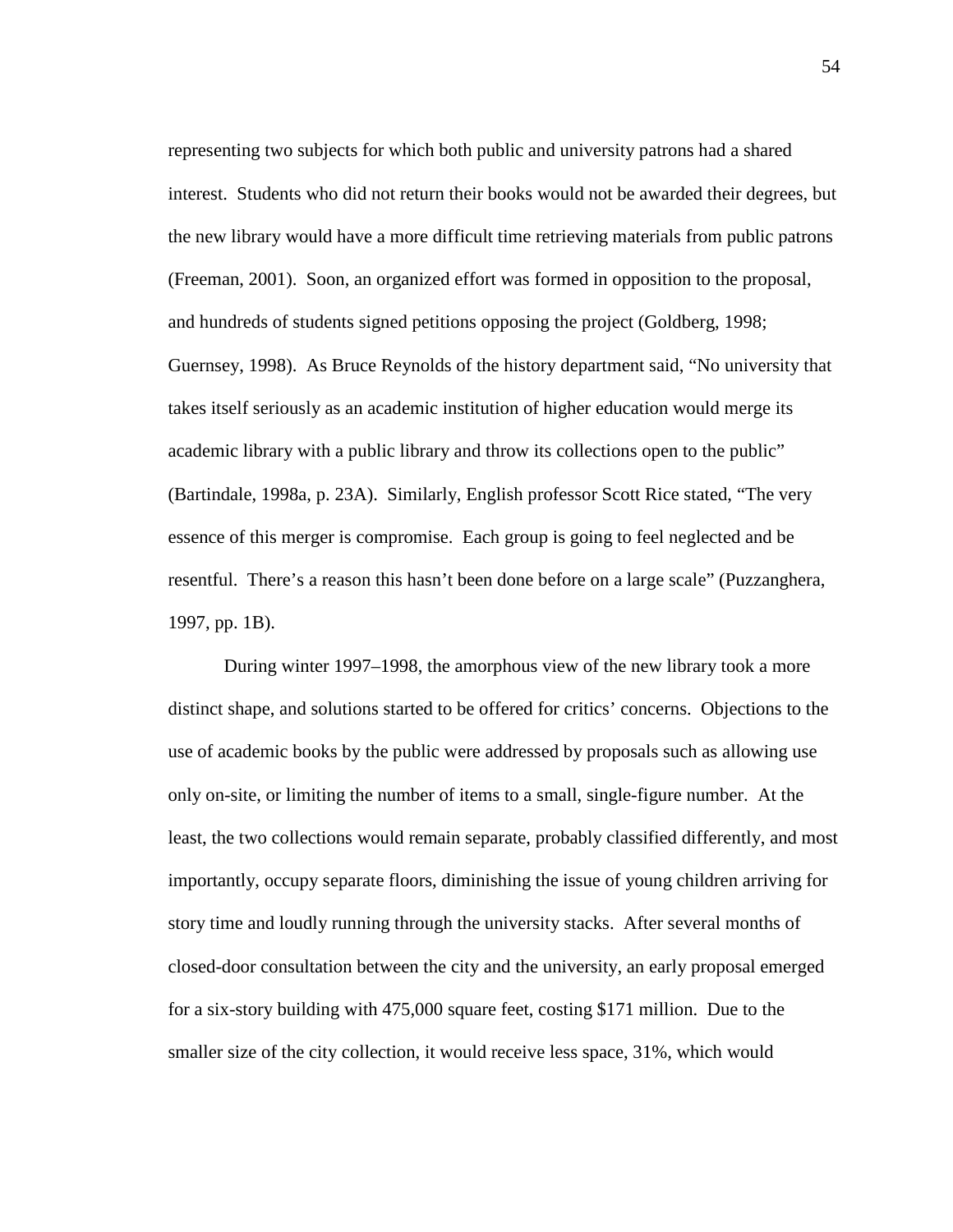representing two subjects for which both public and university patrons had a shared interest. Students who did not return their books would not be awarded their degrees, but the new library would have a more difficult time retrieving materials from public patrons (Freeman, 2001). Soon, an organized effort was formed in opposition to the proposal, and hundreds of students signed petitions opposing the project (Goldberg, 1998; Guernsey, 1998). As Bruce Reynolds of the history department said, "No university that takes itself seriously as an academic institution of higher education would merge its academic library with a public library and throw its collections open to the public" (Bartindale, 1998a, p. 23A). Similarly, English professor Scott Rice stated, "The very essence of this merger is compromise. Each group is going to feel neglected and be resentful. There's a reason this hasn't been done before on a large scale" (Puzzanghera, 1997, pp. 1B).

During winter 1997–1998, the amorphous view of the new library took a more distinct shape, and solutions started to be offered for critics' concerns. Objections to the use of academic books by the public were addressed by proposals such as allowing use only on-site, or limiting the number of items to a small, single-figure number. At the least, the two collections would remain separate, probably classified differently, and most importantly, occupy separate floors, diminishing the issue of young children arriving for story time and loudly running through the university stacks. After several months of closed-door consultation between the city and the university, an early proposal emerged for a six-story building with 475,000 square feet, costing $171 million. Due to the smaller size of the city collection, it would receive less space, 31%, which would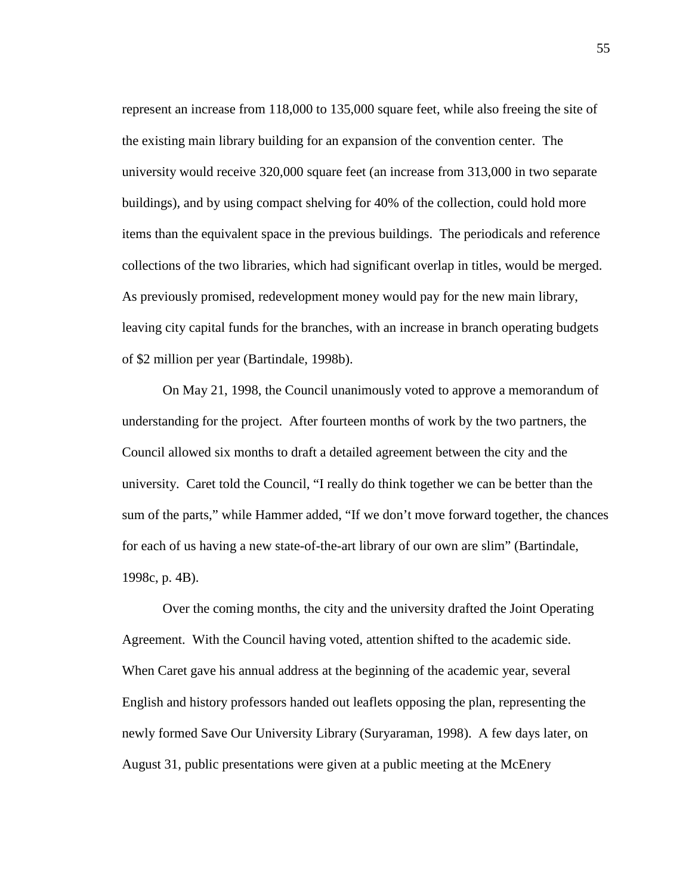represent an increase from 118,000 to 135,000 square feet, while also freeing the site of the existing main library building for an expansion of the convention center. The university would receive 320,000 square feet (an increase from 313,000 in two separate buildings), and by using compact shelving for 40% of the collection, could hold more items than the equivalent space in the previous buildings. The periodicals and reference collections of the two libraries, which had significant overlap in titles, would be merged. As previously promised, redevelopment money would pay for the new main library, leaving city capital funds for the branches, with an increase in branch operating budgets of $2 million per year (Bartindale, 1998b).

On May 21, 1998, the Council unanimously voted to approve a memorandum of understanding for the project. After fourteen months of work by the two partners, the Council allowed six months to draft a detailed agreement between the city and the university. Caret told the Council, "I really do think together we can be better than the sum of the parts," while Hammer added, "If we don't move forward together, the chances for each of us having a new state-of-the-art library of our own are slim" (Bartindale, 1998c, p. 4B).

Over the coming months, the city and the university drafted the Joint Operating Agreement. With the Council having voted, attention shifted to the academic side. When Caret gave his annual address at the beginning of the academic year, several English and history professors handed out leaflets opposing the plan, representing the newly formed Save Our University Library (Suryaraman, 1998). A few days later, on August 31, public presentations were given at a public meeting at the McEnery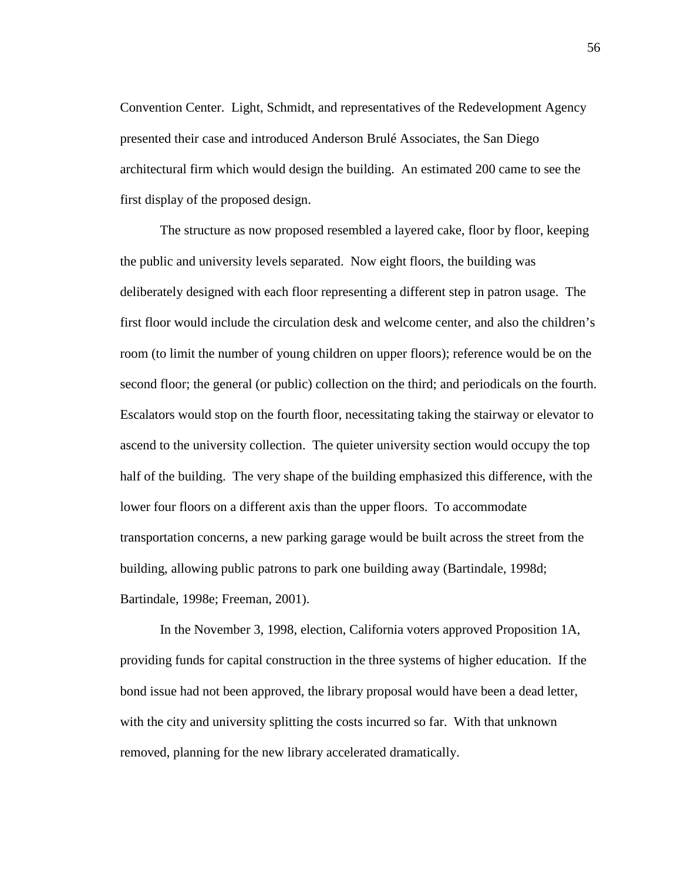Convention Center. Light, Schmidt, and representatives of the Redevelopment Agency presented their case and introduced Anderson Brulé Associates, the San Diego architectural firm which would design the building. An estimated 200 came to see the first display of the proposed design.

The structure as now proposed resembled a layered cake, floor by floor, keeping the public and university levels separated. Now eight floors, the building was deliberately designed with each floor representing a different step in patron usage. The first floor would include the circulation desk and welcome center, and also the children's room (to limit the number of young children on upper floors); reference would be on the second floor; the general (or public) collection on the third; and periodicals on the fourth. Escalators would stop on the fourth floor, necessitating taking the stairway or elevator to ascend to the university collection. The quieter university section would occupy the top half of the building. The very shape of the building emphasized this difference, with the lower four floors on a different axis than the upper floors. To accommodate transportation concerns, a new parking garage would be built across the street from the building, allowing public patrons to park one building away (Bartindale, 1998d; Bartindale, 1998e; Freeman, 2001).

In the November 3, 1998, election, California voters approved Proposition 1A, providing funds for capital construction in the three systems of higher education. If the bond issue had not been approved, the library proposal would have been a dead letter, with the city and university splitting the costs incurred so far. With that unknown removed, planning for the new library accelerated dramatically.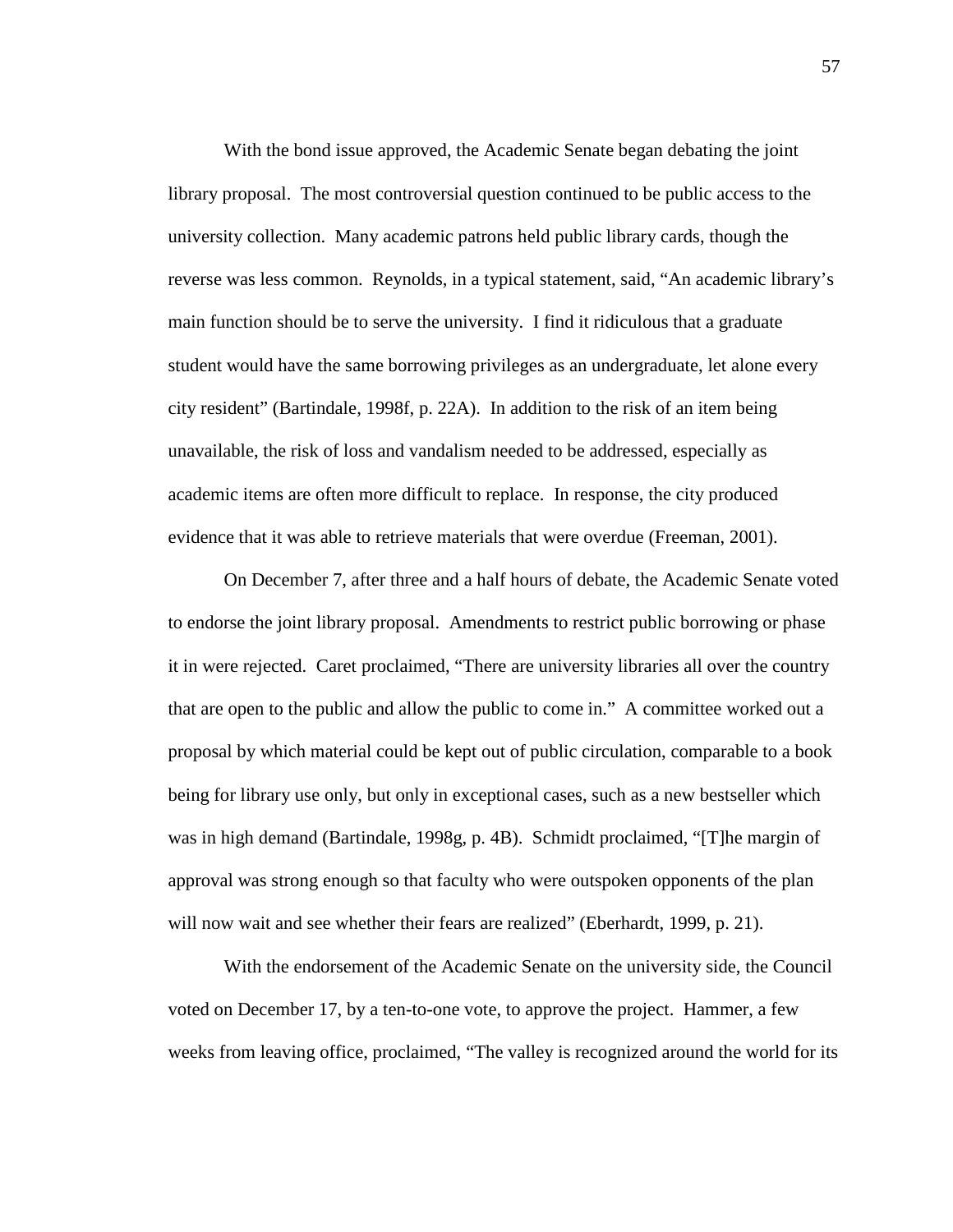With the bond issue approved, the Academic Senate began debating the joint library proposal. The most controversial question continued to be public access to the university collection. Many academic patrons held public library cards, though the reverse was less common. Reynolds, in a typical statement, said, "An academic library's main function should be to serve the university. I find it ridiculous that a graduate student would have the same borrowing privileges as an undergraduate, let alone every city resident" (Bartindale, 1998f, p. 22A). In addition to the risk of an item being unavailable, the risk of loss and vandalism needed to be addressed, especially as academic items are often more difficult to replace. In response, the city produced evidence that it was able to retrieve materials that were overdue (Freeman, 2001).

On December 7, after three and a half hours of debate, the Academic Senate voted to endorse the joint library proposal. Amendments to restrict public borrowing or phase it in were rejected. Caret proclaimed, "There are university libraries all over the country that are open to the public and allow the public to come in." A committee worked out a proposal by which material could be kept out of public circulation, comparable to a book being for library use only, but only in exceptional cases, such as a new bestseller which was in high demand (Bartindale, 1998g, p. 4B). Schmidt proclaimed, "[T]he margin of approval was strong enough so that faculty who were outspoken opponents of the plan will now wait and see whether their fears are realized" (Eberhardt, 1999, p. 21).

With the endorsement of the Academic Senate on the university side, the Council voted on December 17, by a ten-to-one vote, to approve the project. Hammer, a few weeks from leaving office, proclaimed, "The valley is recognized around the world for its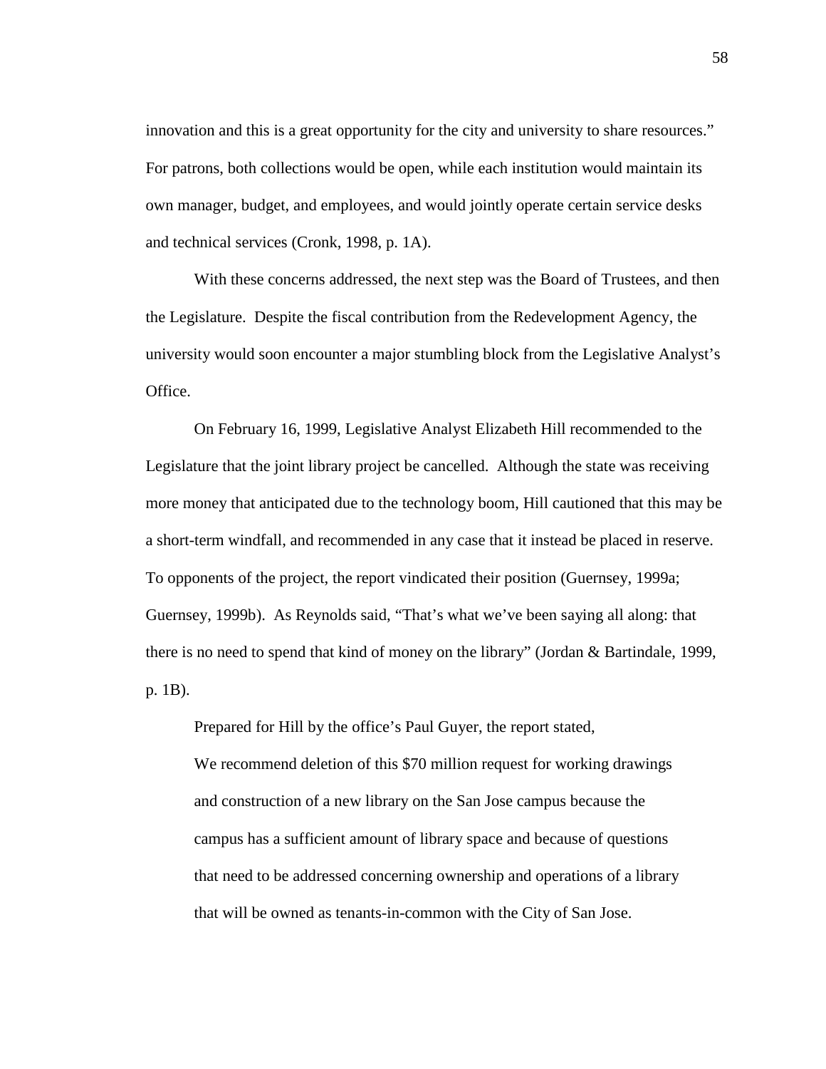innovation and this is a great opportunity for the city and university to share resources." For patrons, both collections would be open, while each institution would maintain its own manager, budget, and employees, and would jointly operate certain service desks and technical services (Cronk, 1998, p. 1A).

With these concerns addressed, the next step was the Board of Trustees, and then the Legislature. Despite the fiscal contribution from the Redevelopment Agency, the university would soon encounter a major stumbling block from the Legislative Analyst's Office.

On February 16, 1999, Legislative Analyst Elizabeth Hill recommended to the Legislature that the joint library project be cancelled. Although the state was receiving more money that anticipated due to the technology boom, Hill cautioned that this may be a short-term windfall, and recommended in any case that it instead be placed in reserve. To opponents of the project, the report vindicated their position (Guernsey, 1999a; Guernsey, 1999b). As Reynolds said, "That's what we've been saying all along: that there is no need to spend that kind of money on the library" (Jordan & Bartindale, 1999, p. 1B).

Prepared for Hill by the office's Paul Guyer, the report stated,

> We recommend deletion of this $70 million request for working drawings and construction of a new library on the San Jose campus because the campus has a sufficient amount of library space and because of questions that need to be addressed concerning ownership and operations of a library that will be owned as tenants-in-common with the City of San Jose.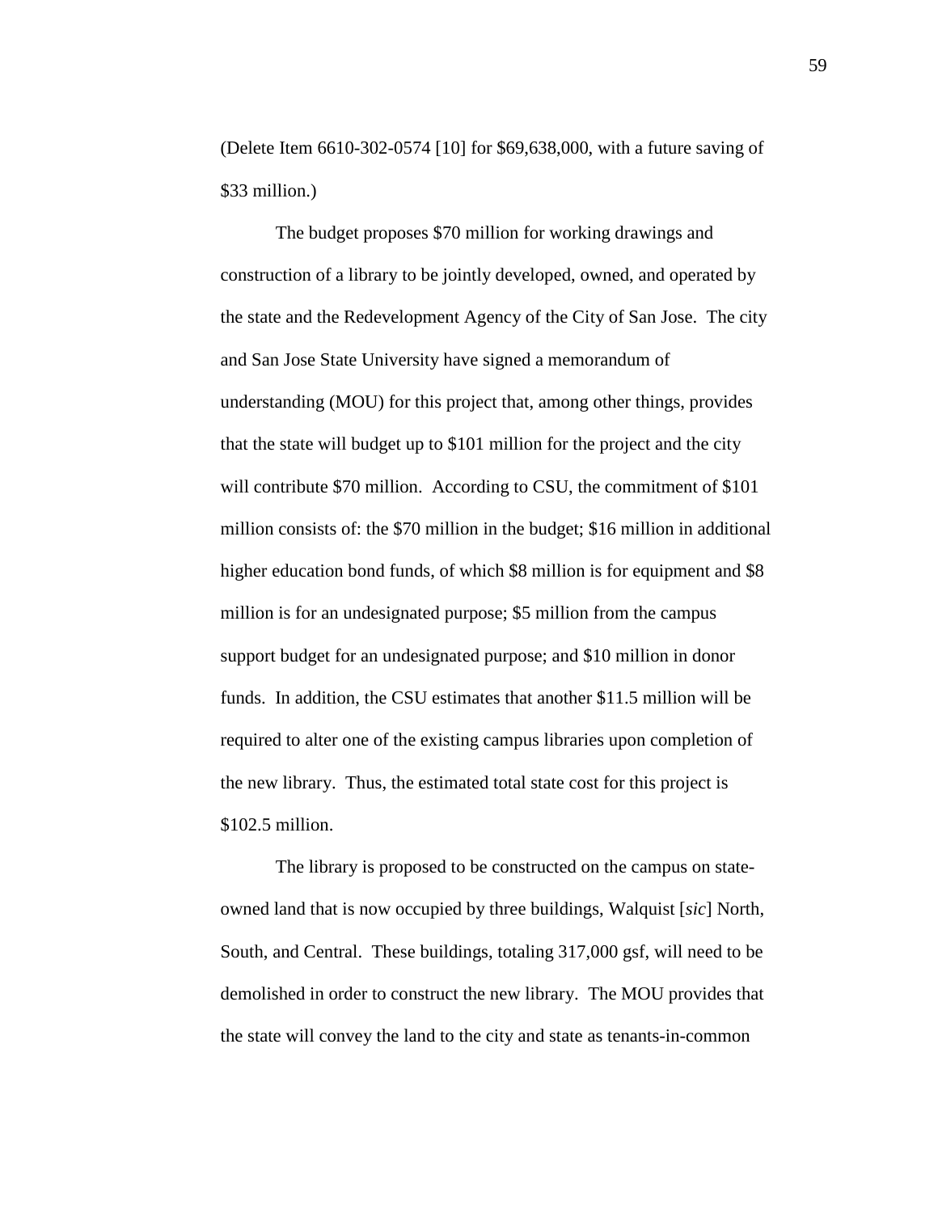(Delete Item 6610-302-0574 [10] for $69,638,000, with a future saving of $33 million.)

The budget proposes $70 million for working drawings and construction of a library to be jointly developed, owned, and operated by the state and the Redevelopment Agency of the City of San Jose. The city and San Jose State University have signed a memorandum of understanding (MOU) for this project that, among other things, provides that the state will budget up to $101 million for the project and the city will contribute $70 million. According to CSU, the commitment of $101 million consists of: the $70 million in the budget; $16 million in additional higher education bond funds, of which $8 million is for equipment and $8 million is for an undesignated purpose; $5 million from the campus support budget for an undesignated purpose; and $10 million in donor funds. In addition, the CSU estimates that another $11.5 million will be required to alter one of the existing campus libraries upon completion of the new library. Thus, the estimated total state cost for this project is $102.5 million.

The library is proposed to be constructed on the campus on state-owned land that is now occupied by three buildings, Walquist [*sic*] North, South, and Central. These buildings, totaling 317,000 gsf, will need to be demolished in order to construct the new library. The MOU provides that the state will convey the land to the city and state as tenants-in-common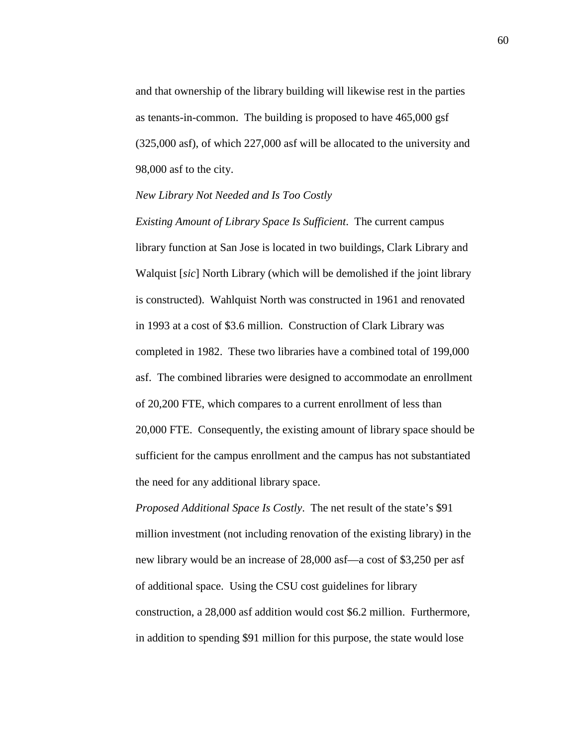and that ownership of the library building will likewise rest in the parties as tenants-in-common. The building is proposed to have 465,000 gsf (325,000 asf), of which 227,000 asf will be allocated to the university and 98,000 asf to the city.

*New Library Not Needed and Is Too Costly*

*Existing Amount of Library Space Is Sufficient*. The current campus library function at San Jose is located in two buildings, Clark Library and Walquist [*sic*] North Library (which will be demolished if the joint library is constructed). Wahlquist North was constructed in 1961 and renovated in 1993 at a cost of $3.6 million. Construction of Clark Library was completed in 1982. These two libraries have a combined total of 199,000 asf. The combined libraries were designed to accommodate an enrollment of 20,200 FTE, which compares to a current enrollment of less than 20,000 FTE. Consequently, the existing amount of library space should be sufficient for the campus enrollment and the campus has not substantiated the need for any additional library space.

*Proposed Additional Space Is Costly*. The net result of the state's $91 million investment (not including renovation of the existing library) in the new library would be an increase of 28,000 asf—a cost of $3,250 per asf of additional space. Using the CSU cost guidelines for library construction, a 28,000 asf addition would cost $6.2 million. Furthermore, in addition to spending $91 million for this purpose, the state would lose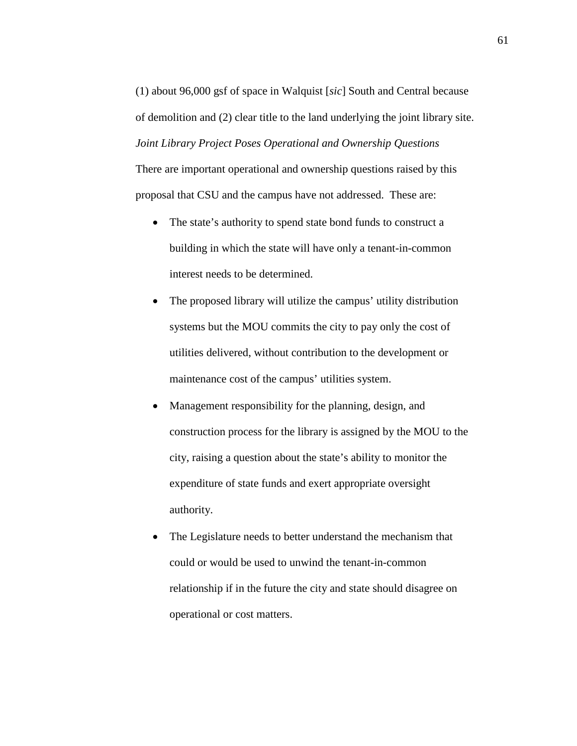(1) about 96,000 gsf of space in Walquist [*sic*] South and Central because of demolition and (2) clear title to the land underlying the joint library site.

*Joint Library Project Poses Operational and Ownership Questions*

There are important operational and ownership questions raised by this proposal that CSU and the campus have not addressed. These are:

- The state's authority to spend state bond funds to construct a building in which the state will have only a tenant-in-common interest needs to be determined.
- The proposed library will utilize the campus' utility distribution systems but the MOU commits the city to pay only the cost of utilities delivered, without contribution to the development or maintenance cost of the campus' utilities system.
- Management responsibility for the planning, design, and construction process for the library is assigned by the MOU to the city, raising a question about the state's ability to monitor the expenditure of state funds and exert appropriate oversight authority.
- The Legislature needs to better understand the mechanism that could or would be used to unwind the tenant-in-common relationship if in the future the city and state should disagree on operational or cost matters.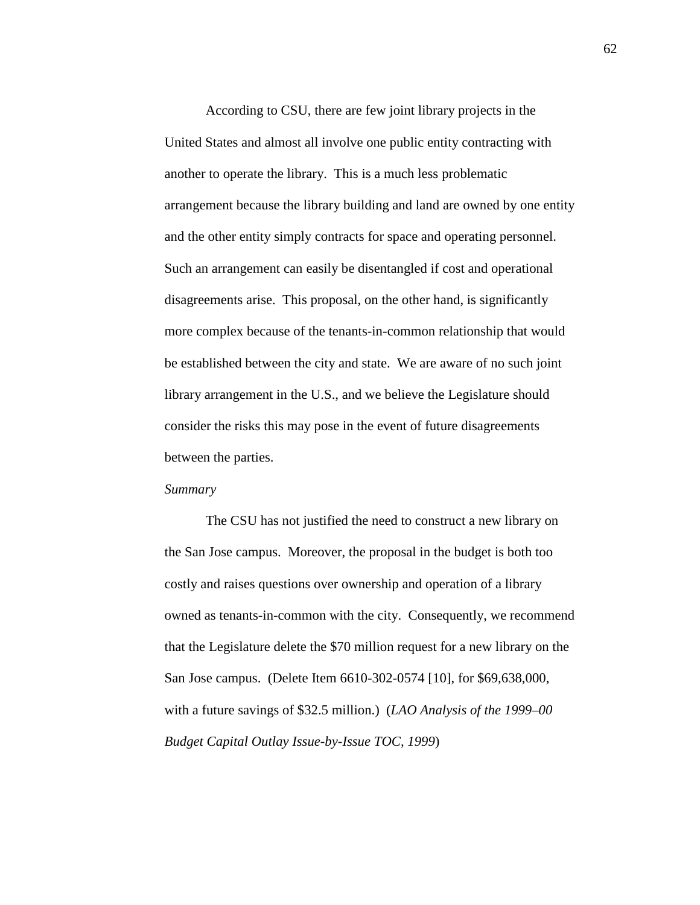According to CSU, there are few joint library projects in the United States and almost all involve one public entity contracting with another to operate the library. This is a much less problematic arrangement because the library building and land are owned by one entity and the other entity simply contracts for space and operating personnel. Such an arrangement can easily be disentangled if cost and operational disagreements arise. This proposal, on the other hand, is significantly more complex because of the tenants-in-common relationship that would be established between the city and state. We are aware of no such joint library arrangement in the U.S., and we believe the Legislature should consider the risks this may pose in the event of future disagreements between the parties.

*Summary*

The CSU has not justified the need to construct a new library on the San Jose campus. Moreover, the proposal in the budget is both too costly and raises questions over ownership and operation of a library owned as tenants-in-common with the city. Consequently, we recommend that the Legislature delete the $70 million request for a new library on the San Jose campus. (Delete Item 6610-302-0574 [10], for $69,638,000, with a future savings of $32.5 million.) (*LAO Analysis of the 1999–00 Budget Capital Outlay Issue-by-Issue TOC, 1999*)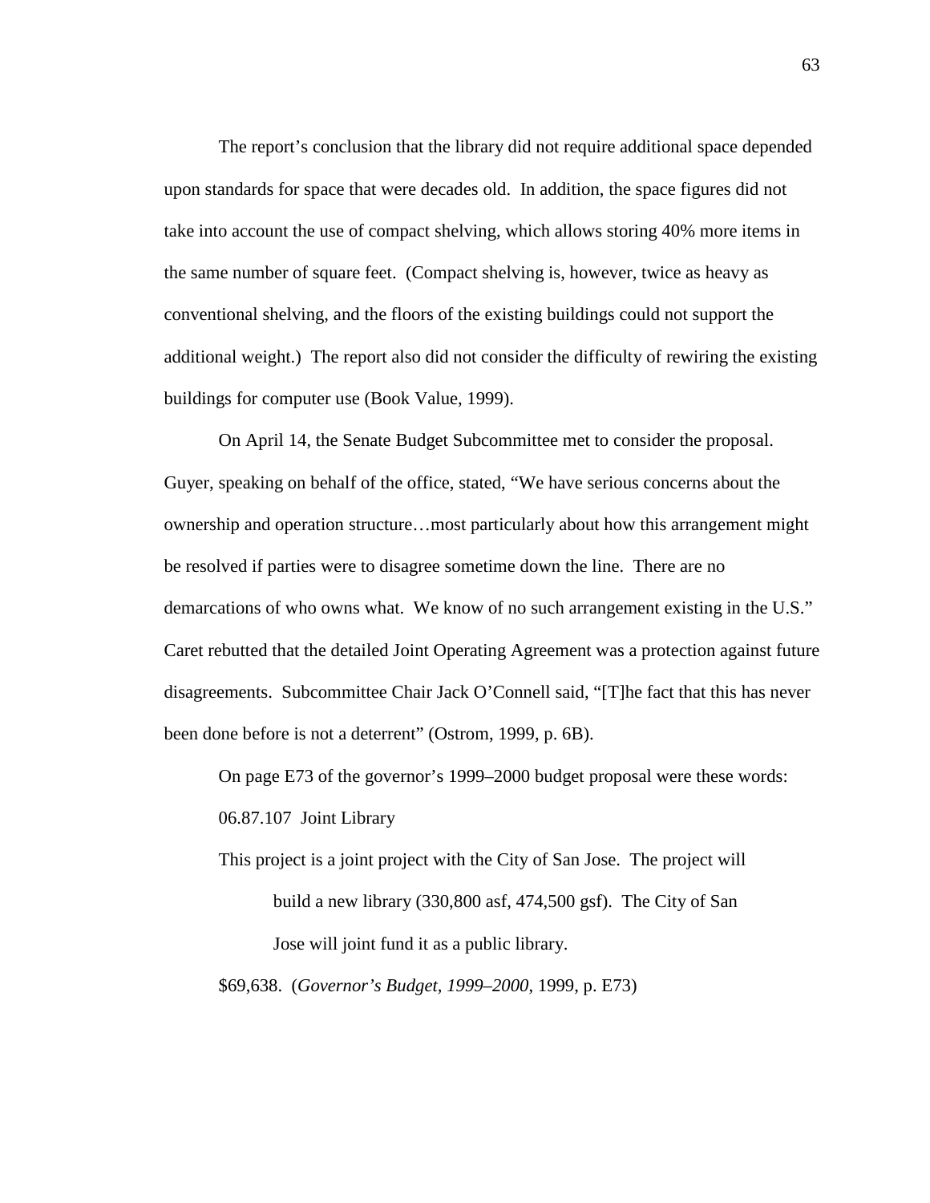The report's conclusion that the library did not require additional space depended upon standards for space that were decades old. In addition, the space figures did not take into account the use of compact shelving, which allows storing 40% more items in the same number of square feet. (Compact shelving is, however, twice as heavy as conventional shelving, and the floors of the existing buildings could not support the additional weight.) The report also did not consider the difficulty of rewiring the existing buildings for computer use (Book Value, 1999).

On April 14, the Senate Budget Subcommittee met to consider the proposal. Guyer, speaking on behalf of the office, stated, "We have serious concerns about the ownership and operation structure…most particularly about how this arrangement might be resolved if parties were to disagree sometime down the line. There are no demarcations of who owns what. We know of no such arrangement existing in the U.S." Caret rebutted that the detailed Joint Operating Agreement was a protection against future disagreements. Subcommittee Chair Jack O'Connell said, "[T]he fact that this has never been done before is not a deterrent" (Ostrom, 1999, p. 6B).

On page E73 of the governor's 1999–2000 budget proposal were these words:

> 06.87.107 Joint Library
>
> This project is a joint project with the City of San Jose. The project will build a new library (330,800 asf, 474,500 gsf). The City of San Jose will joint fund it as a public library.
>
> $69,638. (*Governor's Budget, 1999–2000*, 1999, p. E73)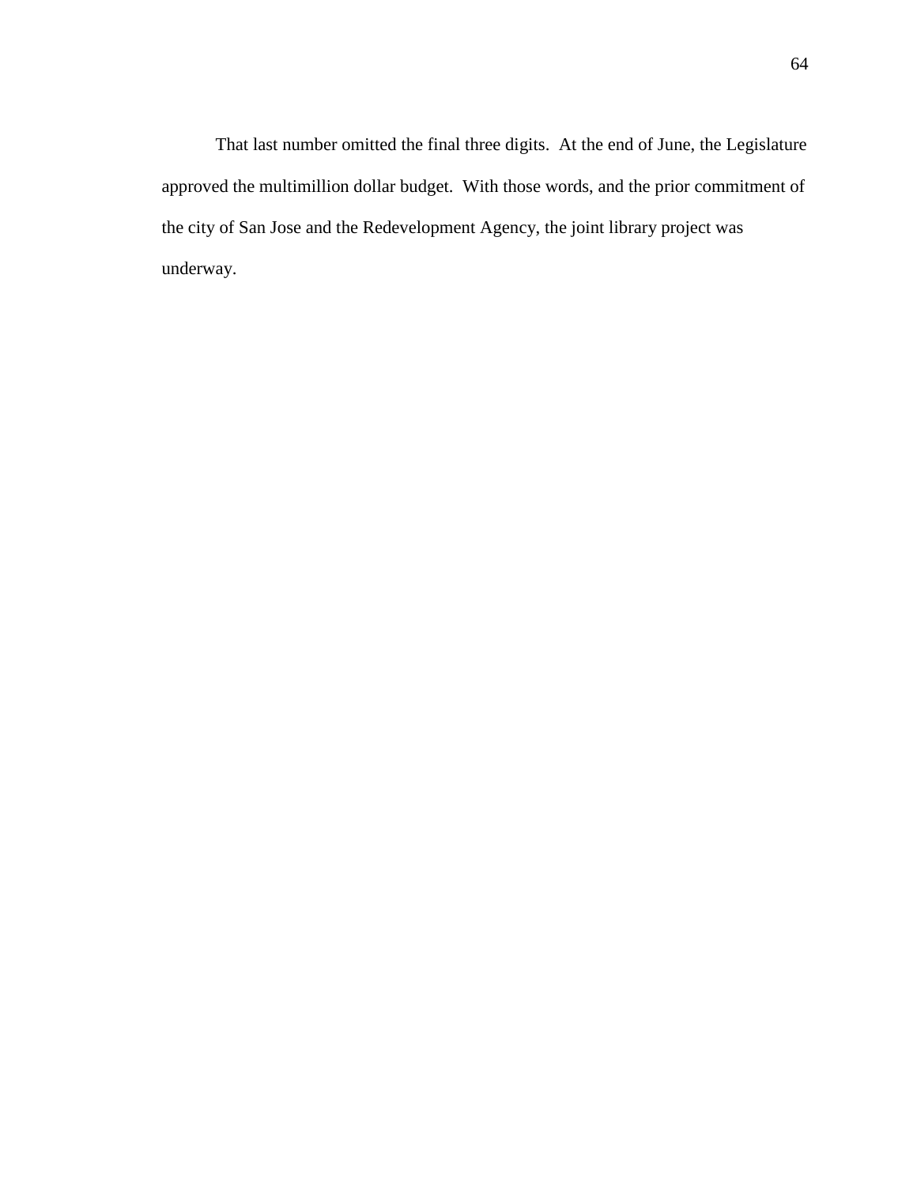That last number omitted the final three digits. At the end of June, the Legislature approved the multimillion dollar budget. With those words, and the prior commitment of the city of San Jose and the Redevelopment Agency, the joint library project was underway.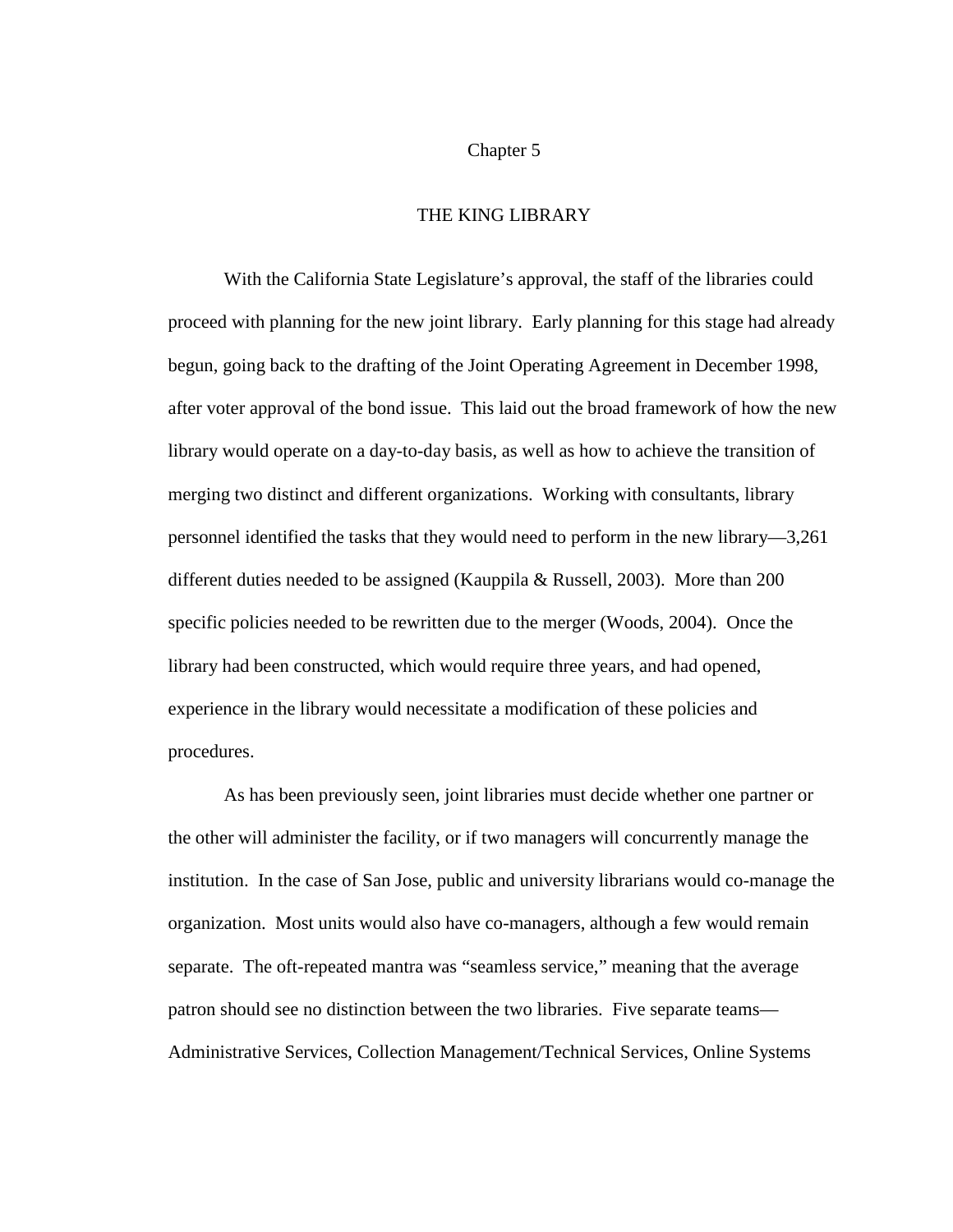# Chapter 5

# THE KING LIBRARY

With the California State Legislature's approval, the staff of the libraries could proceed with planning for the new joint library. Early planning for this stage had already begun, going back to the drafting of the Joint Operating Agreement in December 1998, after voter approval of the bond issue. This laid out the broad framework of how the new library would operate on a day-to-day basis, as well as how to achieve the transition of merging two distinct and different organizations. Working with consultants, library personnel identified the tasks that they would need to perform in the new library—3,261 different duties needed to be assigned (Kauppila & Russell, 2003). More than 200 specific policies needed to be rewritten due to the merger (Woods, 2004). Once the library had been constructed, which would require three years, and had opened, experience in the library would necessitate a modification of these policies and procedures.

As has been previously seen, joint libraries must decide whether one partner or the other will administer the facility, or if two managers will concurrently manage the institution. In the case of San Jose, public and university librarians would co-manage the organization. Most units would also have co-managers, although a few would remain separate. The oft-repeated mantra was "seamless service," meaning that the average patron should see no distinction between the two libraries. Five separate teams—Administrative Services, Collection Management/Technical Services, Online Systems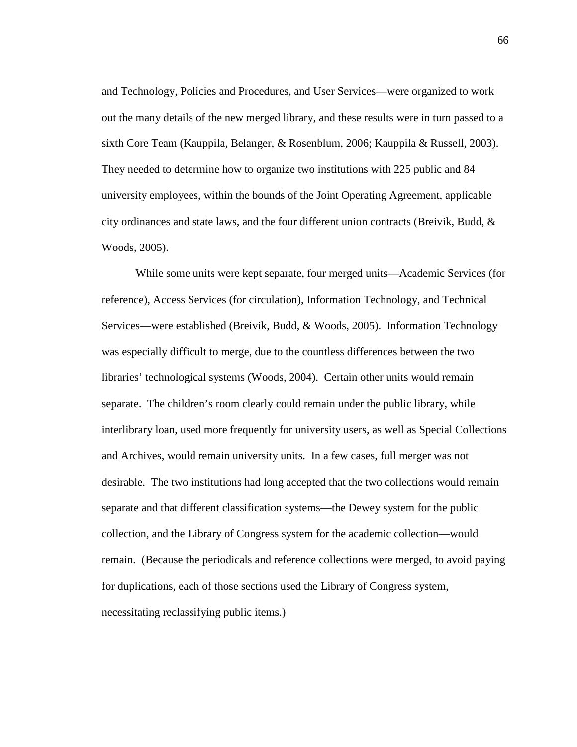and Technology, Policies and Procedures, and User Services—were organized to work out the many details of the new merged library, and these results were in turn passed to a sixth Core Team (Kauppila, Belanger, & Rosenblum, 2006; Kauppila & Russell, 2003). They needed to determine how to organize two institutions with 225 public and 84 university employees, within the bounds of the Joint Operating Agreement, applicable city ordinances and state laws, and the four different union contracts (Breivik, Budd, & Woods, 2005).

While some units were kept separate, four merged units—Academic Services (for reference), Access Services (for circulation), Information Technology, and Technical Services—were established (Breivik, Budd, & Woods, 2005). Information Technology was especially difficult to merge, due to the countless differences between the two libraries' technological systems (Woods, 2004). Certain other units would remain separate. The children's room clearly could remain under the public library, while interlibrary loan, used more frequently for university users, as well as Special Collections and Archives, would remain university units. In a few cases, full merger was not desirable. The two institutions had long accepted that the two collections would remain separate and that different classification systems—the Dewey system for the public collection, and the Library of Congress system for the academic collection—would remain. (Because the periodicals and reference collections were merged, to avoid paying for duplications, each of those sections used the Library of Congress system, necessitating reclassifying public items.)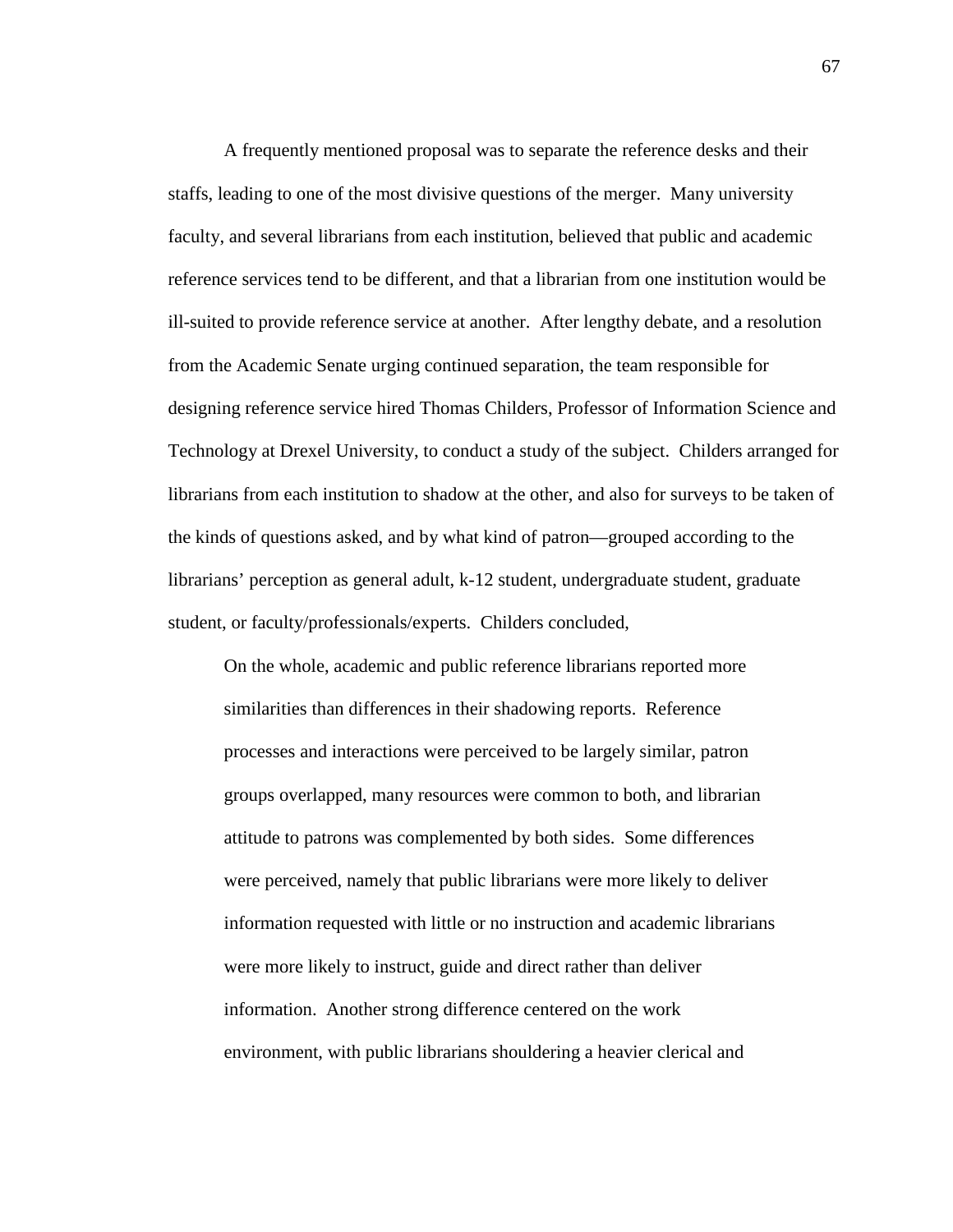A frequently mentioned proposal was to separate the reference desks and their staffs, leading to one of the most divisive questions of the merger. Many university faculty, and several librarians from each institution, believed that public and academic reference services tend to be different, and that a librarian from one institution would be ill-suited to provide reference service at another. After lengthy debate, and a resolution from the Academic Senate urging continued separation, the team responsible for designing reference service hired Thomas Childers, Professor of Information Science and Technology at Drexel University, to conduct a study of the subject. Childers arranged for librarians from each institution to shadow at the other, and also for surveys to be taken of the kinds of questions asked, and by what kind of patron—grouped according to the librarians' perception as general adult, k-12 student, undergraduate student, graduate student, or faculty/professionals/experts. Childers concluded,

> On the whole, academic and public reference librarians reported more similarities than differences in their shadowing reports. Reference processes and interactions were perceived to be largely similar, patron groups overlapped, many resources were common to both, and librarian attitude to patrons was complemented by both sides. Some differences were perceived, namely that public librarians were more likely to deliver information requested with little or no instruction and academic librarians were more likely to instruct, guide and direct rather than deliver information. Another strong difference centered on the work environment, with public librarians shouldering a heavier clerical and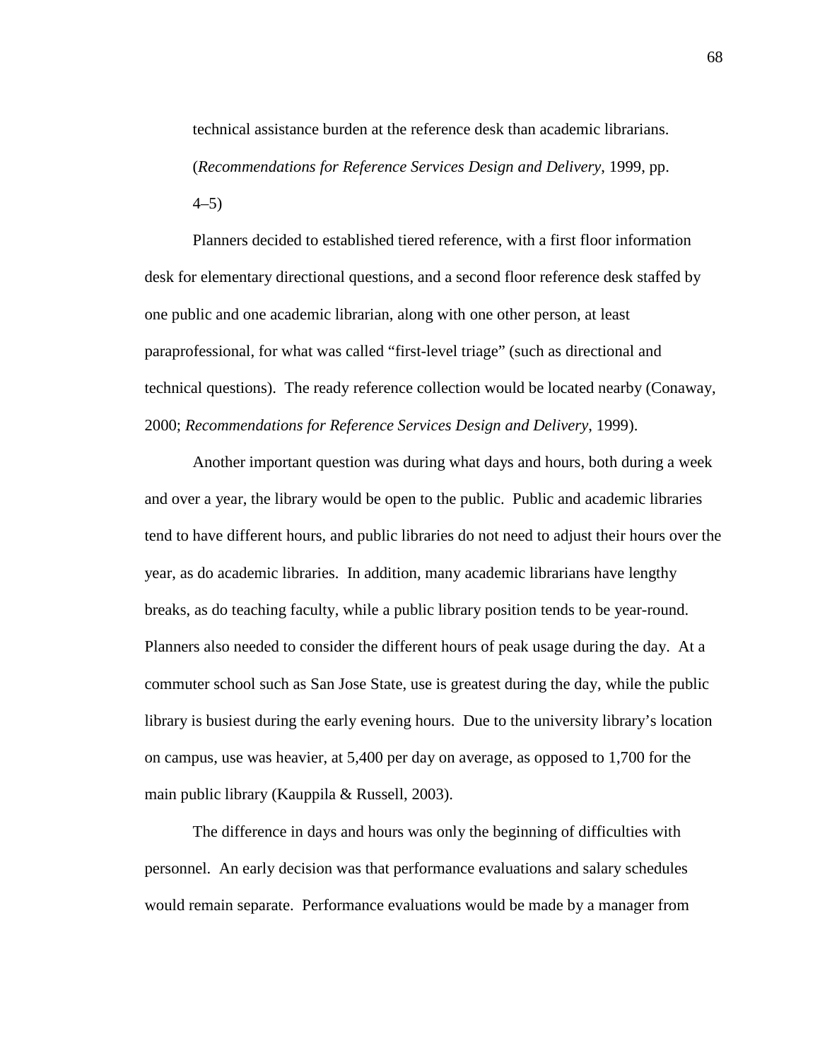technical assistance burden at the reference desk than academic librarians. (*Recommendations for Reference Services Design and Delivery*, 1999, pp. 4–5)

Planners decided to established tiered reference, with a first floor information desk for elementary directional questions, and a second floor reference desk staffed by one public and one academic librarian, along with one other person, at least paraprofessional, for what was called "first-level triage" (such as directional and technical questions). The ready reference collection would be located nearby (Conaway, 2000; *Recommendations for Reference Services Design and Delivery*, 1999).

Another important question was during what days and hours, both during a week and over a year, the library would be open to the public. Public and academic libraries tend to have different hours, and public libraries do not need to adjust their hours over the year, as do academic libraries. In addition, many academic librarians have lengthy breaks, as do teaching faculty, while a public library position tends to be year-round. Planners also needed to consider the different hours of peak usage during the day. At a commuter school such as San Jose State, use is greatest during the day, while the public library is busiest during the early evening hours. Due to the university library's location on campus, use was heavier, at 5,400 per day on average, as opposed to 1,700 for the main public library (Kauppila & Russell, 2003).

The difference in days and hours was only the beginning of difficulties with personnel. An early decision was that performance evaluations and salary schedules would remain separate. Performance evaluations would be made by a manager from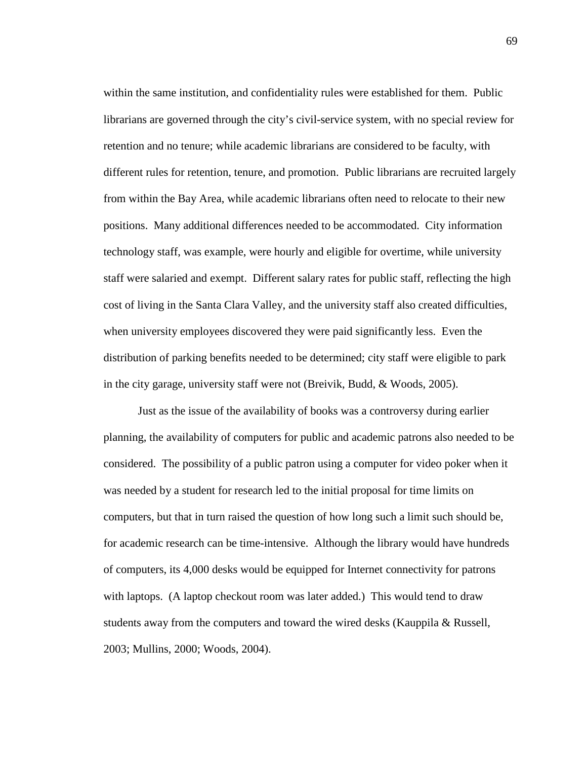within the same institution, and confidentiality rules were established for them. Public librarians are governed through the city's civil-service system, with no special review for retention and no tenure; while academic librarians are considered to be faculty, with different rules for retention, tenure, and promotion. Public librarians are recruited largely from within the Bay Area, while academic librarians often need to relocate to their new positions. Many additional differences needed to be accommodated. City information technology staff, was example, were hourly and eligible for overtime, while university staff were salaried and exempt. Different salary rates for public staff, reflecting the high cost of living in the Santa Clara Valley, and the university staff also created difficulties, when university employees discovered they were paid significantly less. Even the distribution of parking benefits needed to be determined; city staff were eligible to park in the city garage, university staff were not (Breivik, Budd, & Woods, 2005).

Just as the issue of the availability of books was a controversy during earlier planning, the availability of computers for public and academic patrons also needed to be considered. The possibility of a public patron using a computer for video poker when it was needed by a student for research led to the initial proposal for time limits on computers, but that in turn raised the question of how long such a limit such should be, for academic research can be time-intensive. Although the library would have hundreds of computers, its 4,000 desks would be equipped for Internet connectivity for patrons with laptops. (A laptop checkout room was later added.) This would tend to draw students away from the computers and toward the wired desks (Kauppila & Russell, 2003; Mullins, 2000; Woods, 2004).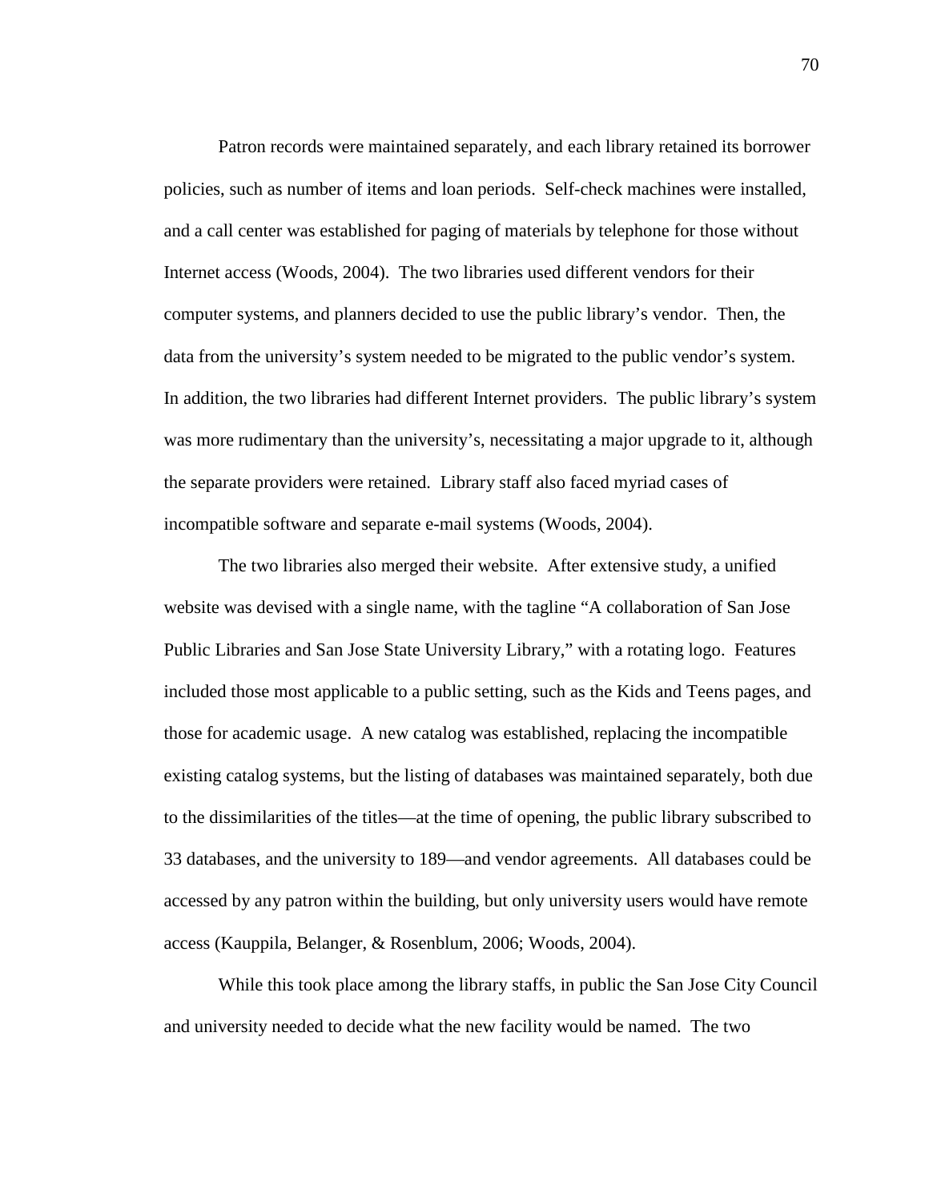Patron records were maintained separately, and each library retained its borrower policies, such as number of items and loan periods. Self-check machines were installed, and a call center was established for paging of materials by telephone for those without Internet access (Woods, 2004). The two libraries used different vendors for their computer systems, and planners decided to use the public library's vendor. Then, the data from the university's system needed to be migrated to the public vendor's system. In addition, the two libraries had different Internet providers. The public library's system was more rudimentary than the university's, necessitating a major upgrade to it, although the separate providers were retained. Library staff also faced myriad cases of incompatible software and separate e-mail systems (Woods, 2004).

The two libraries also merged their website. After extensive study, a unified website was devised with a single name, with the tagline "A collaboration of San Jose Public Libraries and San Jose State University Library," with a rotating logo. Features included those most applicable to a public setting, such as the Kids and Teens pages, and those for academic usage. A new catalog was established, replacing the incompatible existing catalog systems, but the listing of databases was maintained separately, both due to the dissimilarities of the titles—at the time of opening, the public library subscribed to 33 databases, and the university to 189—and vendor agreements. All databases could be accessed by any patron within the building, but only university users would have remote access (Kauppila, Belanger, & Rosenblum, 2006; Woods, 2004).

While this took place among the library staffs, in public the San Jose City Council and university needed to decide what the new facility would be named. The two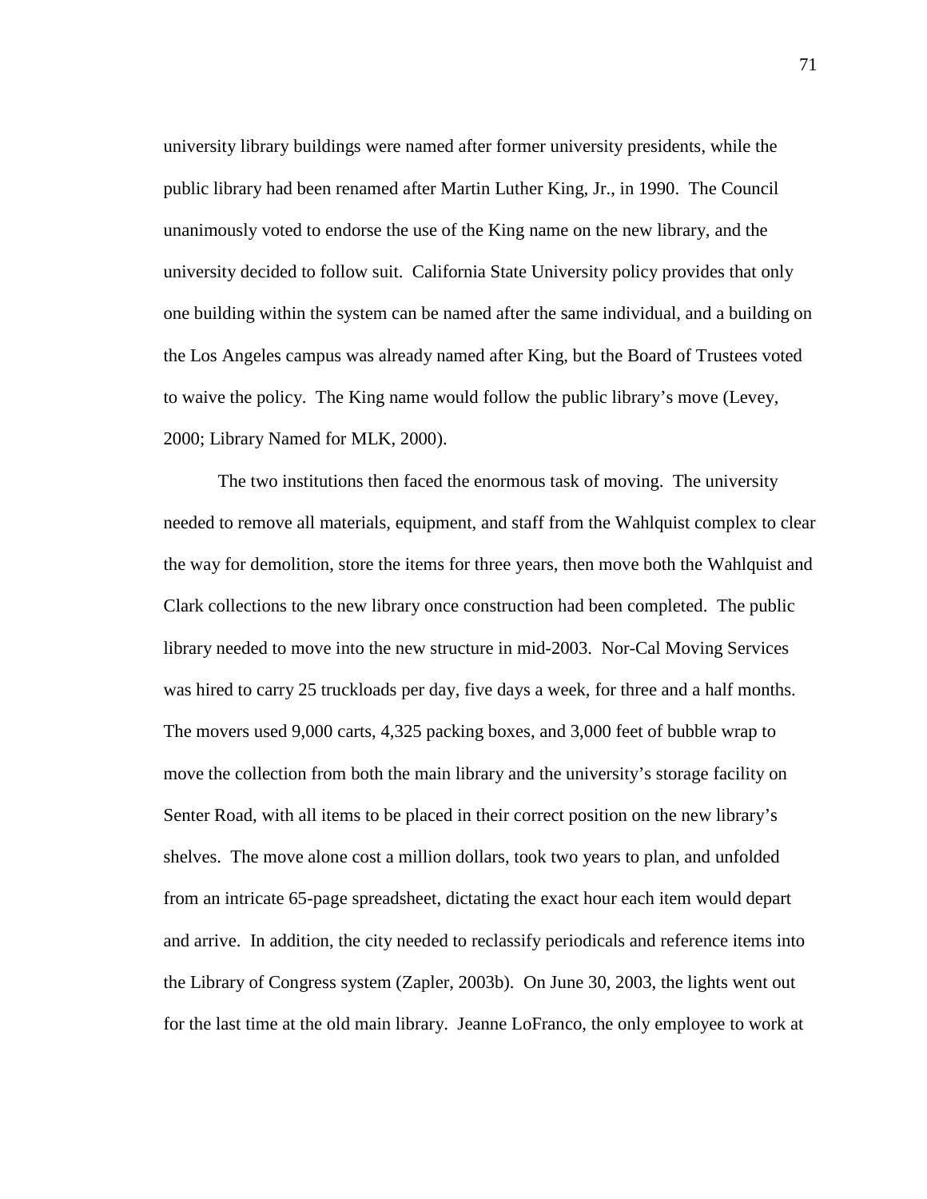university library buildings were named after former university presidents, while the public library had been renamed after Martin Luther King, Jr., in 1990. The Council unanimously voted to endorse the use of the King name on the new library, and the university decided to follow suit. California State University policy provides that only one building within the system can be named after the same individual, and a building on the Los Angeles campus was already named after King, but the Board of Trustees voted to waive the policy. The King name would follow the public library's move (Levey, 2000; Library Named for MLK, 2000).

The two institutions then faced the enormous task of moving. The university needed to remove all materials, equipment, and staff from the Wahlquist complex to clear the way for demolition, store the items for three years, then move both the Wahlquist and Clark collections to the new library once construction had been completed. The public library needed to move into the new structure in mid-2003. Nor-Cal Moving Services was hired to carry 25 truckloads per day, five days a week, for three and a half months. The movers used 9,000 carts, 4,325 packing boxes, and 3,000 feet of bubble wrap to move the collection from both the main library and the university's storage facility on Senter Road, with all items to be placed in their correct position on the new library's shelves. The move alone cost a million dollars, took two years to plan, and unfolded from an intricate 65-page spreadsheet, dictating the exact hour each item would depart and arrive. In addition, the city needed to reclassify periodicals and reference items into the Library of Congress system (Zapler, 2003b). On June 30, 2003, the lights went out for the last time at the old main library. Jeanne LoFranco, the only employee to work at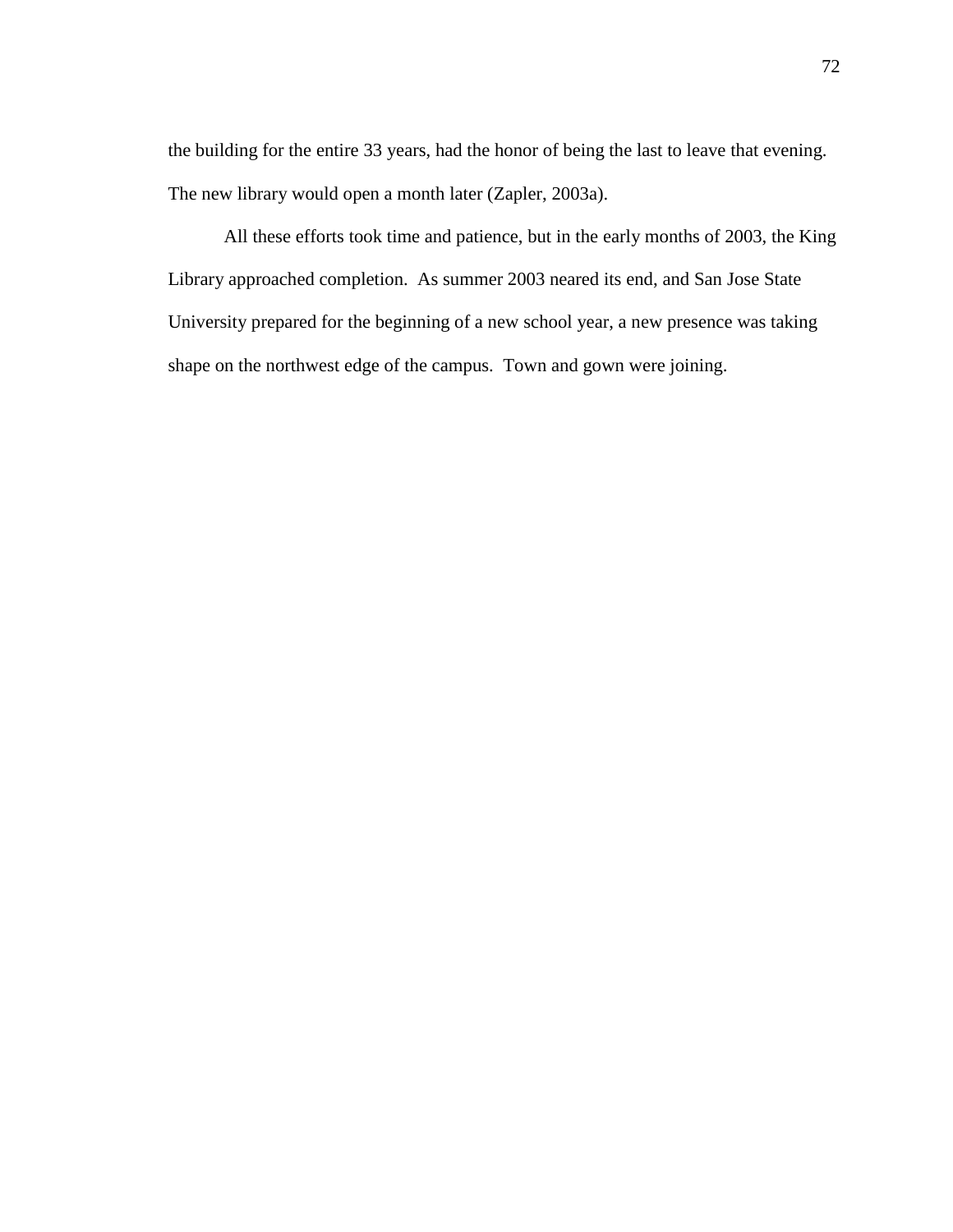the building for the entire 33 years, had the honor of being the last to leave that evening. The new library would open a month later (Zapler, 2003a).

All these efforts took time and patience, but in the early months of 2003, the King Library approached completion. As summer 2003 neared its end, and San Jose State University prepared for the beginning of a new school year, a new presence was taking shape on the northwest edge of the campus. Town and gown were joining.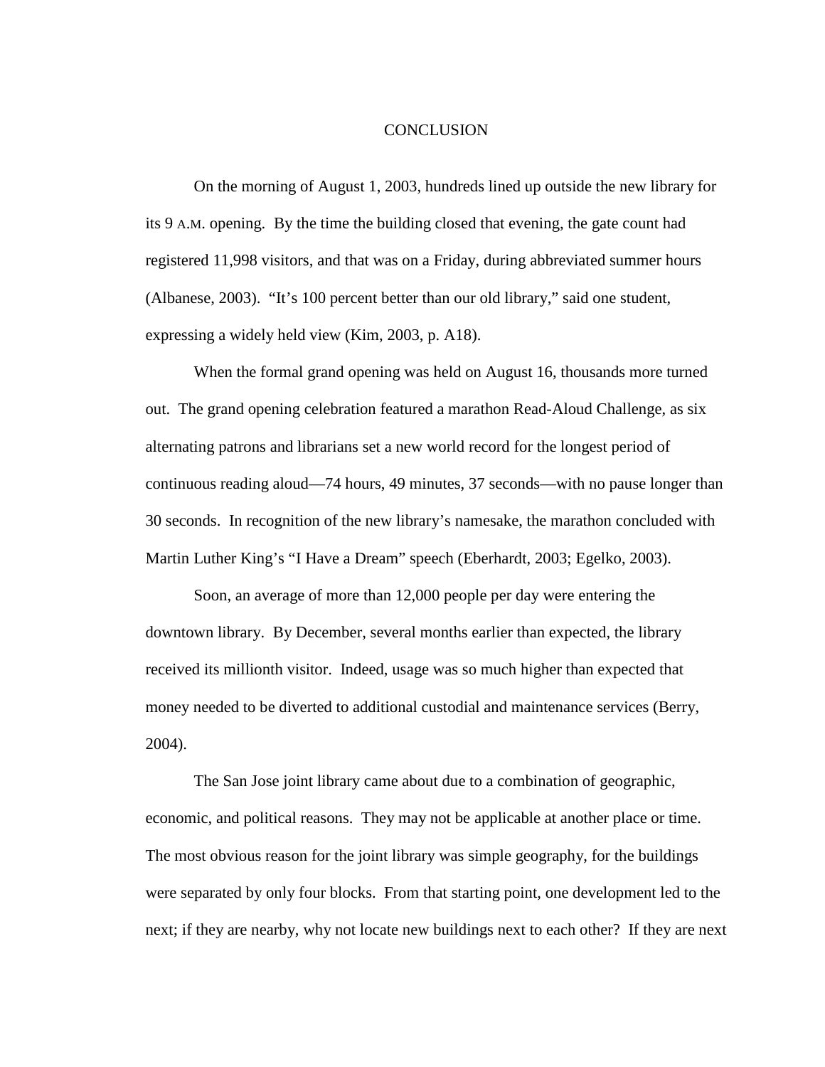# CONCLUSION

On the morning of August 1, 2003, hundreds lined up outside the new library for its 9 A.M. opening. By the time the building closed that evening, the gate count had registered 11,998 visitors, and that was on a Friday, during abbreviated summer hours (Albanese, 2003). "It's 100 percent better than our old library," said one student, expressing a widely held view (Kim, 2003, p. A18).

When the formal grand opening was held on August 16, thousands more turned out. The grand opening celebration featured a marathon Read-Aloud Challenge, as six alternating patrons and librarians set a new world record for the longest period of continuous reading aloud—74 hours, 49 minutes, 37 seconds—with no pause longer than 30 seconds. In recognition of the new library's namesake, the marathon concluded with Martin Luther King's "I Have a Dream" speech (Eberhardt, 2003; Egelko, 2003).

Soon, an average of more than 12,000 people per day were entering the downtown library. By December, several months earlier than expected, the library received its millionth visitor. Indeed, usage was so much higher than expected that money needed to be diverted to additional custodial and maintenance services (Berry, 2004).

The San Jose joint library came about due to a combination of geographic, economic, and political reasons. They may not be applicable at another place or time. The most obvious reason for the joint library was simple geography, for the buildings were separated by only four blocks. From that starting point, one development led to the next; if they are nearby, why not locate new buildings next to each other? If they are next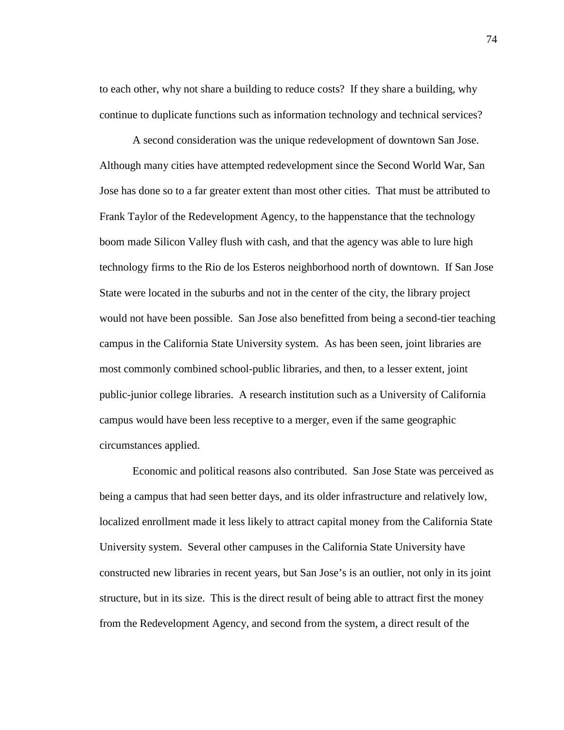to each other, why not share a building to reduce costs? If they share a building, why continue to duplicate functions such as information technology and technical services?

A second consideration was the unique redevelopment of downtown San Jose. Although many cities have attempted redevelopment since the Second World War, San Jose has done so to a far greater extent than most other cities. That must be attributed to Frank Taylor of the Redevelopment Agency, to the happenstance that the technology boom made Silicon Valley flush with cash, and that the agency was able to lure high technology firms to the Rio de los Esteros neighborhood north of downtown. If San Jose State were located in the suburbs and not in the center of the city, the library project would not have been possible. San Jose also benefitted from being a second-tier teaching campus in the California State University system. As has been seen, joint libraries are most commonly combined school-public libraries, and then, to a lesser extent, joint public-junior college libraries. A research institution such as a University of California campus would have been less receptive to a merger, even if the same geographic circumstances applied.

Economic and political reasons also contributed. San Jose State was perceived as being a campus that had seen better days, and its older infrastructure and relatively low, localized enrollment made it less likely to attract capital money from the California State University system. Several other campuses in the California State University have constructed new libraries in recent years, but San Jose's is an outlier, not only in its joint structure, but in its size. This is the direct result of being able to attract first the money from the Redevelopment Agency, and second from the system, a direct result of the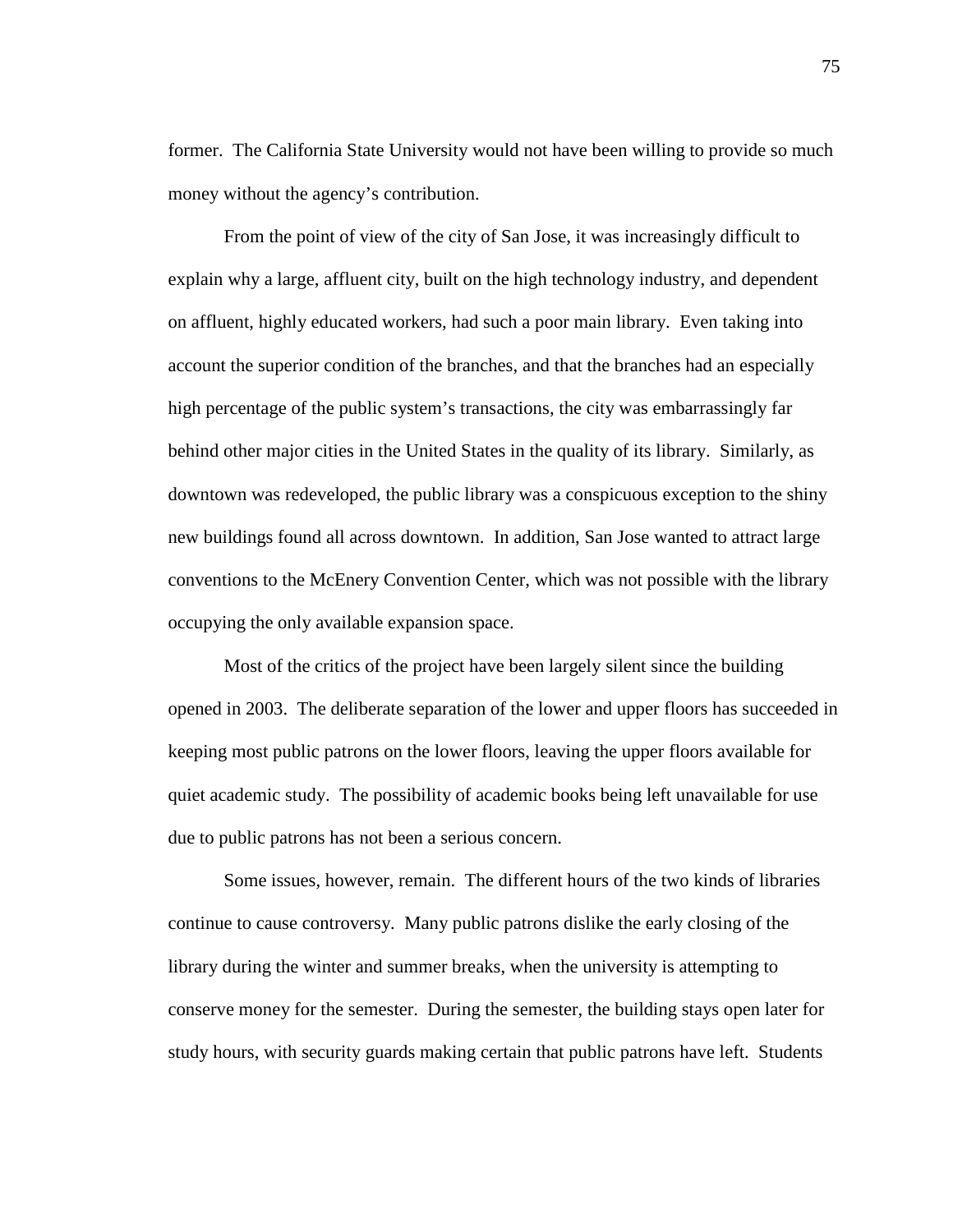former. The California State University would not have been willing to provide so much money without the agency's contribution.

From the point of view of the city of San Jose, it was increasingly difficult to explain why a large, affluent city, built on the high technology industry, and dependent on affluent, highly educated workers, had such a poor main library. Even taking into account the superior condition of the branches, and that the branches had an especially high percentage of the public system's transactions, the city was embarrassingly far behind other major cities in the United States in the quality of its library. Similarly, as downtown was redeveloped, the public library was a conspicuous exception to the shiny new buildings found all across downtown. In addition, San Jose wanted to attract large conventions to the McEnery Convention Center, which was not possible with the library occupying the only available expansion space.

Most of the critics of the project have been largely silent since the building opened in 2003. The deliberate separation of the lower and upper floors has succeeded in keeping most public patrons on the lower floors, leaving the upper floors available for quiet academic study. The possibility of academic books being left unavailable for use due to public patrons has not been a serious concern.

Some issues, however, remain. The different hours of the two kinds of libraries continue to cause controversy. Many public patrons dislike the early closing of the library during the winter and summer breaks, when the university is attempting to conserve money for the semester. During the semester, the building stays open later for study hours, with security guards making certain that public patrons have left. Students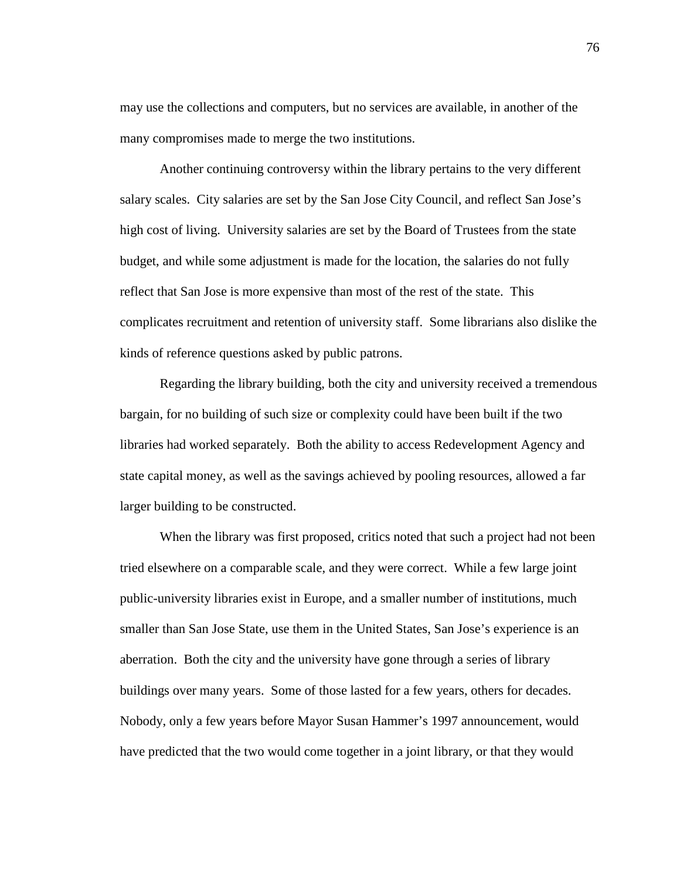may use the collections and computers, but no services are available, in another of the many compromises made to merge the two institutions.

Another continuing controversy within the library pertains to the very different salary scales. City salaries are set by the San Jose City Council, and reflect San Jose's high cost of living. University salaries are set by the Board of Trustees from the state budget, and while some adjustment is made for the location, the salaries do not fully reflect that San Jose is more expensive than most of the rest of the state. This complicates recruitment and retention of university staff. Some librarians also dislike the kinds of reference questions asked by public patrons.

Regarding the library building, both the city and university received a tremendous bargain, for no building of such size or complexity could have been built if the two libraries had worked separately. Both the ability to access Redevelopment Agency and state capital money, as well as the savings achieved by pooling resources, allowed a far larger building to be constructed.

When the library was first proposed, critics noted that such a project had not been tried elsewhere on a comparable scale, and they were correct. While a few large joint public-university libraries exist in Europe, and a smaller number of institutions, much smaller than San Jose State, use them in the United States, San Jose's experience is an aberration. Both the city and the university have gone through a series of library buildings over many years. Some of those lasted for a few years, others for decades. Nobody, only a few years before Mayor Susan Hammer's 1997 announcement, would have predicted that the two would come together in a joint library, or that they would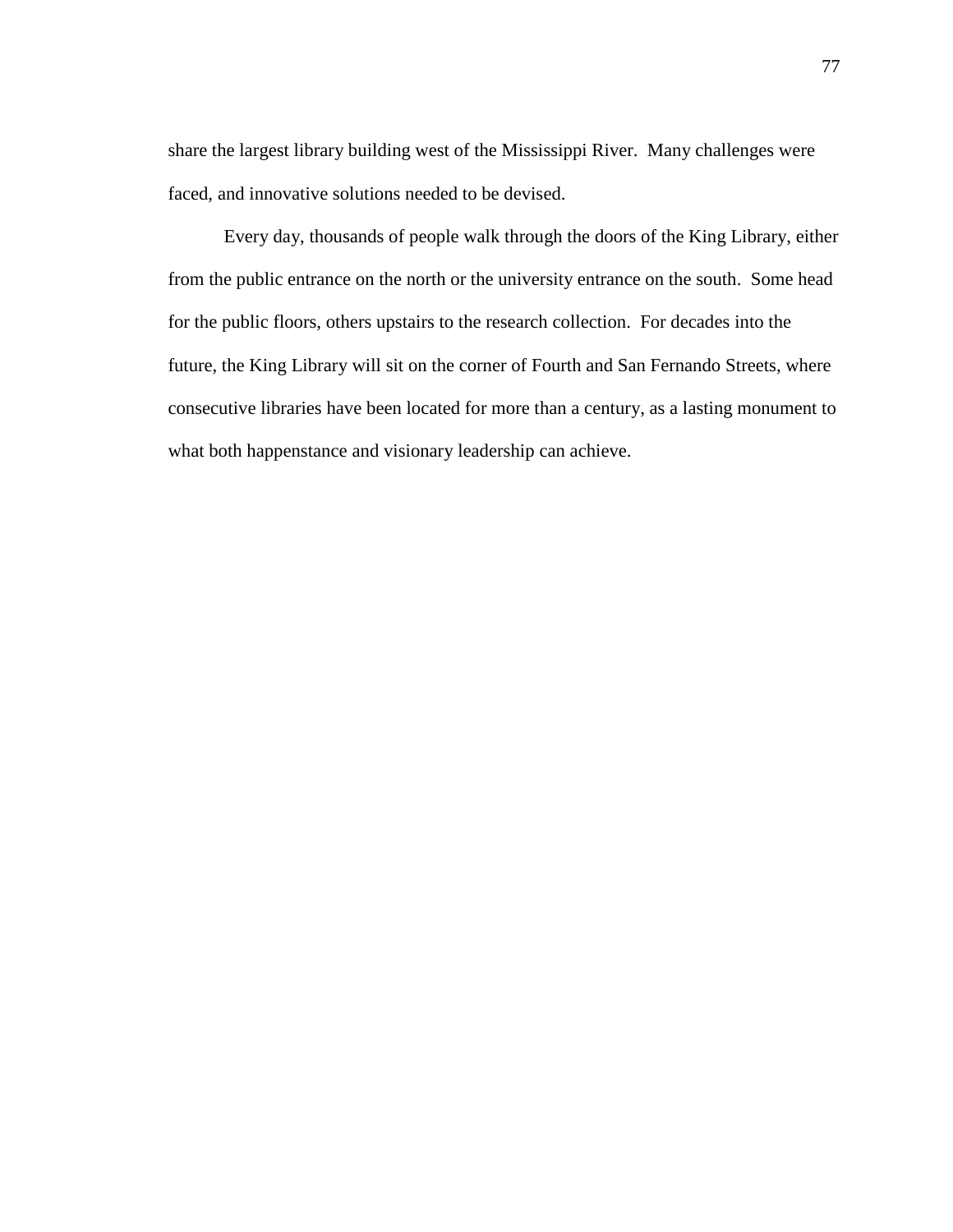share the largest library building west of the Mississippi River.  Many challenges were faced, and innovative solutions needed to be devised.

Every day, thousands of people walk through the doors of the King Library, either from the public entrance on the north or the university entrance on the south.  Some head for the public floors, others upstairs to the research collection.  For decades into the future, the King Library will sit on the corner of Fourth and San Fernando Streets, where consecutive libraries have been located for more than a century, as a lasting monument to what both happenstance and visionary leadership can achieve.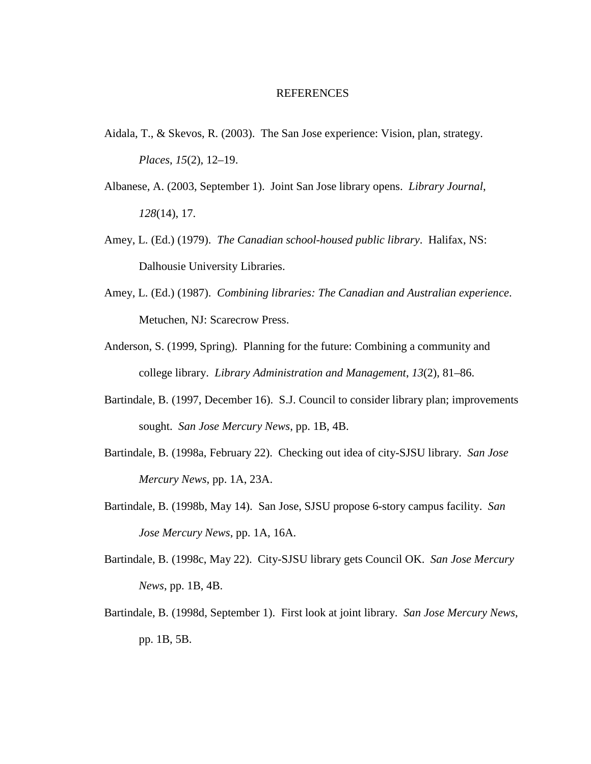# REFERENCES

Aidala, T., & Skevos, R. (2003). The San Jose experience: Vision, plan, strategy. *Places*, *15*(2), 12–19.

Albanese, A. (2003, September 1). Joint San Jose library opens. *Library Journal*, *128*(14), 17.

Amey, L. (Ed.) (1979). *The Canadian school-housed public library*. Halifax, NS: Dalhousie University Libraries.

Amey, L. (Ed.) (1987). *Combining libraries: The Canadian and Australian experience*. Metuchen, NJ: Scarecrow Press.

Anderson, S. (1999, Spring). Planning for the future: Combining a community and college library. *Library Administration and Management*, *13*(2), 81–86.

Bartindale, B. (1997, December 16). S.J. Council to consider library plan; improvements sought. *San Jose Mercury News*, pp. 1B, 4B.

Bartindale, B. (1998a, February 22). Checking out idea of city-SJSU library. *San Jose Mercury News*, pp. 1A, 23A.

Bartindale, B. (1998b, May 14). San Jose, SJSU propose 6-story campus facility. *San Jose Mercury News*, pp. 1A, 16A.

Bartindale, B. (1998c, May 22). City-SJSU library gets Council OK. *San Jose Mercury News*, pp. 1B, 4B.

Bartindale, B. (1998d, September 1). First look at joint library. *San Jose Mercury News*, pp. 1B, 5B.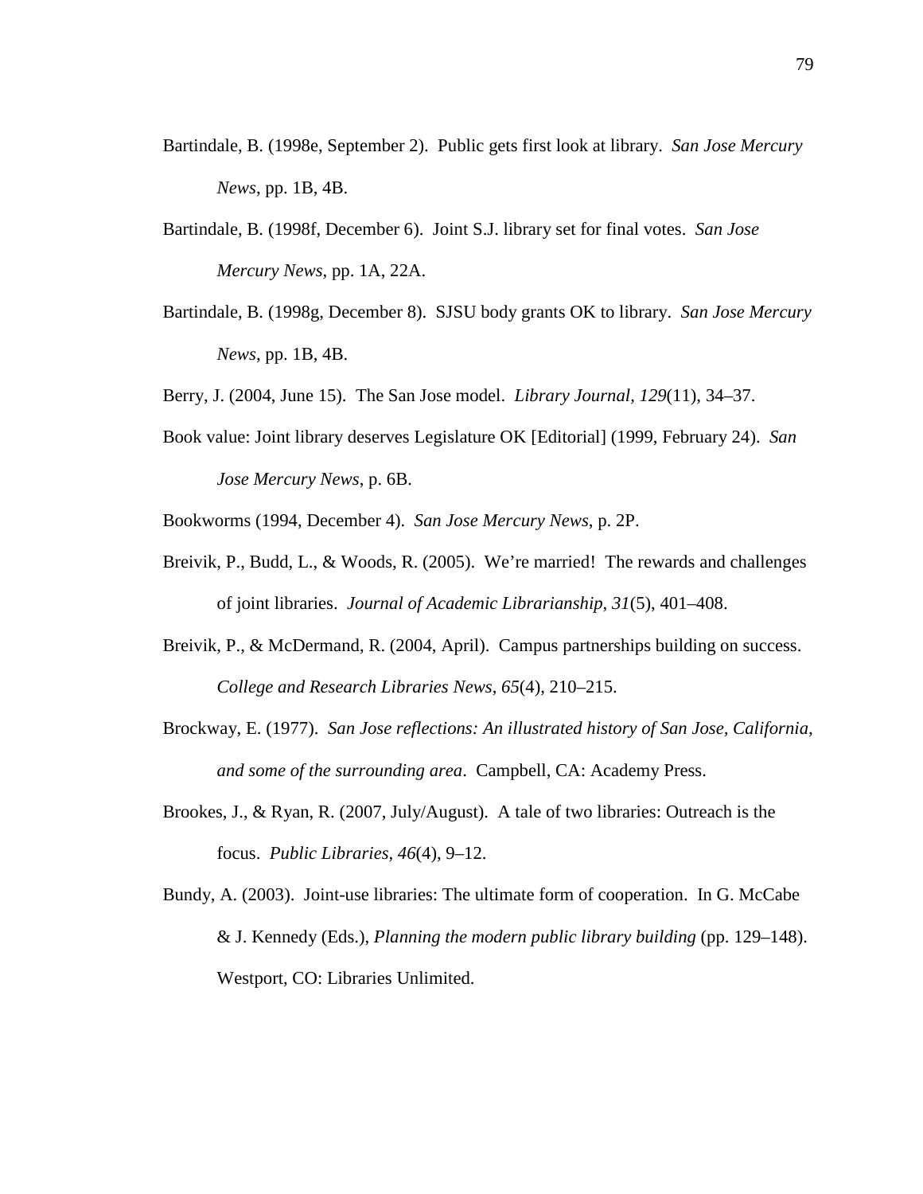Bartindale, B. (1998e, September 2). Public gets first look at library. *San Jose Mercury News*, pp. 1B, 4B.

Bartindale, B. (1998f, December 6). Joint S.J. library set for final votes. *San Jose Mercury News*, pp. 1A, 22A.

Bartindale, B. (1998g, December 8). SJSU body grants OK to library. *San Jose Mercury News*, pp. 1B, 4B.

Berry, J. (2004, June 15). The San Jose model. *Library Journal*, *129*(11), 34–37.

Book value: Joint library deserves Legislature OK [Editorial] (1999, February 24). *San Jose Mercury News*, p. 6B.

Bookworms (1994, December 4). *San Jose Mercury News*, p. 2P.

Breivik, P., Budd, L., & Woods, R. (2005). We're married! The rewards and challenges of joint libraries. *Journal of Academic Librarianship*, *31*(5), 401–408.

Breivik, P., & McDermand, R. (2004, April). Campus partnerships building on success. *College and Research Libraries News*, *65*(4), 210–215.

Brockway, E. (1977). *San Jose reflections: An illustrated history of San Jose, California, and some of the surrounding area*. Campbell, CA: Academy Press.

Brookes, J., & Ryan, R. (2007, July/August). A tale of two libraries: Outreach is the focus. *Public Libraries*, *46*(4), 9–12.

Bundy, A. (2003). Joint-use libraries: The ultimate form of cooperation. In G. McCabe & J. Kennedy (Eds.), *Planning the modern public library building* (pp. 129–148). Westport, CO: Libraries Unlimited.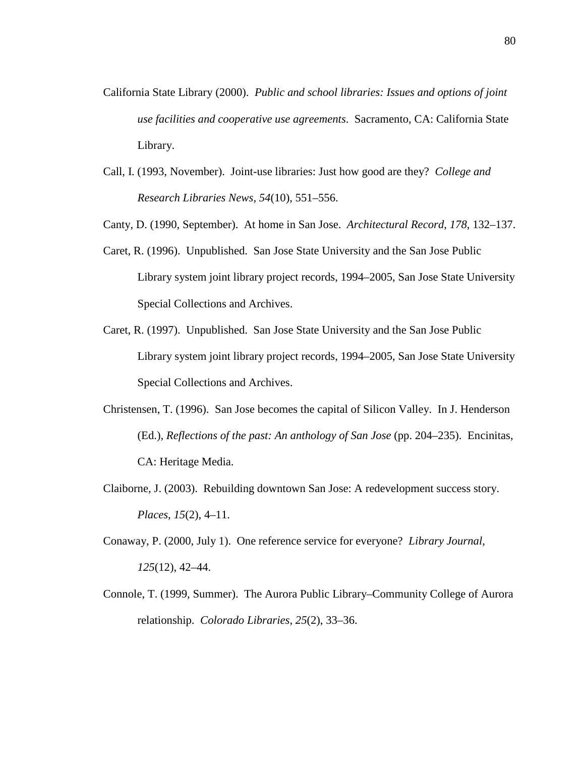California State Library (2000). *Public and school libraries: Issues and options of joint use facilities and cooperative use agreements*. Sacramento, CA: California State Library.

Call, I. (1993, November). Joint-use libraries: Just how good are they? *College and Research Libraries News*, *54*(10), 551–556.

Canty, D. (1990, September). At home in San Jose. *Architectural Record*, *178*, 132–137.

Caret, R. (1996). Unpublished. San Jose State University and the San Jose Public Library system joint library project records, 1994–2005, San Jose State University Special Collections and Archives.

Caret, R. (1997). Unpublished. San Jose State University and the San Jose Public Library system joint library project records, 1994–2005, San Jose State University Special Collections and Archives.

Christensen, T. (1996). San Jose becomes the capital of Silicon Valley. In J. Henderson (Ed.), *Reflections of the past: An anthology of San Jose* (pp. 204–235). Encinitas, CA: Heritage Media.

Claiborne, J. (2003). Rebuilding downtown San Jose: A redevelopment success story. *Places*, *15*(2), 4–11.

Conaway, P. (2000, July 1). One reference service for everyone? *Library Journal*, *125*(12), 42–44.

Connole, T. (1999, Summer). The Aurora Public Library–Community College of Aurora relationship. *Colorado Libraries*, *25*(2), 33–36.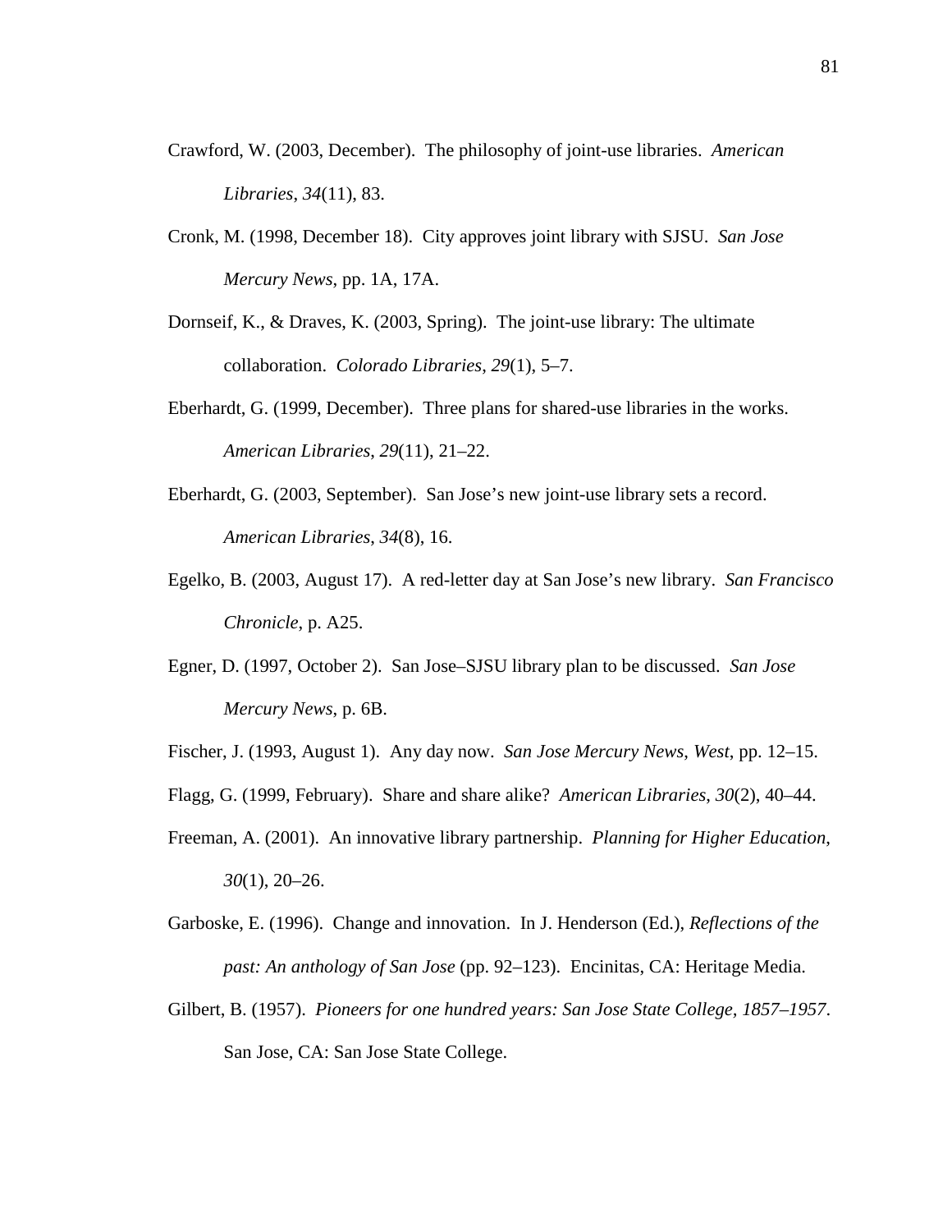Crawford, W. (2003, December). The philosophy of joint-use libraries. *American Libraries*, *34*(11), 83.

Cronk, M. (1998, December 18). City approves joint library with SJSU. *San Jose Mercury News*, pp. 1A, 17A.

Dornseif, K., & Draves, K. (2003, Spring). The joint-use library: The ultimate collaboration. *Colorado Libraries*, *29*(1), 5–7.

Eberhardt, G. (1999, December). Three plans for shared-use libraries in the works. *American Libraries*, *29*(11), 21–22.

Eberhardt, G. (2003, September). San Jose's new joint-use library sets a record. *American Libraries*, *34*(8), 16.

Egelko, B. (2003, August 17). A red-letter day at San Jose's new library. *San Francisco Chronicle*, p. A25.

Egner, D. (1997, October 2). San Jose–SJSU library plan to be discussed. *San Jose Mercury News*, p. 6B.

Fischer, J. (1993, August 1). Any day now. *San Jose Mercury News*, *West*, pp. 12–15.

Flagg, G. (1999, February). Share and share alike? *American Libraries*, *30*(2), 40–44.

Freeman, A. (2001). An innovative library partnership. *Planning for Higher Education*, *30*(1), 20–26.

Garboske, E. (1996). Change and innovation. In J. Henderson (Ed.), *Reflections of the past: An anthology of San Jose* (pp. 92–123). Encinitas, CA: Heritage Media.

Gilbert, B. (1957). *Pioneers for one hundred years: San Jose State College, 1857–1957*. San Jose, CA: San Jose State College.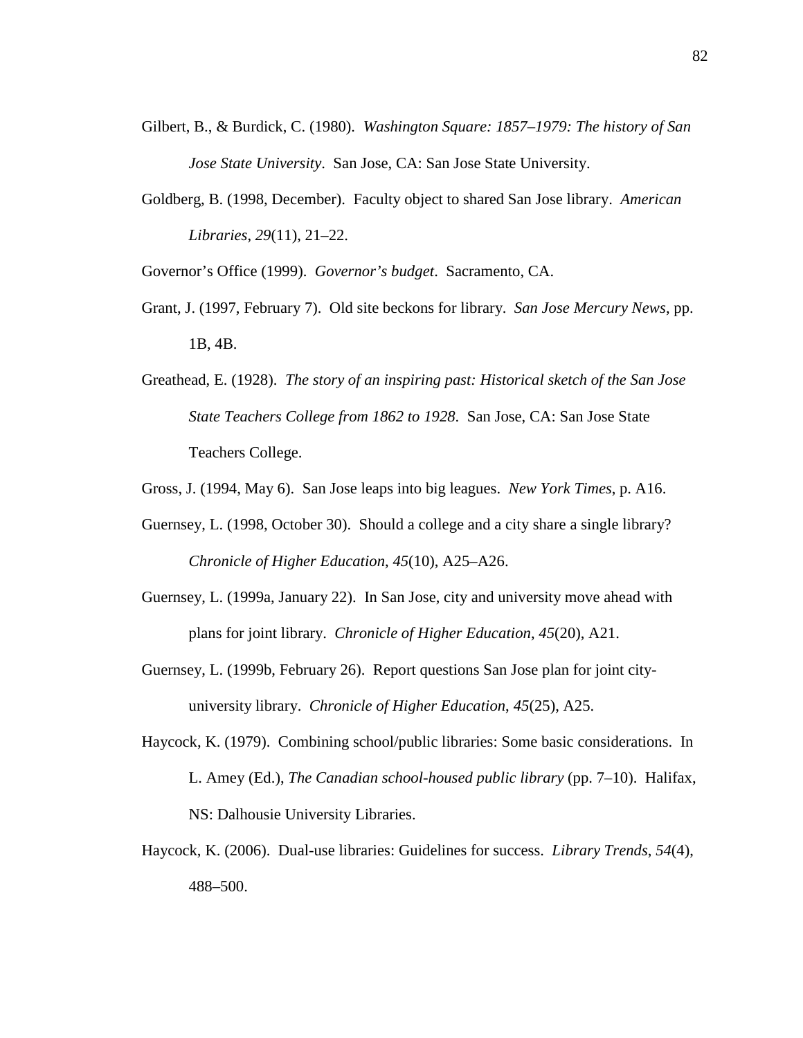Gilbert, B., & Burdick, C. (1980). *Washington Square: 1857–1979: The history of San Jose State University*. San Jose, CA: San Jose State University.

Goldberg, B. (1998, December). Faculty object to shared San Jose library. *American Libraries*, *29*(11), 21–22.

Governor's Office (1999). *Governor's budget*. Sacramento, CA.

Grant, J. (1997, February 7). Old site beckons for library. *San Jose Mercury News*, pp. 1B, 4B.

Greathead, E. (1928). *The story of an inspiring past: Historical sketch of the San Jose State Teachers College from 1862 to 1928*. San Jose, CA: San Jose State Teachers College.

Gross, J. (1994, May 6). San Jose leaps into big leagues. *New York Times*, p. A16.

Guernsey, L. (1998, October 30). Should a college and a city share a single library? *Chronicle of Higher Education*, *45*(10), A25–A26.

Guernsey, L. (1999a, January 22). In San Jose, city and university move ahead with plans for joint library. *Chronicle of Higher Education*, *45*(20), A21.

Guernsey, L. (1999b, February 26). Report questions San Jose plan for joint city-university library. *Chronicle of Higher Education*, *45*(25), A25.

Haycock, K. (1979). Combining school/public libraries: Some basic considerations. In L. Amey (Ed.), *The Canadian school-housed public library* (pp. 7–10). Halifax, NS: Dalhousie University Libraries.

Haycock, K. (2006). Dual-use libraries: Guidelines for success. *Library Trends*, *54*(4), 488–500.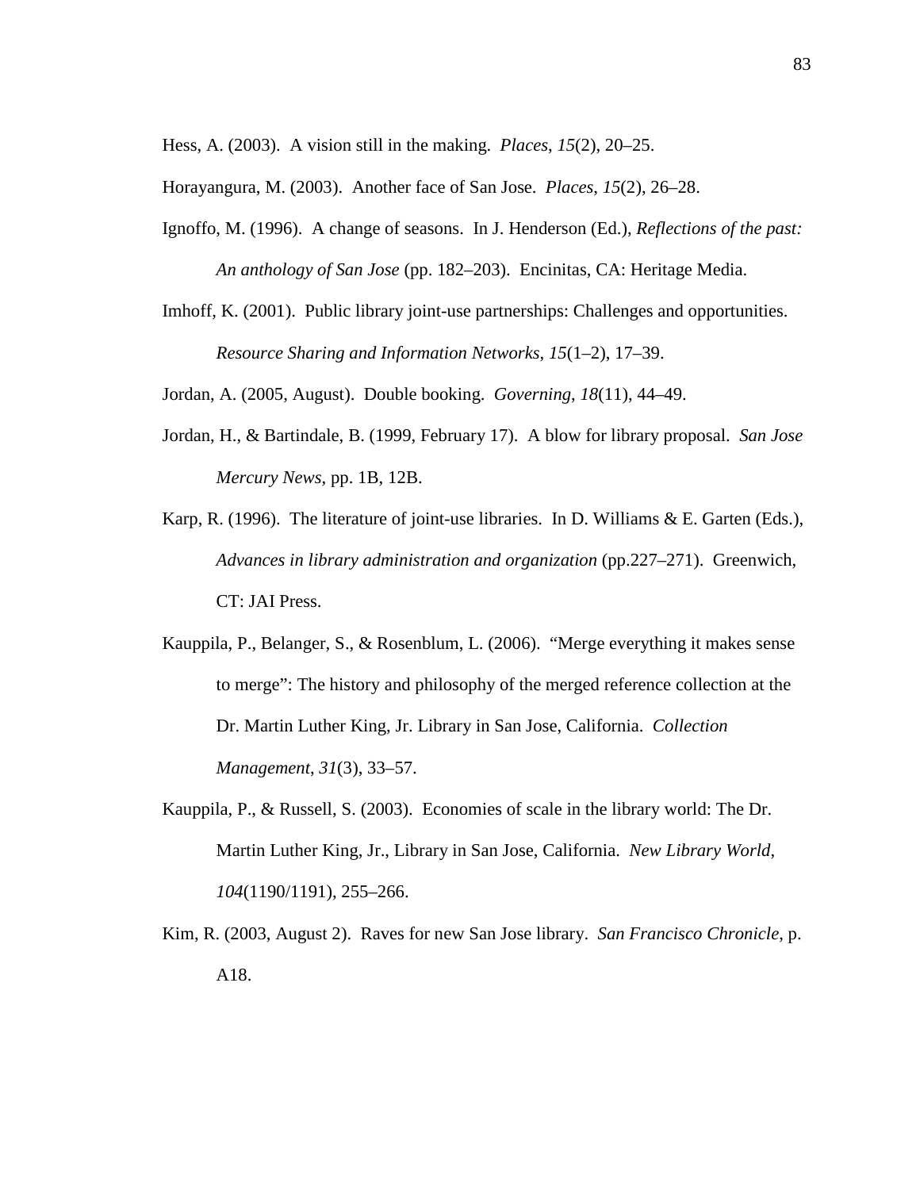Hess, A. (2003). A vision still in the making. *Places*, *15*(2), 20–25.

Horayangura, M. (2003). Another face of San Jose. *Places*, *15*(2), 26–28.

Ignoffo, M. (1996). A change of seasons. In J. Henderson (Ed.), *Reflections of the past: An anthology of San Jose* (pp. 182–203). Encinitas, CA: Heritage Media.

Imhoff, K. (2001). Public library joint-use partnerships: Challenges and opportunities. *Resource Sharing and Information Networks*, *15*(1–2), 17–39.

Jordan, A. (2005, August). Double booking. *Governing*, *18*(11), 44–49.

Jordan, H., & Bartindale, B. (1999, February 17). A blow for library proposal. *San Jose Mercury News*, pp. 1B, 12B.

Karp, R. (1996). The literature of joint-use libraries. In D. Williams & E. Garten (Eds.), *Advances in library administration and organization* (pp.227–271). Greenwich, CT: JAI Press.

Kauppila, P., Belanger, S., & Rosenblum, L. (2006). "Merge everything it makes sense to merge": The history and philosophy of the merged reference collection at the Dr. Martin Luther King, Jr. Library in San Jose, California. *Collection Management*, *31*(3), 33–57.

Kauppila, P., & Russell, S. (2003). Economies of scale in the library world: The Dr. Martin Luther King, Jr., Library in San Jose, California. *New Library World*, *104*(1190/1191), 255–266.

Kim, R. (2003, August 2). Raves for new San Jose library. *San Francisco Chronicle*, p. A18.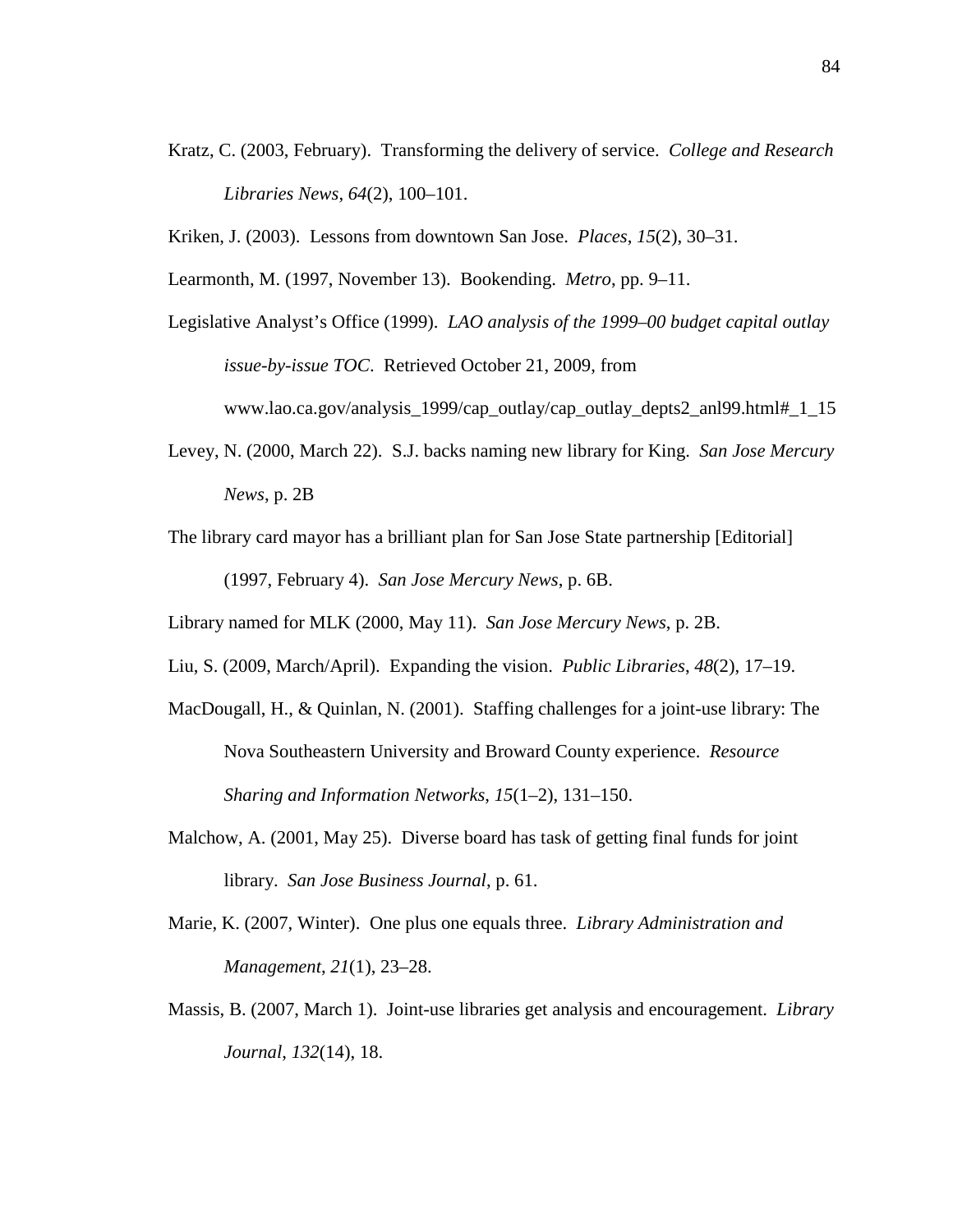Kratz, C. (2003, February). Transforming the delivery of service. *College and Research Libraries News*, *64*(2), 100–101.

Kriken, J. (2003). Lessons from downtown San Jose. *Places*, *15*(2), 30–31.

Learmonth, M. (1997, November 13). Bookending. *Metro*, pp. 9–11.

Legislative Analyst's Office (1999). *LAO analysis of the 1999–00 budget capital outlay issue-by-issue TOC*. Retrieved October 21, 2009, from www.lao.ca.gov/analysis_1999/cap_outlay/cap_outlay_depts2_anl99.html#_1_15

Levey, N. (2000, March 22). S.J. backs naming new library for King. *San Jose Mercury News*, p. 2B

The library card mayor has a brilliant plan for San Jose State partnership [Editorial] (1997, February 4). *San Jose Mercury News*, p. 6B.

Library named for MLK (2000, May 11). *San Jose Mercury News*, p. 2B.

Liu, S. (2009, March/April). Expanding the vision. *Public Libraries*, *48*(2), 17–19.

MacDougall, H., & Quinlan, N. (2001). Staffing challenges for a joint-use library: The Nova Southeastern University and Broward County experience. *Resource Sharing and Information Networks*, *15*(1–2), 131–150.

Malchow, A. (2001, May 25). Diverse board has task of getting final funds for joint library. *San Jose Business Journal*, p. 61.

Marie, K. (2007, Winter). One plus one equals three. *Library Administration and Management*, *21*(1), 23–28.

Massis, B. (2007, March 1). Joint-use libraries get analysis and encouragement. *Library Journal*, *132*(14), 18.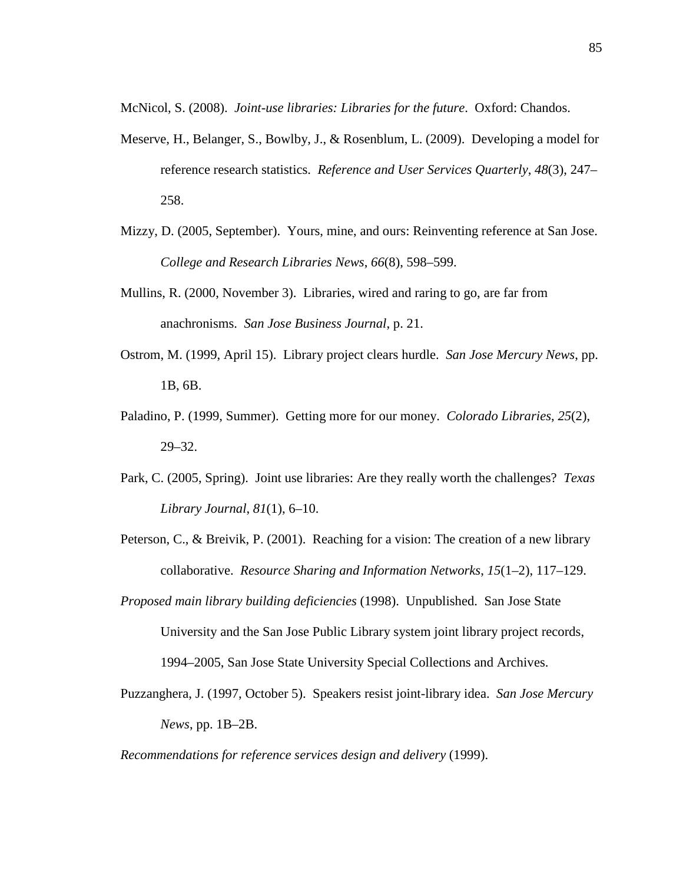McNicol, S. (2008). *Joint-use libraries: Libraries for the future*. Oxford: Chandos.

Meserve, H., Belanger, S., Bowlby, J., & Rosenblum, L. (2009). Developing a model for reference research statistics. *Reference and User Services Quarterly*, *48*(3), 247–258.

Mizzy, D. (2005, September). Yours, mine, and ours: Reinventing reference at San Jose. *College and Research Libraries News*, *66*(8), 598–599.

Mullins, R. (2000, November 3). Libraries, wired and raring to go, are far from anachronisms. *San Jose Business Journal*, p. 21.

Ostrom, M. (1999, April 15). Library project clears hurdle. *San Jose Mercury News*, pp. 1B, 6B.

Paladino, P. (1999, Summer). Getting more for our money. *Colorado Libraries*, *25*(2), 29–32.

Park, C. (2005, Spring). Joint use libraries: Are they really worth the challenges? *Texas Library Journal*, *81*(1), 6–10.

Peterson, C., & Breivik, P. (2001). Reaching for a vision: The creation of a new library collaborative. *Resource Sharing and Information Networks*, *15*(1–2), 117–129.

*Proposed main library building deficiencies* (1998). Unpublished. San Jose State University and the San Jose Public Library system joint library project records, 1994–2005, San Jose State University Special Collections and Archives.

Puzzanghera, J. (1997, October 5). Speakers resist joint-library idea. *San Jose Mercury News*, pp. 1B–2B.

*Recommendations for reference services design and delivery* (1999).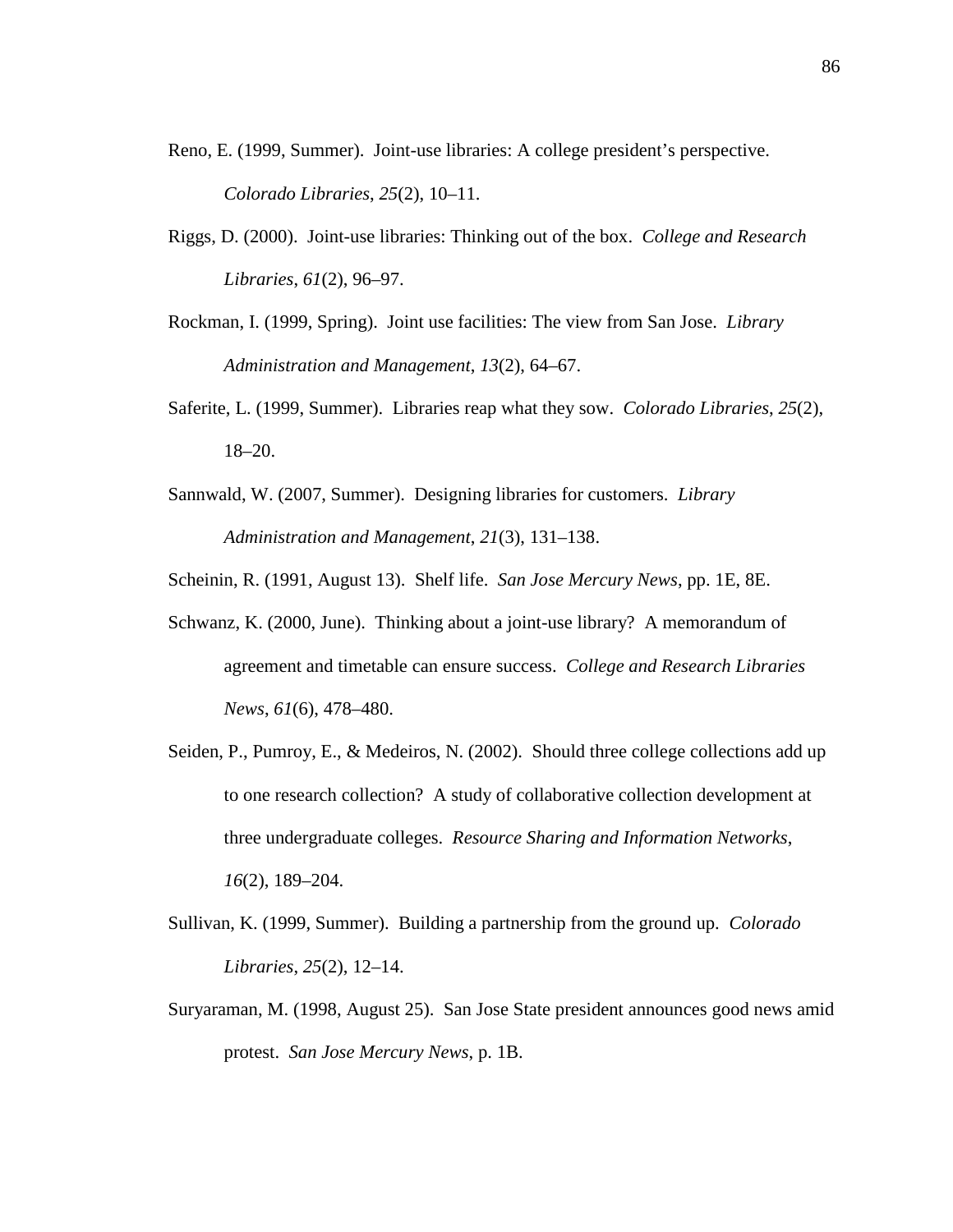Reno, E. (1999, Summer). Joint-use libraries: A college president's perspective. *Colorado Libraries*, *25*(2), 10–11.

Riggs, D. (2000). Joint-use libraries: Thinking out of the box. *College and Research Libraries*, *61*(2), 96–97.

Rockman, I. (1999, Spring). Joint use facilities: The view from San Jose. *Library Administration and Management*, *13*(2), 64–67.

Saferite, L. (1999, Summer). Libraries reap what they sow. *Colorado Libraries*, *25*(2), 18–20.

Sannwald, W. (2007, Summer). Designing libraries for customers. *Library Administration and Management*, *21*(3), 131–138.

Scheinin, R. (1991, August 13). Shelf life. *San Jose Mercury News*, pp. 1E, 8E.

Schwanz, K. (2000, June). Thinking about a joint-use library? A memorandum of agreement and timetable can ensure success. *College and Research Libraries News*, *61*(6), 478–480.

Seiden, P., Pumroy, E., & Medeiros, N. (2002). Should three college collections add up to one research collection? A study of collaborative collection development at three undergraduate colleges. *Resource Sharing and Information Networks*, *16*(2), 189–204.

Sullivan, K. (1999, Summer). Building a partnership from the ground up. *Colorado Libraries*, *25*(2), 12–14.

Suryaraman, M. (1998, August 25). San Jose State president announces good news amid protest. *San Jose Mercury News*, p. 1B.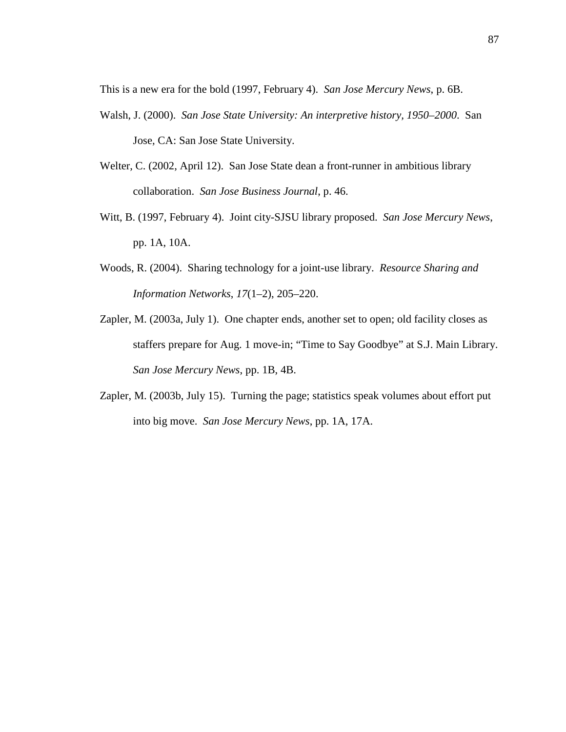This is a new era for the bold (1997, February 4). *San Jose Mercury News*, p. 6B.

Walsh, J. (2000). *San Jose State University: An interpretive history, 1950–2000*. San Jose, CA: San Jose State University.

Welter, C. (2002, April 12). San Jose State dean a front-runner in ambitious library collaboration. *San Jose Business Journal*, p. 46.

Witt, B. (1997, February 4). Joint city-SJSU library proposed. *San Jose Mercury News*, pp. 1A, 10A.

Woods, R. (2004). Sharing technology for a joint-use library. *Resource Sharing and Information Networks*, *17*(1–2), 205–220.

Zapler, M. (2003a, July 1). One chapter ends, another set to open; old facility closes as staffers prepare for Aug. 1 move-in; "Time to Say Goodbye" at S.J. Main Library. *San Jose Mercury News*, pp. 1B, 4B.

Zapler, M. (2003b, July 15). Turning the page; statistics speak volumes about effort put into big move. *San Jose Mercury News*, pp. 1A, 17A.